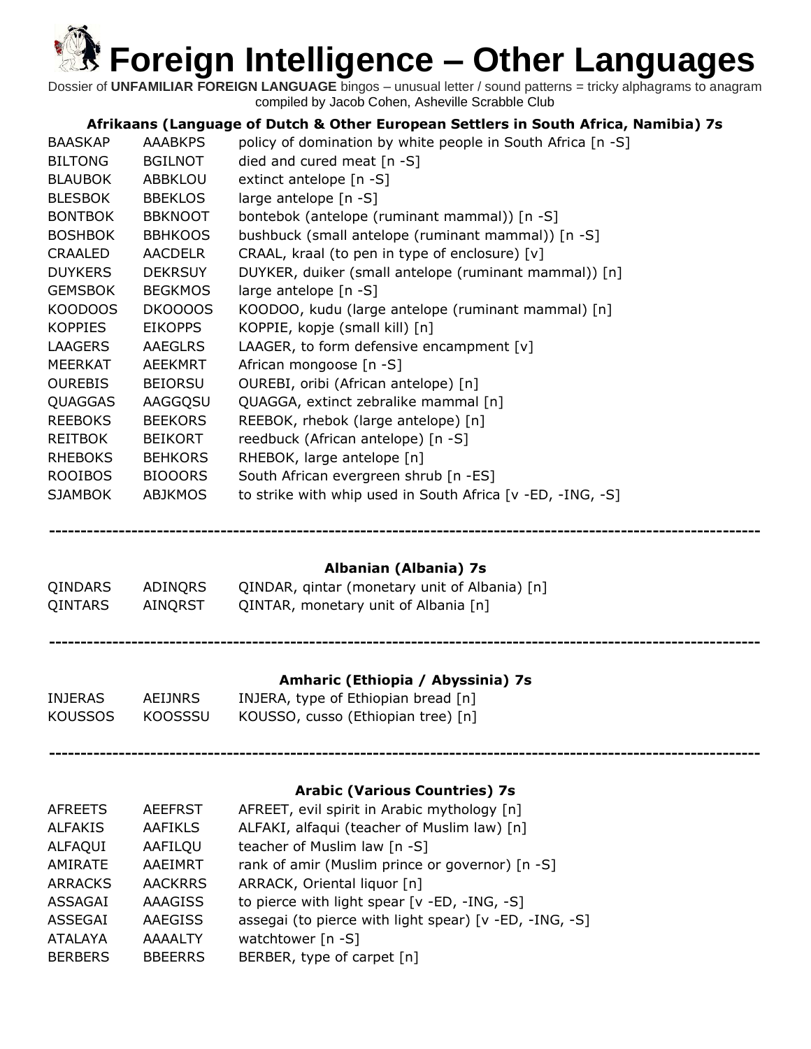# Foreign Intelligence – Other Languages

Dossier of **UNFAMILIAR FOREIGN LANGUAGE** bingos – unusual letter / sound patterns = tricky alphagrams to anagram
compiled by Jacob Cohen, Asheville Scrabble Club

### Afrikaans (Language of Dutch & Other European Settlers in South Africa, Namibia) 7s

| | | |
|---|---|---|
| BAASKAP | AAABKPS | policy of domination by white people in South Africa [n -S] |
| BILTONG | BGILNOT | died and cured meat [n -S] |
| BLAUBOK | ABBKLOU | extinct antelope [n -S] |
| BLESBOK | BBEKLOS | large antelope [n -S] |
| BONTBOK | BBKNOOT | bontebok (antelope (ruminant mammal)) [n -S] |
| BOSHBOK | BBHKOOS | bushbuck (small antelope (ruminant mammal)) [n -S] |
| CRAALED | AACDELR | CRAAL, kraal (to pen in type of enclosure) [v] |
| DUYKERS | DEKRSUY | DUYKER, duiker (small antelope (ruminant mammal)) [n] |
| GEMSBOK | BEGKMOS | large antelope [n -S] |
| KOODOOS | DKOOOOS | KOODOO, kudu (large antelope (ruminant mammal) [n] |
| KOPPIES | EIKOPPS | KOPPIE, kopje (small kill) [n] |
| LAAGERS | AAEGLRS | LAAGER, to form defensive encampment [v] |
| MEERKAT | AEEKMRT | African mongoose [n -S] |
| OUREBIS | BEIORSU | OUREBI, oribi (African antelope) [n] |
| QUAGGAS | AAGGQSU | QUAGGA, extinct zebralike mammal [n] |
| REEBOKS | BEEKORS | REEBOK, rhebok (large antelope) [n] |
| REITBOK | BEIKORT | reedbuck (African antelope) [n -S] |
| RHEBOKS | BEHKORS | RHEBOK, large antelope [n] |
| ROOIBOS | BIOOORS | South African evergreen shrub [n -ES] |
| SJAMBOK | ABJKMOS | to strike with whip used in South Africa [v -ED, -ING, -S] |

---

### Albanian (Albania) 7s

| | | |
|---|---|---|
| QINDARS | ADINQRS | QINDAR, qintar (monetary unit of Albania) [n] |
| QINTARS | AINQRST | QINTAR, monetary unit of Albania [n] |

---

### Amharic (Ethiopia / Abyssinia) 7s

| | | |
|---|---|---|
| INJERAS | AEIJNRS | INJERA, type of Ethiopian bread [n] |
| KOUSSOS | KOOSSSU | KOUSSO, cusso (Ethiopian tree) [n] |

---

### Arabic (Various Countries) 7s

| | | |
|---|---|---|
| AFREETS | AEEFRST | AFREET, evil spirit in Arabic mythology [n] |
| ALFAKIS | AAFIKLS | ALFAKI, alfaqui (teacher of Muslim law) [n] |
| ALFAQUI | AAFILQU | teacher of Muslim law [n -S] |
| AMIRATE | AAEIMRT | rank of amir (Muslim prince or governor) [n -S] |
| ARRACKS | AACKRRS | ARRACK, Oriental liquor [n] |
| ASSAGAI | AAAGISS | to pierce with light spear [v -ED, -ING, -S] |
| ASSEGAI | AAEGISS | assegai (to pierce with light spear) [v -ED, -ING, -S] |
| ATALAYA | AAAALTY | watchtower [n -S] |
| BERBERS | BBEERRS | BERBER, type of carpet [n] |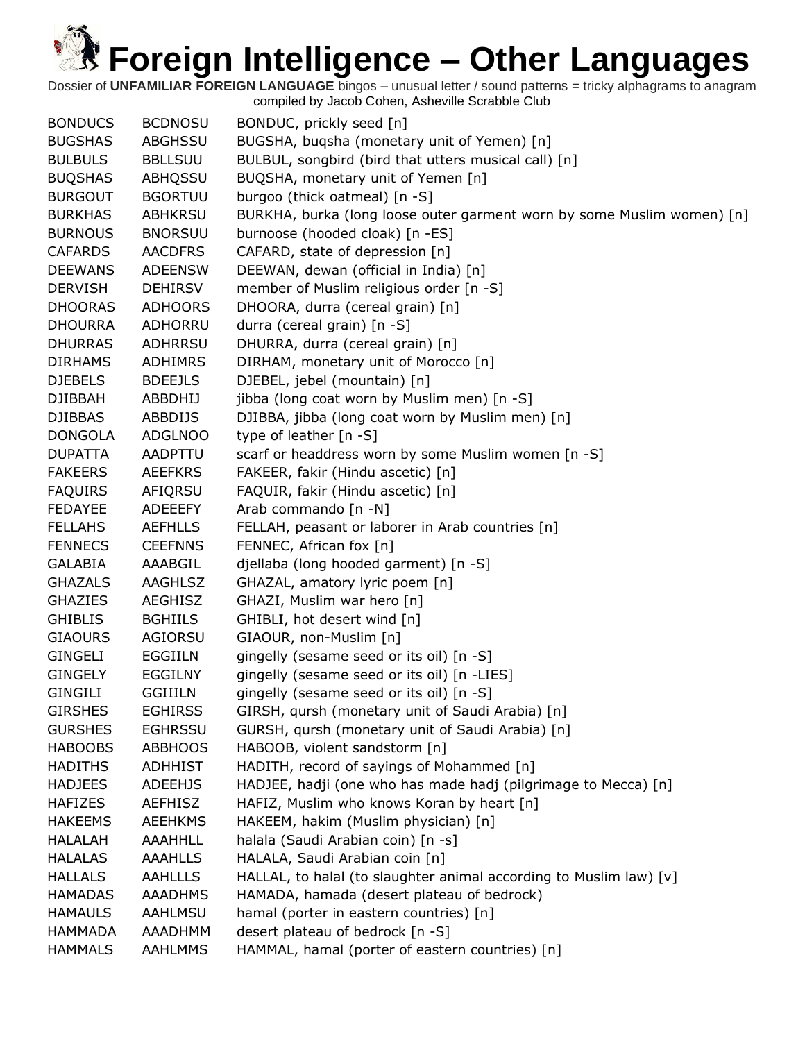# Foreign Intelligence – Other Languages

Dossier of **UNFAMILIAR FOREIGN LANGUAGE** bingos – unusual letter / sound patterns = tricky alphagrams to anagram compiled by Jacob Cohen, Asheville Scrabble Club

| | | |
|---|---|---|
| BONDUCS | BCDNOSU | BONDUC, prickly seed [n] |
| BUGSHAS | ABGHSSU | BUGSHA, buqsha (monetary unit of Yemen) [n] |
| BULBULS | BBLLSUU | BULBUL, songbird (bird that utters musical call) [n] |
| BUQSHAS | ABHQSSU | BUQSHA, monetary unit of Yemen [n] |
| BURGOUT | BGORTUU | burgoo (thick oatmeal) [n -S] |
| BURKHAS | ABHKRSU | BURKHA, burka (long loose outer garment worn by some Muslim women) [n] |
| BURNOUS | BNORSUU | burnoose (hooded cloak) [n -ES] |
| CAFARDS | AACDFRS | CAFARD, state of depression [n] |
| DEEWANS | ADEENSW | DEEWAN, dewan (official in India) [n] |
| DERVISH | DEHIRSV | member of Muslim religious order [n -S] |
| DHOORAS | ADHOORS | DHOORA, durra (cereal grain) [n] |
| DHOURRA | ADHORRU | durra (cereal grain) [n -S] |
| DHURRAS | ADHRRSU | DHURRA, durra (cereal grain) [n] |
| DIRHAMS | ADHIMRS | DIRHAM, monetary unit of Morocco [n] |
| DJEBELS | BDEEJLS | DJEBEL, jebel (mountain) [n] |
| DJIBBAH | ABBDHIJ | jibba (long coat worn by Muslim men) [n -S] |
| DJIBBAS | ABBDIJS | DJIBBA, jibba (long coat worn by Muslim men) [n] |
| DONGOLA | ADGLNOO | type of leather [n -S] |
| DUPATTA | AADPTTU | scarf or headdress worn by some Muslim women [n -S] |
| FAKEERS | AEEFKRS | FAKEER, fakir (Hindu ascetic) [n] |
| FAQUIRS | AFIQRSU | FAQUIR, fakir (Hindu ascetic) [n] |
| FEDAYEE | ADEEEFY | Arab commando [n -N] |
| FELLAHS | AEFHLLS | FELLAH, peasant or laborer in Arab countries [n] |
| FENNECS | CEEFNNS | FENNEC, African fox [n] |
| GALABIA | AAABGIL | djellaba (long hooded garment) [n -S] |
| GHAZALS | AAGHLSZ | GHAZAL, amatory lyric poem [n] |
| GHAZIES | AEGHISZ | GHAZI, Muslim war hero [n] |
| GHIBLIS | BGHIILS | GHIBLI, hot desert wind [n] |
| GIAOURS | AGIORSU | GIAOUR, non-Muslim [n] |
| GINGELI | EGGIILN | gingelly (sesame seed or its oil) [n -S] |
| GINGELY | EGGILNY | gingelly (sesame seed or its oil) [n -LIES] |
| GINGILI | GGIIILN | gingelly (sesame seed or its oil) [n -S] |
| GIRSHES | EGHIRSS | GIRSH, qursh (monetary unit of Saudi Arabia) [n] |
| GURSHES | EGHRSSU | GURSH, qursh (monetary unit of Saudi Arabia) [n] |
| HABOOBS | ABBHOOS | HABOOB, violent sandstorm [n] |
| HADITHS | ADHHIST | HADITH, record of sayings of Mohammed [n] |
| HADJEES | ADEEHJS | HADJEE, hadji (one who has made hadj (pilgrimage to Mecca) [n] |
| HAFIZES | AEFHISZ | HAFIZ, Muslim who knows Koran by heart [n] |
| HAKEEMS | AEEHKMS | HAKEEM, hakim (Muslim physician) [n] |
| HALALAH | AAAHHLL | halala (Saudi Arabian coin) [n -s] |
| HALALAS | AAAHLLS | HALALA, Saudi Arabian coin [n] |
| HALLALS | AAHLLLS | HALLAL, to halal (to slaughter animal according to Muslim law) [v] |
| HAMADAS | AAADHMS | HAMADA, hamada (desert plateau of bedrock) |
| HAMAULS | AAHLMSU | hamal (porter in eastern countries) [n] |
| HAMMADA | AAADHMM | desert plateau of bedrock [n -S] |
| HAMMALS | AAHLMMS | HAMMAL, hamal (porter of eastern countries) [n] |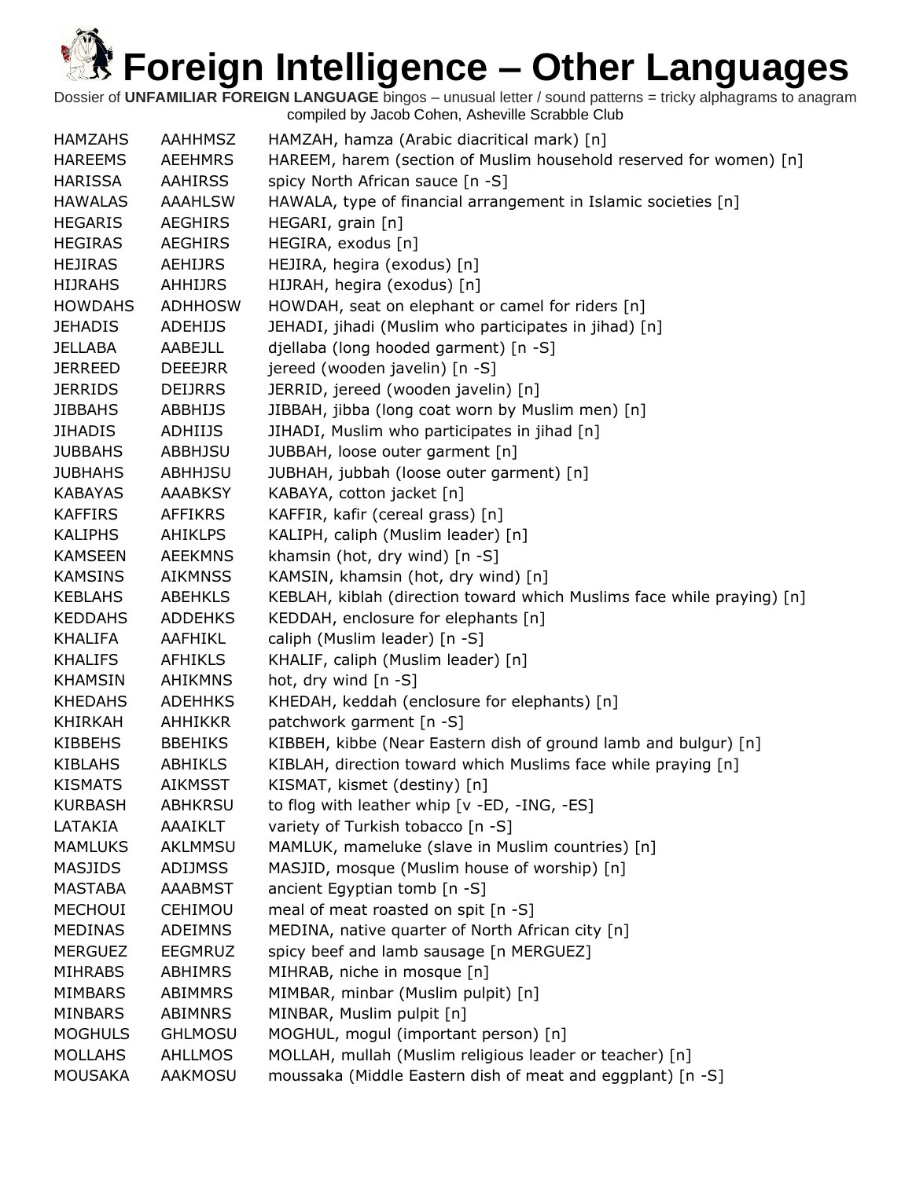# Foreign Intelligence – Other Languages

Dossier of **UNFAMILIAR FOREIGN LANGUAGE** bingos – unusual letter / sound patterns = tricky alphagrams to anagram
compiled by Jacob Cohen, Asheville Scrabble Club

| | | |
|---|---|---|
| HAMZAHS | AAHHMSZ | HAMZAH, hamza (Arabic diacritical mark) [n] |
| HAREEMS | AEEHMRS | HAREEM, harem (section of Muslim household reserved for women) [n] |
| HARISSA | AAHIRSS | spicy North African sauce [n -S] |
| HAWALAS | AAAHLSW | HAWALA, type of financial arrangement in Islamic societies [n] |
| HEGARIS | AEGHIRS | HEGARI, grain [n] |
| HEGIRAS | AEGHIRS | HEGIRA, exodus [n] |
| HEJIRAS | AEHIJRS | HEJIRA, hegira (exodus) [n] |
| HIJRAHS | AHHIJRS | HIJRAH, hegira (exodus) [n] |
| HOWDAHS | ADHHOSW | HOWDAH, seat on elephant or camel for riders [n] |
| JEHADIS | ADEHIJS | JEHADI, jihadi (Muslim who participates in jihad) [n] |
| JELLABA | AABEJLL | djellaba (long hooded garment) [n -S] |
| JERREED | DEEEJRR | jereed (wooden javelin) [n -S] |
| JERRIDS | DEIJRRS | JERRID, jereed (wooden javelin) [n] |
| JIBBAHS | ABBHIJS | JIBBAH, jibba (long coat worn by Muslim men) [n] |
| JIHADIS | ADHIIJS | JIHADI, Muslim who participates in jihad [n] |
| JUBBAHS | ABBHJSU | JUBBAH, loose outer garment [n] |
| JUBHAHS | ABHHJSU | JUBHAH, jubbah (loose outer garment) [n] |
| KABAYAS | AAABKSY | KABAYA, cotton jacket [n] |
| KAFFIRS | AFFIKRS | KAFFIR, kafir (cereal grass) [n] |
| KALIPHS | AHIKLPS | KALIPH, caliph (Muslim leader) [n] |
| KAMSEEN | AEEKMNS | khamsin (hot, dry wind) [n -S] |
| KAMSINS | AIKMNSS | KAMSIN, khamsin (hot, dry wind) [n] |
| KEBLAHS | ABEHKLS | KEBLAH, kiblah (direction toward which Muslims face while praying) [n] |
| KEDDAHS | ADDEHKS | KEDDAH, enclosure for elephants [n] |
| KHALIFA | AAFHIKL | caliph (Muslim leader) [n -S] |
| KHALIFS | AFHIKLS | KHALIF, caliph (Muslim leader) [n] |
| KHAMSIN | AHIKMNS | hot, dry wind [n -S] |
| KHEDAHS | ADEHHKS | KHEDAH, keddah (enclosure for elephants) [n] |
| KHIRKAH | AHHIKKR | patchwork garment [n -S] |
| KIBBEHS | BBEHIKS | KIBBEH, kibbe (Near Eastern dish of ground lamb and bulgur) [n] |
| KIBLAHS | ABHIKLS | KIBLAH, direction toward which Muslims face while praying [n] |
| KISMATS | AIKMSST | KISMAT, kismet (destiny) [n] |
| KURBASH | ABHKRSU | to flog with leather whip [v -ED, -ING, -ES] |
| LATAKIA | AAAIKLT | variety of Turkish tobacco [n -S] |
| MAMLUKS | AKLMMSU | MAMLUK, mameluke (slave in Muslim countries) [n] |
| MASJIDS | ADIJMSS | MASJID, mosque (Muslim house of worship) [n] |
| MASTABA | AAABMST | ancient Egyptian tomb [n -S] |
| MECHOUI | CEHIMOU | meal of meat roasted on spit [n -S] |
| MEDINAS | ADEIMNS | MEDINA, native quarter of North African city [n] |
| MERGUEZ | EEGMRUZ | spicy beef and lamb sausage [n MERGUEZ] |
| MIHRABS | ABHIMRS | MIHRAB, niche in mosque [n] |
| MIMBARS | ABIMMRS | MIMBAR, minbar (Muslim pulpit) [n] |
| MINBARS | ABIMNRS | MINBAR, Muslim pulpit [n] |
| MOGHULS | GHLMOSU | MOGHUL, mogul (important person) [n] |
| MOLLAHS | AHLLMOS | MOLLAH, mullah (Muslim religious leader or teacher) [n] |
| MOUSAKA | AAKMOSU | moussaka (Middle Eastern dish of meat and eggplant) [n -S] |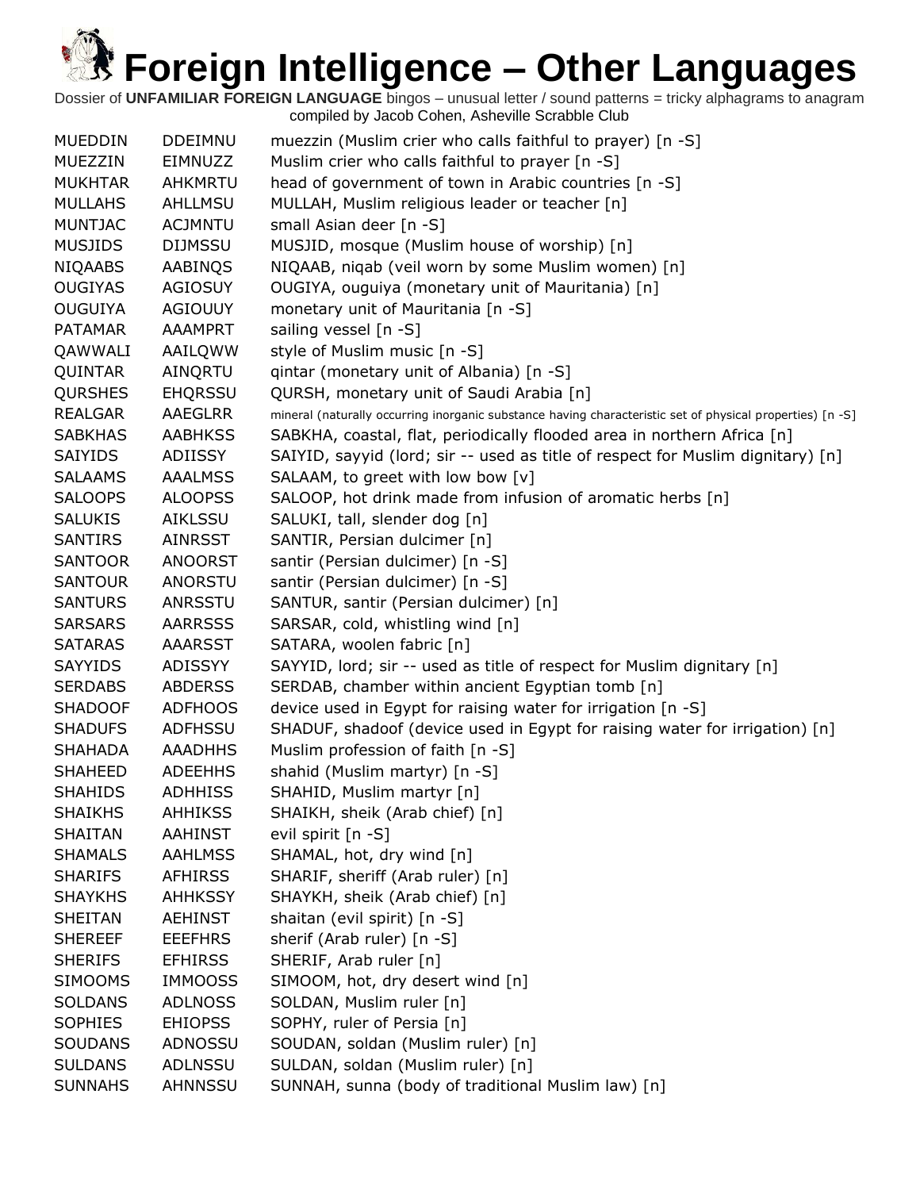# Foreign Intelligence – Other Languages

Dossier of **UNFAMILIAR FOREIGN LANGUAGE** bingos – unusual letter / sound patterns = tricky alphagrams to anagram compiled by Jacob Cohen, Asheville Scrabble Club

| | | |
|---|---|---|
| MUEDDIN | DDEIMNU | muezzin (Muslim crier who calls faithful to prayer) [n -S] |
| MUEZZIN | EIMNUZZ | Muslim crier who calls faithful to prayer [n -S] |
| MUKHTAR | AHKMRTU | head of government of town in Arabic countries [n -S] |
| MULLAHS | AHLLMSU | MULLAH, Muslim religious leader or teacher [n] |
| MUNTJAC | ACJMNTU | small Asian deer [n -S] |
| MUSJIDS | DIJMSSU | MUSJID, mosque (Muslim house of worship) [n] |
| NIQAABS | AABINQS | NIQAAB, niqab (veil worn by some Muslim women) [n] |
| OUGIYAS | AGIOSUY | OUGIYA, ouguiya (monetary unit of Mauritania) [n] |
| OUGUIYA | AGIOUUY | monetary unit of Mauritania [n -S] |
| PATAMAR | AAAMPRT | sailing vessel [n -S] |
| QAWWALI | AAILQWW | style of Muslim music [n -S] |
| QUINTAR | AINQRTU | qintar (monetary unit of Albania) [n -S] |
| QURSHES | EHQRSSU | QURSH, monetary unit of Saudi Arabia [n] |
| REALGAR | AAEGLRR | mineral (naturally occurring inorganic substance having characteristic set of physical properties) [n -S] |
| SABKHAS | AABHKSS | SABKHA, coastal, flat, periodically flooded area in northern Africa [n] |
| SAIYIDS | ADIISSY | SAIYID, sayyid (lord; sir -- used as title of respect for Muslim dignitary) [n] |
| SALAAMS | AAALMSS | SALAAM, to greet with low bow [v] |
| SALOOPS | ALOOPSS | SALOOP, hot drink made from infusion of aromatic herbs [n] |
| SALUKIS | AIKLSSU | SALUKI, tall, slender dog [n] |
| SANTIRS | AINRSST | SANTIR, Persian dulcimer [n] |
| SANTOOR | ANOORST | santir (Persian dulcimer) [n -S] |
| SANTOUR | ANORSTU | santir (Persian dulcimer) [n -S] |
| SANTURS | ANRSSTU | SANTUR, santir (Persian dulcimer) [n] |
| SARSARS | AARRSSS | SARSAR, cold, whistling wind [n] |
| SATARAS | AAARSST | SATARA, woolen fabric [n] |
| SAYYIDS | ADISSYY | SAYYID, lord; sir -- used as title of respect for Muslim dignitary [n] |
| SERDABS | ABDERSS | SERDAB, chamber within ancient Egyptian tomb [n] |
| SHADOOF | ADFHOOS | device used in Egypt for raising water for irrigation [n -S] |
| SHADUFS | ADFHSSU | SHADUF, shadoof (device used in Egypt for raising water for irrigation) [n] |
| SHAHADA | AAADHHS | Muslim profession of faith [n -S] |
| SHAHEED | ADEEHHS | shahid (Muslim martyr) [n -S] |
| SHAHIDS | ADHHISS | SHAHID, Muslim martyr [n] |
| SHAIKHS | AHHIKSS | SHAIKH, sheik (Arab chief) [n] |
| SHAITAN | AAHINST | evil spirit [n -S] |
| SHAMALS | AAHLMSS | SHAMAL, hot, dry wind [n] |
| SHARIFS | AFHIRSS | SHARIF, sheriff (Arab ruler) [n] |
| SHAYKHS | AHHKSSY | SHAYKH, sheik (Arab chief) [n] |
| SHEITAN | AEHINST | shaitan (evil spirit) [n -S] |
| SHEREEF | EEEFHRS | sherif (Arab ruler) [n -S] |
| SHERIFS | EFHIRSS | SHERIF, Arab ruler [n] |
| SIMOOMS | IMMOOSS | SIMOOM, hot, dry desert wind [n] |
| SOLDANS | ADLNOSS | SOLDAN, Muslim ruler [n] |
| SOPHIES | EHIOPSS | SOPHY, ruler of Persia [n] |
| SOUDANS | ADNOSSU | SOUDAN, soldan (Muslim ruler) [n] |
| SULDANS | ADLNSSU | SULDAN, soldan (Muslim ruler) [n] |
| SUNNAHS | AHNNSSU | SUNNAH, sunna (body of traditional Muslim law) [n] |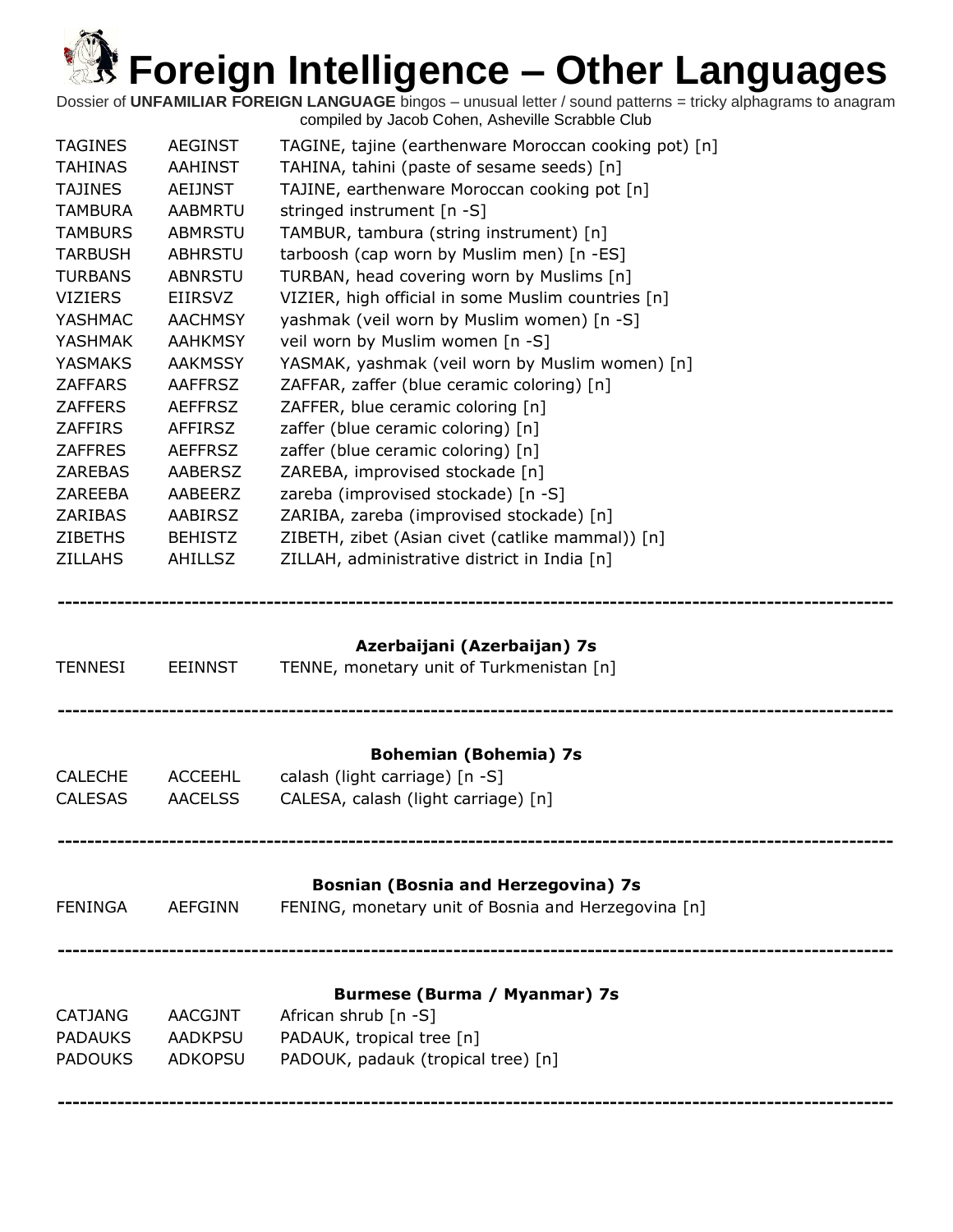# Foreign Intelligence – Other Languages

Dossier of **UNFAMILIAR FOREIGN LANGUAGE** bingos – unusual letter / sound patterns = tricky alphagrams to anagram
compiled by Jacob Cohen, Asheville Scrabble Club

| | | |
|---|---|---|
| TAGINES | AEGINST | TAGINE, tajine (earthenware Moroccan cooking pot) [n] |
| TAHINAS | AAHINST | TAHINA, tahini (paste of sesame seeds) [n] |
| TAJINES | AEIJNST | TAJINE, earthenware Moroccan cooking pot [n] |
| TAMBURA | AABMRTU | stringed instrument [n -S] |
| TAMBURS | ABMRSTU | TAMBUR, tambura (string instrument) [n] |
| TARBUSH | ABHRSTU | tarboosh (cap worn by Muslim men) [n -ES] |
| TURBANS | ABNRSTU | TURBAN, head covering worn by Muslims [n] |
| VIZIERS | EIIRSVZ | VIZIER, high official in some Muslim countries [n] |
| YASHMAC | AACHMSY | yashmak (veil worn by Muslim women) [n -S] |
| YASHMAK | AAHKMSY | veil worn by Muslim women [n -S] |
| YASMAKS | AAKMSSY | YASMAK, yashmak (veil worn by Muslim women) [n] |
| ZAFFARS | AAFFRSZ | ZAFFAR, zaffer (blue ceramic coloring) [n] |
| ZAFFERS | AEFFRSZ | ZAFFER, blue ceramic coloring [n] |
| ZAFFIRS | AFFIRSZ | zaffer (blue ceramic coloring) [n] |
| ZAFFRES | AEFFRSZ | zaffer (blue ceramic coloring) [n] |
| ZAREBAS | AABERSZ | ZAREBA, improvised stockade [n] |
| ZAREEBA | AABEERZ | zareba (improvised stockade) [n -S] |
| ZARIBAS | AABIRSZ | ZARIBA, zareba (improvised stockade) [n] |
| ZIBETHS | BEHISTZ | ZIBETH, zibet (Asian civet (catlike mammal)) [n] |
| ZILLAHS | AHILLSZ | ZILLAH, administrative district in India [n] |

---

**Azerbaijani (Azerbaijan) 7s**

| | | |
|---|---|---|
| TENNESI | EEINNST | TENNE, monetary unit of Turkmenistan [n] |

---

**Bohemian (Bohemia) 7s**

| | | |
|---|---|---|
| CALECHE | ACCEEHL | calash (light carriage) [n -S] |
| CALESAS | AACELSS | CALESA, calash (light carriage) [n] |

---

**Bosnian (Bosnia and Herzegovina) 7s**

| | | |
|---|---|---|
| FENINGA | AEFGINN | FENING, monetary unit of Bosnia and Herzegovina [n] |

---

**Burmese (Burma / Myanmar) 7s**

| | | |
|---|---|---|
| CATJANG | AACGJNT | African shrub [n -S] |
| PADAUKS | AADKPSU | PADAUK, tropical tree [n] |
| PADOUKS | ADKOPSU | PADOUK, padauk (tropical tree) [n] |

---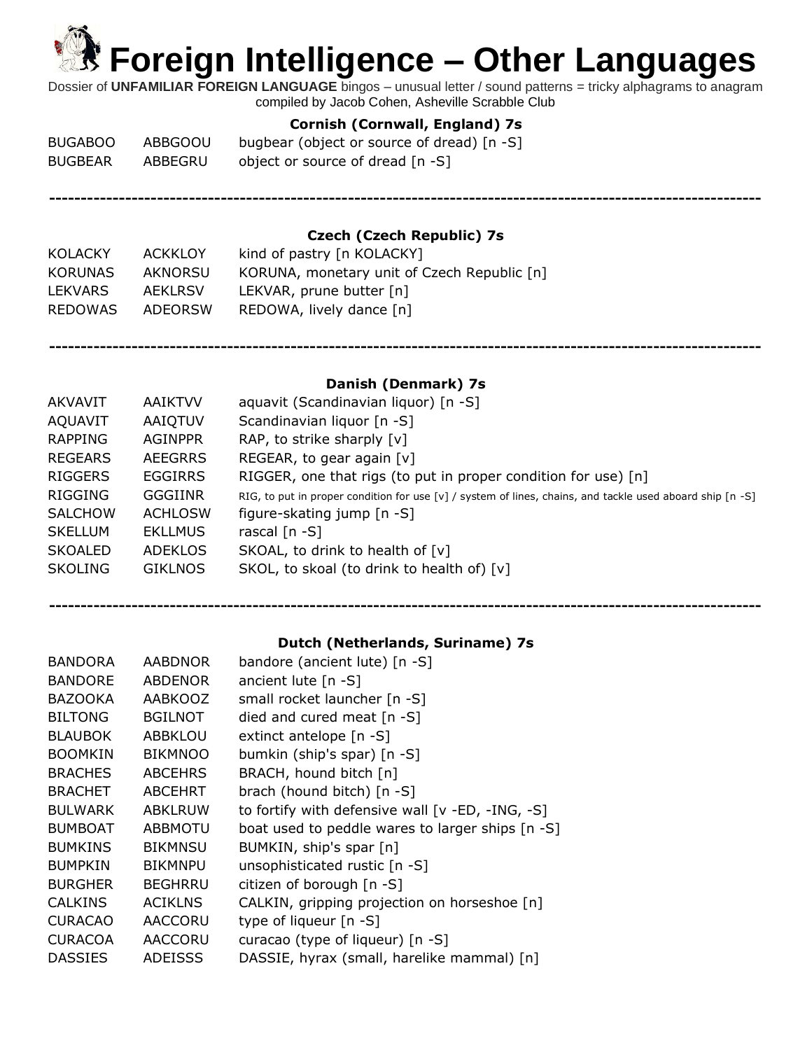# Foreign Intelligence – Other Languages

Dossier of **UNFAMILIAR FOREIGN LANGUAGE** bingos – unusual letter / sound patterns = tricky alphagrams to anagram
compiled by Jacob Cohen, Asheville Scrabble Club

### Cornish (Cornwall, England) 7s

| | | |
|---|---|---|
| BUGABOO | ABBGOOU | bugbear (object or source of dread) [n -S] |
| BUGBEAR | ABBEGRU | object or source of dread [n -S] |

---

### Czech (Czech Republic) 7s

| | | |
|---|---|---|
| KOLACKY | ACKKLOY | kind of pastry [n KOLACKY] |
| KORUNAS | AKNORSU | KORUNA, monetary unit of Czech Republic [n] |
| LEKVARS | AEKLRSV | LEKVAR, prune butter [n] |
| REDOWAS | ADEORSW | REDOWA, lively dance [n] |

---

### Danish (Denmark) 7s

| | | |
|---|---|---|
| AKVAVIT | AAIKTVV | aquavit (Scandinavian liquor) [n -S] |
| AQUAVIT | AAIQTUV | Scandinavian liquor [n -S] |
| RAPPING | AGINPPR | RAP, to strike sharply [v] |
| REGEARS | AEEGRRS | REGEAR, to gear again [v] |
| RIGGERS | EGGIRRS | RIGGER, one that rigs (to put in proper condition for use) [n] |
| RIGGING | GGGIINR | RIG, to put in proper condition for use [v] / system of lines, chains, and tackle used aboard ship [n -S] |
| SALCHOW | ACHLOSW | figure-skating jump [n -S] |
| SKELLUM | EKLLMUS | rascal [n -S] |
| SKOALED | ADEKLOS | SKOAL, to drink to health of [v] |
| SKOLING | GIKLNOS | SKOL, to skoal (to drink to health of) [v] |

---

### Dutch (Netherlands, Suriname) 7s

| | | |
|---|---|---|
| BANDORA | AABDNOR | bandore (ancient lute) [n -S] |
| BANDORE | ABDENOR | ancient lute [n -S] |
| BAZOOKA | AABKOOZ | small rocket launcher [n -S] |
| BILTONG | BGILNOT | died and cured meat [n -S] |
| BLAUBOK | ABBKLOU | extinct antelope [n -S] |
| BOOMKIN | BIKMNOO | bumkin (ship's spar) [n -S] |
| BRACHES | ABCEHRS | BRACH, hound bitch [n] |
| BRACHET | ABCEHRT | brach (hound bitch) [n -S] |
| BULWARK | ABKLRUW | to fortify with defensive wall [v -ED, -ING, -S] |
| BUMBOAT | ABBMOTU | boat used to peddle wares to larger ships [n -S] |
| BUMKINS | BIKMNSU | BUMKIN, ship's spar [n] |
| BUMPKIN | BIKMNPU | unsophisticated rustic [n -S] |
| BURGHER | BEGHRRU | citizen of borough [n -S] |
| CALKINS | ACIKLNS | CALKIN, gripping projection on horseshoe [n] |
| CURACAO | AACCORU | type of liqueur [n -S] |
| CURACOA | AACCORU | curacao (type of liqueur) [n -S] |
| DASSIES | ADEISSS | DASSIE, hyrax (small, harelike mammal) [n] |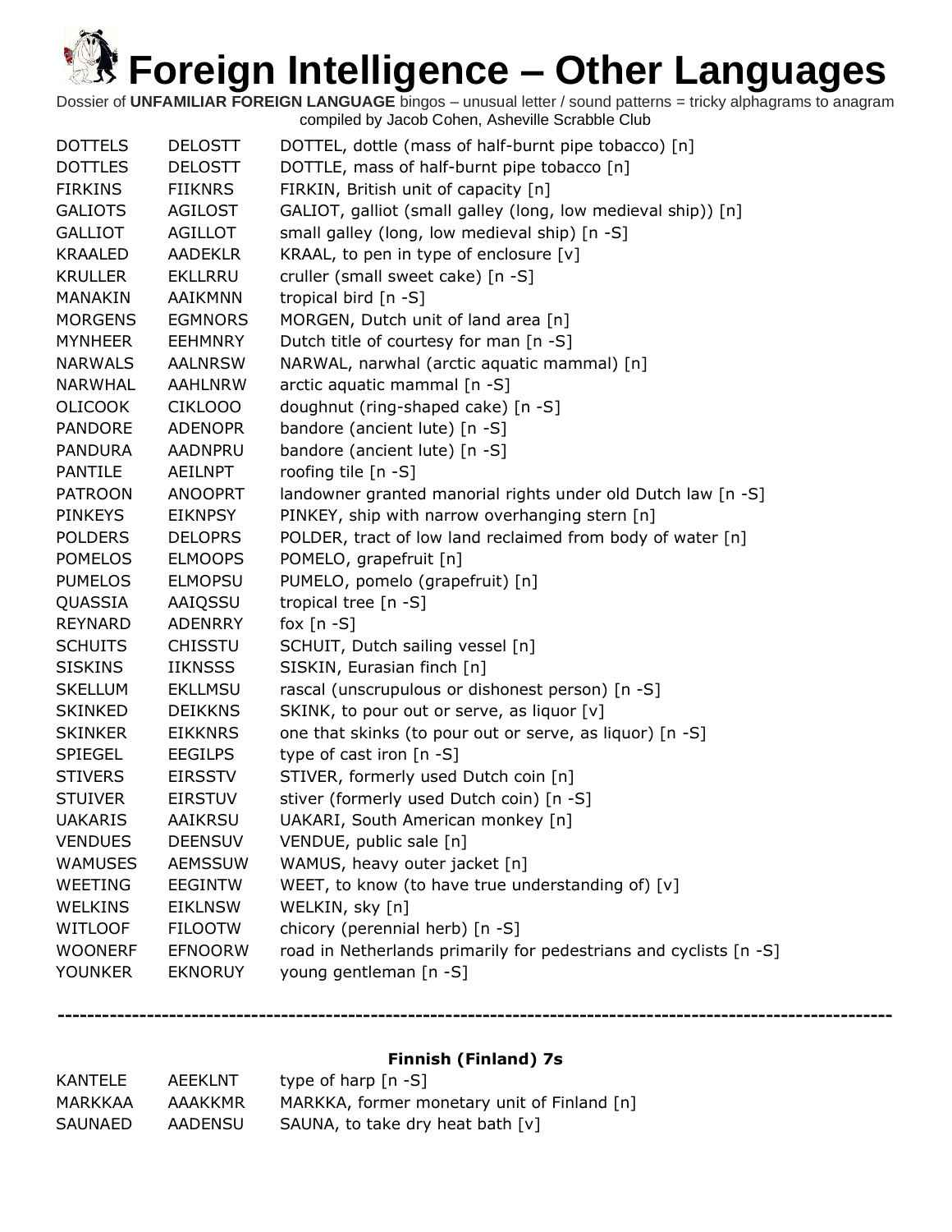# Foreign Intelligence – Other Languages

Dossier of **UNFAMILIAR FOREIGN LANGUAGE** bingos – unusual letter / sound patterns = tricky alphagrams to anagram compiled by Jacob Cohen, Asheville Scrabble Club

| | | |
|---|---|---|
| DOTTELS | DELOSTT | DOTTEL, dottle (mass of half-burnt pipe tobacco) [n] |
| DOTTLES | DELOSTT | DOTTLE, mass of half-burnt pipe tobacco [n] |
| FIRKINS | FIIKNRS | FIRKIN, British unit of capacity [n] |
| GALIOTS | AGILOST | GALIOT, galliot (small galley (long, low medieval ship)) [n] |
| GALLIOT | AGILLOT | small galley (long, low medieval ship) [n -S] |
| KRAALED | AADEKLR | KRAAL, to pen in type of enclosure [v] |
| KRULLER | EKLLRRU | cruller (small sweet cake) [n -S] |
| MANAKIN | AAIKMNN | tropical bird [n -S] |
| MORGENS | EGMNORS | MORGEN, Dutch unit of land area [n] |
| MYNHEER | EEHMNRY | Dutch title of courtesy for man [n -S] |
| NARWALS | AALNRSW | NARWAL, narwhal (arctic aquatic mammal) [n] |
| NARWHAL | AAHLNRW | arctic aquatic mammal [n -S] |
| OLICOOK | CIKLOOO | doughnut (ring-shaped cake) [n -S] |
| PANDORE | ADENOPR | bandore (ancient lute) [n -S] |
| PANDURA | AADNPRU | bandore (ancient lute) [n -S] |
| PANTILE | AEILNPT | roofing tile [n -S] |
| PATROON | ANOOPRT | landowner granted manorial rights under old Dutch law [n -S] |
| PINKEYS | EIKNPSY | PINKEY, ship with narrow overhanging stern [n] |
| POLDERS | DELOPRS | POLDER, tract of low land reclaimed from body of water [n] |
| POMELOS | ELMOOPS | POMELO, grapefruit [n] |
| PUMELOS | ELMOPSU | PUMELO, pomelo (grapefruit) [n] |
| QUASSIA | AAIQSSU | tropical tree [n -S] |
| REYNARD | ADENRRY | fox [n -S] |
| SCHUITS | CHISSTU | SCHUIT, Dutch sailing vessel [n] |
| SISKINS | IIKNSSS | SISKIN, Eurasian finch [n] |
| SKELLUM | EKLLMSU | rascal (unscrupulous or dishonest person) [n -S] |
| SKINKED | DEIKKNS | SKINK, to pour out or serve, as liquor [v] |
| SKINKER | EIKKNRS | one that skinks (to pour out or serve, as liquor) [n -S] |
| SPIEGEL | EEGILPS | type of cast iron [n -S] |
| STIVERS | EIRSSTV | STIVER, formerly used Dutch coin [n] |
| STUIVER | EIRSTUV | stiver (formerly used Dutch coin) [n -S] |
| UAKARIS | AAIKRSU | UAKARI, South American monkey [n] |
| VENDUES | DEENSUV | VENDUE, public sale [n] |
| WAMUSES | AEMSSUW | WAMUS, heavy outer jacket [n] |
| WEETING | EEGINTW | WEET, to know (to have true understanding of) [v] |
| WELKINS | EIKLNSW | WELKIN, sky [n] |
| WITLOOF | FILOOTW | chicory (perennial herb) [n -S] |
| WOONERF | EFNOORW | road in Netherlands primarily for pedestrians and cyclists [n -S] |
| YOUNKER | EKNORUY | young gentleman [n -S] |

---

**Finnish (Finland) 7s**

| | | |
|---|---|---|
| KANTELE | AEEKLNT | type of harp [n -S] |
| MARKKAA | AAAKKMR | MARKKA, former monetary unit of Finland [n] |
| SAUNAED | AADENSU | SAUNA, to take dry heat bath [v] |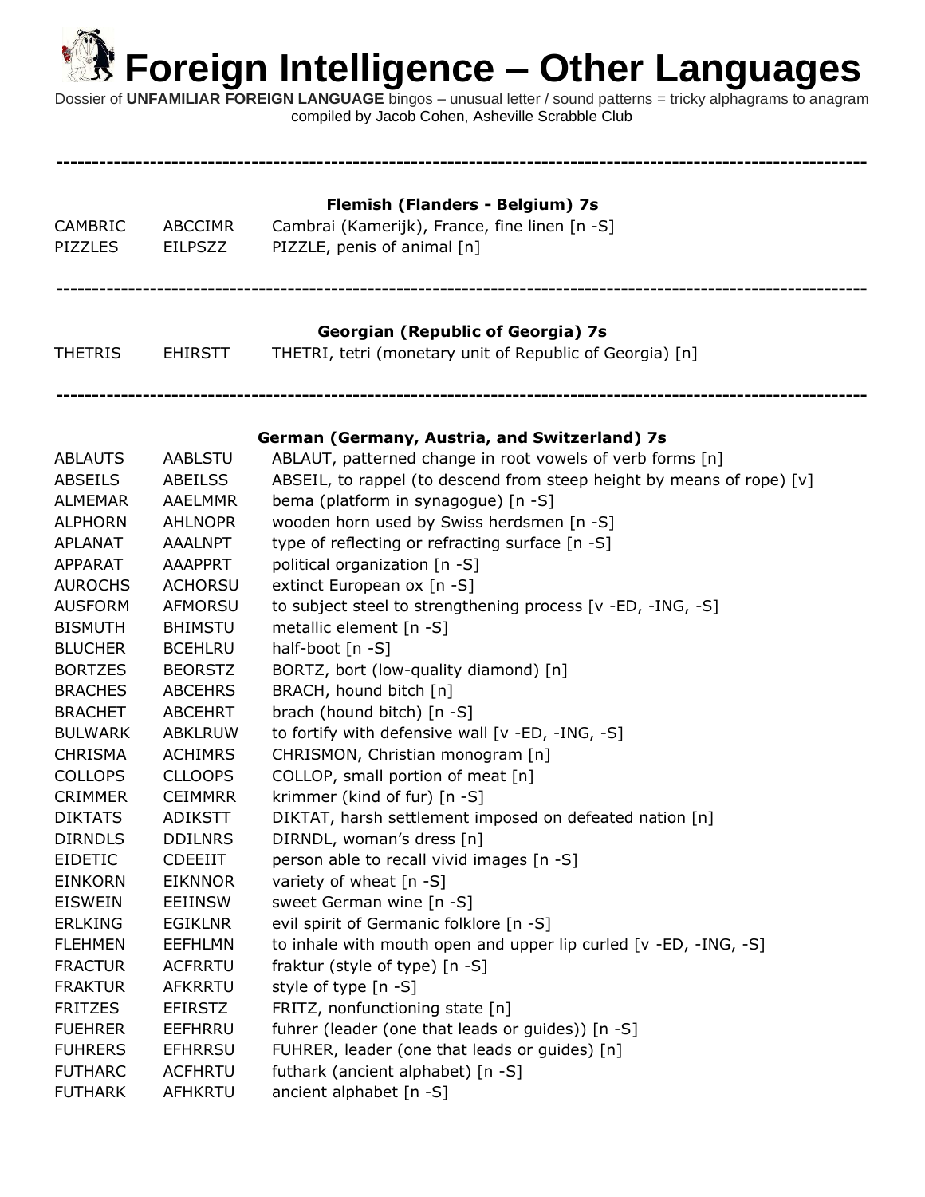# Foreign Intelligence – Other Languages

Dossier of **UNFAMILIAR FOREIGN LANGUAGE** bingos – unusual letter / sound patterns = tricky alphagrams to anagram compiled by Jacob Cohen, Asheville Scrabble Club

---

### Flemish (Flanders - Belgium) 7s

| | | |
|---|---|---|
| CAMBRIC | ABCCIMR | Cambrai (Kamerijk), France, fine linen [n -S] |
| PIZZLES | EILPSZZ | PIZZLE, penis of animal [n] |

---

### Georgian (Republic of Georgia) 7s

| | | |
|---|---|---|
| THETRIS | EHIRSTT | THETRI, tetri (monetary unit of Republic of Georgia) [n] |

---

### German (Germany, Austria, and Switzerland) 7s

| | | |
|---|---|---|
| ABLAUTS | AABLSTU | ABLAUT, patterned change in root vowels of verb forms [n] |
| ABSEILS | ABEILSS | ABSEIL, to rappel (to descend from steep height by means of rope) [v] |
| ALMEMAR | AAELMMR | bema (platform in synagogue) [n -S] |
| ALPHORN | AHLNOPR | wooden horn used by Swiss herdsmen [n -S] |
| APLANAT | AAALNPT | type of reflecting or refracting surface [n -S] |
| APPARAT | AAAPPRT | political organization [n -S] |
| AUROCHS | ACHORSU | extinct European ox [n -S] |
| AUSFORM | AFMORSU | to subject steel to strengthening process [v -ED, -ING, -S] |
| BISMUTH | BHIMSTU | metallic element [n -S] |
| BLUCHER | BCEHLRU | half-boot [n -S] |
| BORTZES | BEORSTZ | BORTZ, bort (low-quality diamond) [n] |
| BRACHES | ABCEHRS | BRACH, hound bitch [n] |
| BRACHET | ABCEHRT | brach (hound bitch) [n -S] |
| BULWARK | ABKLRUW | to fortify with defensive wall [v -ED, -ING, -S] |
| CHRISMA | ACHIMRS | CHRISMON, Christian monogram [n] |
| COLLOPS | CLLOOPS | COLLOP, small portion of meat [n] |
| CRIMMER | CEIMMRR | krimmer (kind of fur) [n -S] |
| DIKTATS | ADIKSTT | DIKTAT, harsh settlement imposed on defeated nation [n] |
| DIRNDLS | DDILNRS | DIRNDL, woman's dress [n] |
| EIDETIC | CDEEIIT | person able to recall vivid images [n -S] |
| EINKORN | EIKNNOR | variety of wheat [n -S] |
| EISWEIN | EEIINSW | sweet German wine [n -S] |
| ERLKING | EGIKLNR | evil spirit of Germanic folklore [n -S] |
| FLEHMEN | EEFHLMN | to inhale with mouth open and upper lip curled [v -ED, -ING, -S] |
| FRACTUR | ACFRRTU | fraktur (style of type) [n -S] |
| FRAKTUR | AFKRRTU | style of type [n -S] |
| FRITZES | EFIRSTZ | FRITZ, nonfunctioning state [n] |
| FUEHRER | EEFHRRU | fuhrer (leader (one that leads or guides)) [n -S] |
| FUHRERS | EFHRRSU | FUHRER, leader (one that leads or guides) [n] |
| FUTHARC | ACFHRTU | futhark (ancient alphabet) [n -S] |
| FUTHARK | AFHKRTU | ancient alphabet [n -S] |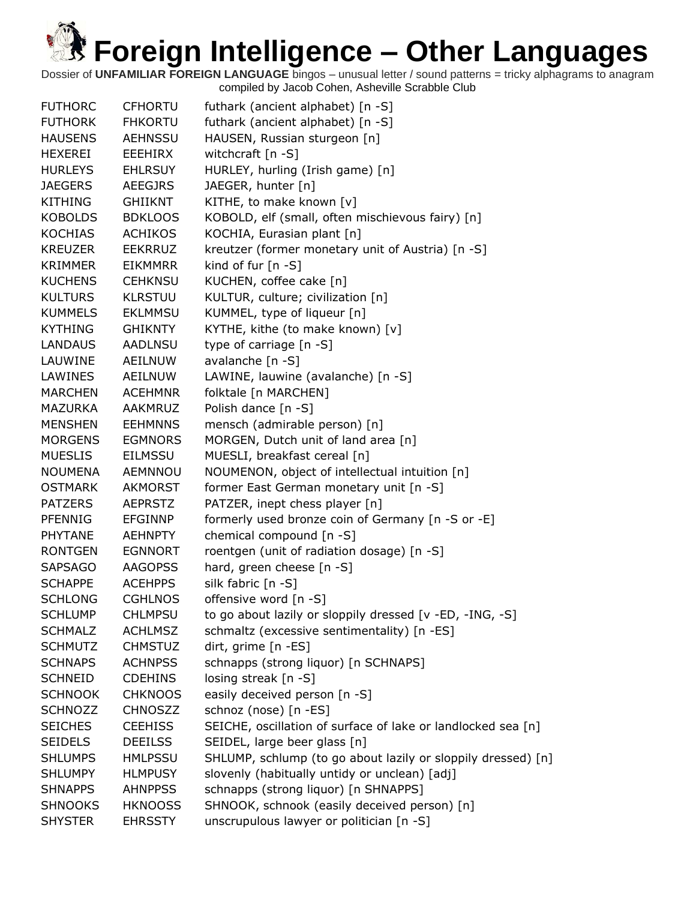# Foreign Intelligence – Other Languages

Dossier of **UNFAMILIAR FOREIGN LANGUAGE** bingos – unusual letter / sound patterns = tricky alphagrams to anagram compiled by Jacob Cohen, Asheville Scrabble Club

| | | |
|---|---|---|
| FUTHORC | CFHORTU | futhark (ancient alphabet) [n -S] |
| FUTHORK | FHKORTU | futhark (ancient alphabet) [n -S] |
| HAUSENS | AEHNSSU | HAUSEN, Russian sturgeon [n] |
| HEXEREI | EEEHIRX | witchcraft [n -S] |
| HURLEYS | EHLRSUY | HURLEY, hurling (Irish game) [n] |
| JAEGERS | AEEGJRS | JAEGER, hunter [n] |
| KITHING | GHIIKNT | KITHE, to make known [v] |
| KOBOLDS | BDKLOOS | KOBOLD, elf (small, often mischievous fairy) [n] |
| KOCHIAS | ACHIKOS | KOCHIA, Eurasian plant [n] |
| KREUZER | EEKRRUZ | kreutzer (former monetary unit of Austria) [n -S] |
| KRIMMER | EIKMMRR | kind of fur [n -S] |
| KUCHENS | CEHKNSU | KUCHEN, coffee cake [n] |
| KULTURS | KLRSTUU | KULTUR, culture; civilization [n] |
| KUMMELS | EKLMMSU | KUMMEL, type of liqueur [n] |
| KYTHING | GHIKNTY | KYTHE, kithe (to make known) [v] |
| LANDAUS | AADLNSU | type of carriage [n -S] |
| LAUWINE | AEILNUW | avalanche [n -S] |
| LAWINES | AEILNUW | LAWINE, lauwine (avalanche) [n -S] |
| MARCHEN | ACEHMNR | folktale [n MARCHEN] |
| MAZURKA | AAKMRUZ | Polish dance [n -S] |
| MENSHEN | EEHMNNS | mensch (admirable person) [n] |
| MORGENS | EGMNORS | MORGEN, Dutch unit of land area [n] |
| MUESLIS | EILMSSU | MUESLI, breakfast cereal [n] |
| NOUMENA | AEMNNOU | NOUMENON, object of intellectual intuition [n] |
| OSTMARK | AKMORST | former East German monetary unit [n -S] |
| PATZERS | AEPRSTZ | PATZER, inept chess player [n] |
| PFENNIG | EFGINNP | formerly used bronze coin of Germany [n -S or -E] |
| PHYTANE | AEHNPTY | chemical compound [n -S] |
| RONTGEN | EGNNORT | roentgen (unit of radiation dosage) [n -S] |
| SAPSAGO | AAGOPSS | hard, green cheese [n -S] |
| SCHAPPE | ACEHPPS | silk fabric [n -S] |
| SCHLONG | CGHLNOS | offensive word [n -S] |
| SCHLUMP | CHLMPSU | to go about lazily or sloppily dressed [v -ED, -ING, -S] |
| SCHMALZ | ACHLMSZ | schmaltz (excessive sentimentality) [n -ES] |
| SCHMUTZ | CHMSTUZ | dirt, grime [n -ES] |
| SCHNAPS | ACHNPSS | schnapps (strong liquor) [n SCHNAPS] |
| SCHNEID | CDEHINS | losing streak [n -S] |
| SCHNOOK | CHKNOOS | easily deceived person [n -S] |
| SCHNOZZ | CHNOSZZ | schnoz (nose) [n -ES] |
| SEICHES | CEEHISS | SEICHE, oscillation of surface of lake or landlocked sea [n] |
| SEIDELS | DEEILSS | SEIDEL, large beer glass [n] |
| SHLUMPS | HMLPSSU | SHLUMP, schlump (to go about lazily or sloppily dressed) [n] |
| SHLUMPY | HLMPUSY | slovenly (habitually untidy or unclean) [adj] |
| SHNAPPS | AHNPPSS | schnapps (strong liquor) [n SHNAPPS] |
| SHNOOKS | HKNOOSS | SHNOOK, schnook (easily deceived person) [n] |
| SHYSTER | EHRSSTY | unscrupulous lawyer or politician [n -S] |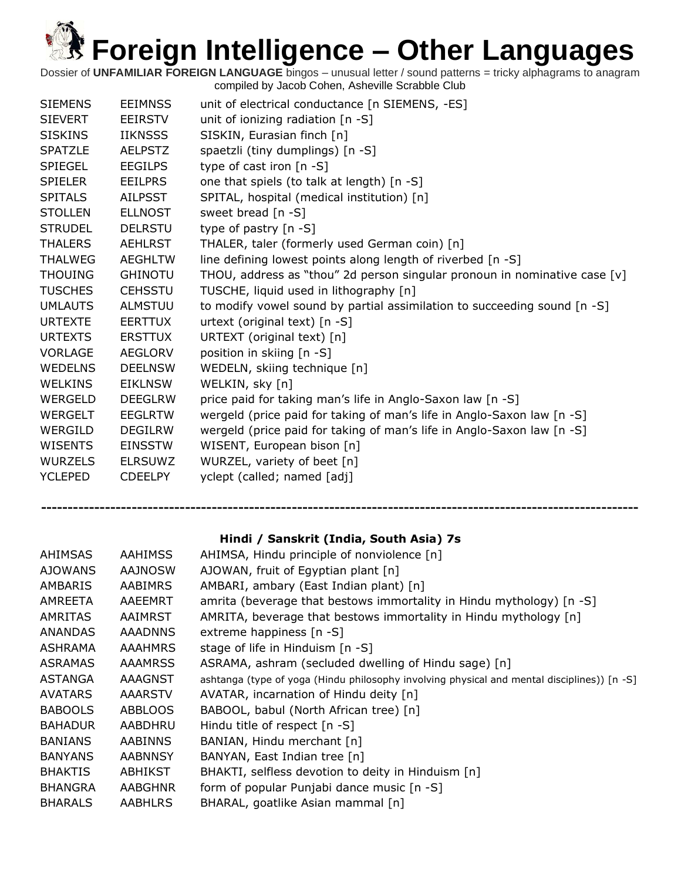# Foreign Intelligence – Other Languages

Dossier of **UNFAMILIAR FOREIGN LANGUAGE** bingos – unusual letter / sound patterns = tricky alphagrams to anagram compiled by Jacob Cohen, Asheville Scrabble Club

| | | |
|---|---|---|
| SIEMENS | EEIMNSS | unit of electrical conductance [n SIEMENS, -ES] |
| SIEVERT | EEIRSTV | unit of ionizing radiation [n -S] |
| SISKINS | IIKNSSS | SISKIN, Eurasian finch [n] |
| SPATZLE | AELPSTZ | spaetzli (tiny dumplings) [n -S] |
| SPIEGEL | EEGILPS | type of cast iron [n -S] |
| SPIELER | EEILPRS | one that spiels (to talk at length) [n -S] |
| SPITALS | AILPSST | SPITAL, hospital (medical institution) [n] |
| STOLLEN | ELLNOST | sweet bread [n -S] |
| STRUDEL | DELRSTU | type of pastry [n -S] |
| THALERS | AEHLRST | THALER, taler (formerly used German coin) [n] |
| THALWEG | AEGHLTW | line defining lowest points along length of riverbed [n -S] |
| THOUING | GHINOTU | THOU, address as "thou" 2d person singular pronoun in nominative case [v] |
| TUSCHES | CEHSSTU | TUSCHE, liquid used in lithography [n] |
| UMLAUTS | ALMSTUU | to modify vowel sound by partial assimilation to succeeding sound [n -S] |
| URTEXTE | EERTTUX | urtext (original text) [n -S] |
| URTEXTS | ERSTTUX | URTEXT (original text) [n] |
| VORLAGE | AEGLORV | position in skiing [n -S] |
| WEDELNS | DEELNSW | WEDELN, skiing technique [n] |
| WELKINS | EIKLNSW | WELKIN, sky [n] |
| WERGELD | DEEGLRW | price paid for taking man's life in Anglo-Saxon law [n -S] |
| WERGELT | EEGLRTW | wergeld (price paid for taking of man's life in Anglo-Saxon law [n -S] |
| WERGILD | DEGILRW | wergeld (price paid for taking of man's life in Anglo-Saxon law [n -S] |
| WISENTS | EINSSTW | WISENT, European bison [n] |
| WURZELS | ELRSUWZ | WURZEL, variety of beet [n] |
| YCLEPED | CDEELPY | yclept (called; named [adj] |

---

### Hindi / Sanskrit (India, South Asia) 7s

| | | |
|---|---|---|
| AHIMSAS | AAHIMSS | AHIMSA, Hindu principle of nonviolence [n] |
| AJOWANS | AAJNOSW | AJOWAN, fruit of Egyptian plant [n] |
| AMBARIS | AABIMRS | AMBARI, ambary (East Indian plant) [n] |
| AMREETA | AAEEMRT | amrita (beverage that bestows immortality in Hindu mythology) [n -S] |
| AMRITAS | AAIMRST | AMRITA, beverage that bestows immortality in Hindu mythology [n] |
| ANANDAS | AAADNNS | extreme happiness [n -S] |
| ASHRAMA | AAAHMRS | stage of life in Hinduism [n -S] |
| ASRAMAS | AAAMRSS | ASRAMA, ashram (secluded dwelling of Hindu sage) [n] |
| ASTANGA | AAAGNST | ashtanga (type of yoga (Hindu philosophy involving physical and mental disciplines)) [n -S] |
| AVATARS | AAARSTV | AVATAR, incarnation of Hindu deity [n] |
| BABOOLS | ABBLOOS | BABOOL, babul (North African tree) [n] |
| BAHADUR | AABDHRU | Hindu title of respect [n -S] |
| BANIANS | AABINNS | BANIAN, Hindu merchant [n] |
| BANYANS | AABNNSY | BANYAN, East Indian tree [n] |
| BHAKTIS | ABHIKST | BHAKTI, selfless devotion to deity in Hinduism [n] |
| BHANGRA | AABGHNR | form of popular Punjabi dance music [n -S] |
| BHARALS | AABHLRS | BHARAL, goatlike Asian mammal [n] |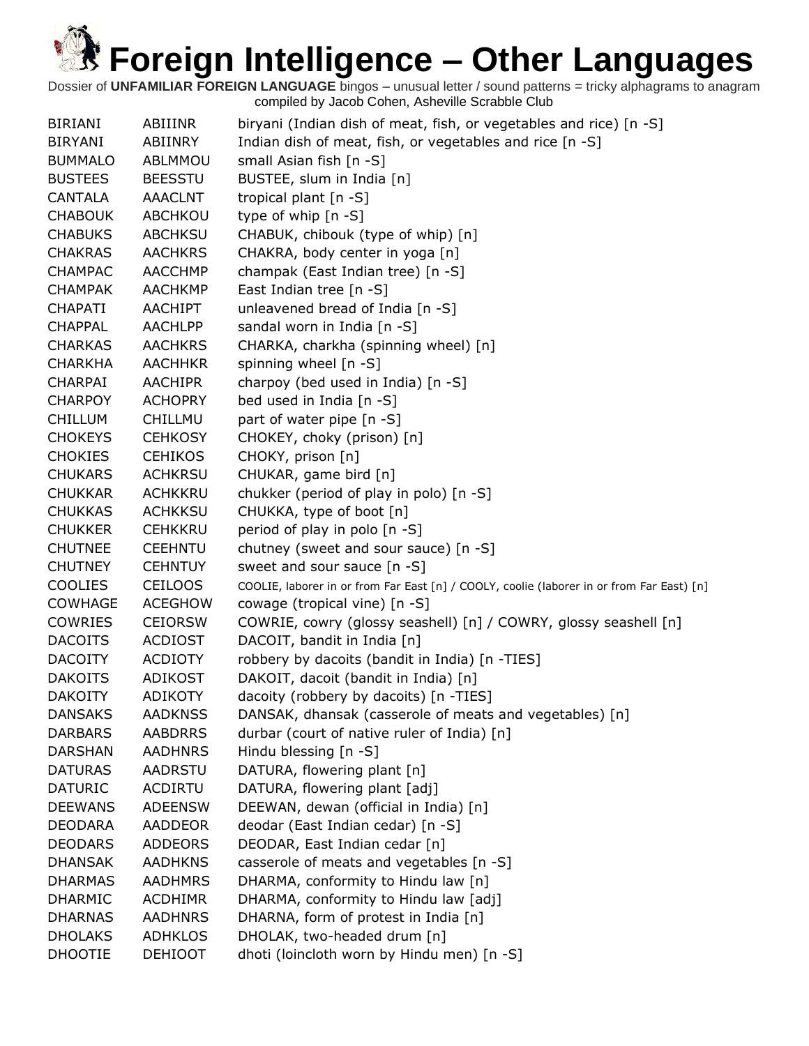# Foreign Intelligence – Other Languages

Dossier of **UNFAMILIAR FOREIGN LANGUAGE** bingos – unusual letter / sound patterns = tricky alphagrams to anagram
compiled by Jacob Cohen, Asheville Scrabble Club

| | | |
|---|---|---|
| BIRIANI | ABIIINR | biryani (Indian dish of meat, fish, or vegetables and rice) [n -S] |
| BIRYANI | ABIINRY | Indian dish of meat, fish, or vegetables and rice [n -S] |
| BUMMALO | ABLMMOU | small Asian fish [n -S] |
| BUSTEES | BEESSTU | BUSTEE, slum in India [n] |
| CANTALA | AAACLNT | tropical plant [n -S] |
| CHABOUK | ABCHKOU | type of whip [n -S] |
| CHABUKS | ABCHKSU | CHABUK, chibouk (type of whip) [n] |
| CHAKRAS | AACHKRS | CHAKRA, body center in yoga [n] |
| CHAMPAC | AACCHMP | champak (East Indian tree) [n -S] |
| CHAMPAK | AACHKMP | East Indian tree [n -S] |
| CHAPATI | AACHIPT | unleavened bread of India [n -S] |
| CHAPPAL | AACHLPP | sandal worn in India [n -S] |
| CHARKAS | AACHKRS | CHARKA, charkha (spinning wheel) [n] |
| CHARKHA | AACHHKR | spinning wheel [n -S] |
| CHARPAI | AACHIPR | charpoy (bed used in India) [n -S] |
| CHARPOY | ACHOPRY | bed used in India [n -S] |
| CHILLUM | CHILLMU | part of water pipe [n -S] |
| CHOKEYS | CEHKOSY | CHOKEY, choky (prison) [n] |
| CHOKIES | CEHIKOS | CHOKY, prison [n] |
| CHUKARS | ACHKRSU | CHUKAR, game bird [n] |
| CHUKKAR | ACHKKRU | chukker (period of play in polo) [n -S] |
| CHUKKAS | ACHKKSU | CHUKKA, type of boot [n] |
| CHUKKER | CEHKKRU | period of play in polo [n -S] |
| CHUTNEE | CEEHNTU | chutney (sweet and sour sauce) [n -S] |
| CHUTNEY | CEHNTUY | sweet and sour sauce [n -S] |
| COOLIES | CEILOOS | COOLIE, laborer in or from Far East [n] / COOLY, coolie (laborer in or from Far East) [n] |
| COWHAGE | ACEGHOW | cowage (tropical vine) [n -S] |
| COWRIES | CEIORSW | COWRIE, cowry (glossy seashell) [n] / COWRY, glossy seashell [n] |
| DACOITS | ACDIOST | DACOIT, bandit in India [n] |
| DACOITY | ACDIOTY | robbery by dacoits (bandit in India) [n -TIES] |
| DAKOITS | ADIKOST | DAKOIT, dacoit (bandit in India) [n] |
| DAKOITY | ADIKOTY | dacoity (robbery by dacoits) [n -TIES] |
| DANSAKS | AADKNSS | DANSAK, dhansak (casserole of meats and vegetables) [n] |
| DARBARS | AABDRRS | durbar (court of native ruler of India) [n] |
| DARSHAN | AADHNRS | Hindu blessing [n -S] |
| DATURAS | AADRSTU | DATURA, flowering plant [n] |
| DATURIC | ACDIRTU | DATURA, flowering plant [adj] |
| DEEWANS | ADEENSW | DEEWAN, dewan (official in India) [n] |
| DEODARA | AADDEOR | deodar (East Indian cedar) [n -S] |
| DEODARS | ADDEORS | DEODAR, East Indian cedar [n] |
| DHANSAK | AADHKNS | casserole of meats and vegetables [n -S] |
| DHARMAS | AADHMRS | DHARMA, conformity to Hindu law [n] |
| DHARMIC | ACDHIMR | DHARMA, conformity to Hindu law [adj] |
| DHARNAS | AADHNRS | DHARNA, form of protest in India [n] |
| DHOLAKS | ADHKLOS | DHOLAK, two-headed drum [n] |
| DHOOTIE | DEHIOOT | dhoti (loincloth worn by Hindu men) [n -S] |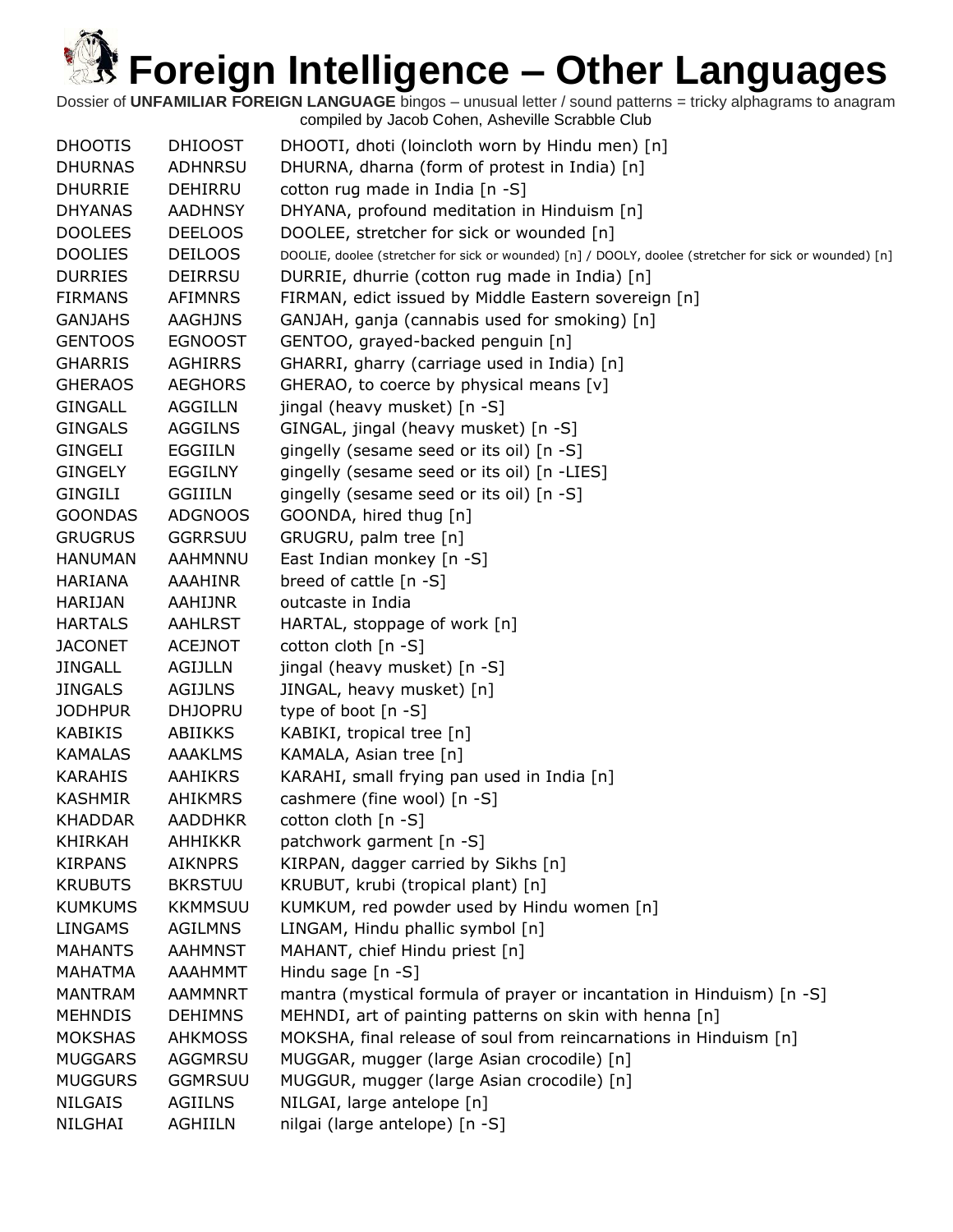# Foreign Intelligence – Other Languages

Dossier of **UNFAMILIAR FOREIGN LANGUAGE** bingos – unusual letter / sound patterns = tricky alphagrams to anagram compiled by Jacob Cohen, Asheville Scrabble Club

| | | |
|---|---|---|
| DHOOTIS | DHIOOST | DHOOTI, dhoti (loincloth worn by Hindu men) [n] |
| DHURNAS | ADHNRSU | DHURNA, dharna (form of protest in India) [n] |
| DHURRIE | DEHIRRU | cotton rug made in India [n -S] |
| DHYANAS | AADHNSY | DHYANA, profound meditation in Hinduism [n] |
| DOOLEES | DEELOOS | DOOLEE, stretcher for sick or wounded [n] |
| DOOLIES | DEILOOS | DOOLIE, doolee (stretcher for sick or wounded) [n] / DOOLY, doolee (stretcher for sick or wounded) [n] |
| DURRIES | DEIRRSU | DURRIE, dhurrie (cotton rug made in India) [n] |
| FIRMANS | AFIMNRS | FIRMAN, edict issued by Middle Eastern sovereign [n] |
| GANJAHS | AAGHJNS | GANJAH, ganja (cannabis used for smoking) [n] |
| GENTOOS | EGNOOST | GENTOO, grayed-backed penguin [n] |
| GHARRIS | AGHIRRS | GHARRI, gharry (carriage used in India) [n] |
| GHERAOS | AEGHORS | GHERAO, to coerce by physical means [v] |
| GINGALL | AGGILLN | jingal (heavy musket) [n -S] |
| GINGALS | AGGILNS | GINGAL, jingal (heavy musket) [n -S] |
| GINGELI | EGGIILN | gingelly (sesame seed or its oil) [n -S] |
| GINGELY | EGGILNY | gingelly (sesame seed or its oil) [n -LIES] |
| GINGILI | GGIIILN | gingelly (sesame seed or its oil) [n -S] |
| GOONDAS | ADGNOOS | GOONDA, hired thug [n] |
| GRUGRUS | GGRRSUU | GRUGRU, palm tree [n] |
| HANUMAN | AAHMNNU | East Indian monkey [n -S] |
| HARIANA | AAAHINR | breed of cattle [n -S] |
| HARIJAN | AAHIJNR | outcaste in India |
| HARTALS | AAHLRST | HARTAL, stoppage of work [n] |
| JACONET | ACEJNOT | cotton cloth [n -S] |
| JINGALL | AGIJLLN | jingal (heavy musket) [n -S] |
| JINGALS | AGIJLNS | JINGAL, heavy musket) [n] |
| JODHPUR | DHJOPRU | type of boot [n -S] |
| KABIKIS | ABIIKKS | KABIKI, tropical tree [n] |
| KAMALAS | AAAKLMS | KAMALA, Asian tree [n] |
| KARAHIS | AAHIKRS | KARAHI, small frying pan used in India [n] |
| KASHMIR | AHIKMRS | cashmere (fine wool) [n -S] |
| KHADDAR | AADDHKR | cotton cloth [n -S] |
| KHIRKAH | AHHIKKR | patchwork garment [n -S] |
| KIRPANS | AIKNPRS | KIRPAN, dagger carried by Sikhs [n] |
| KRUBUTS | BKRSTUU | KRUBUT, krubi (tropical plant) [n] |
| KUMKUMS | KKMMSUU | KUMKUM, red powder used by Hindu women [n] |
| LINGAMS | AGILMNS | LINGAM, Hindu phallic symbol [n] |
| MAHANTS | AAHMNST | MAHANT, chief Hindu priest [n] |
| MAHATMA | AAAHMMT | Hindu sage [n -S] |
| MANTRAM | AAMMNRT | mantra (mystical formula of prayer or incantation in Hinduism) [n -S] |
| MEHNDIS | DEHIMNS | MEHNDI, art of painting patterns on skin with henna [n] |
| MOKSHAS | AHKMOSS | MOKSHA, final release of soul from reincarnations in Hinduism [n] |
| MUGGARS | AGGMRSU | MUGGAR, mugger (large Asian crocodile) [n] |
| MUGGURS | GGMRSUU | MUGGUR, mugger (large Asian crocodile) [n] |
| NILGAIS | AGIILNS | NILGAI, large antelope [n] |
| NILGHAI | AGHIILN | nilgai (large antelope) [n -S] |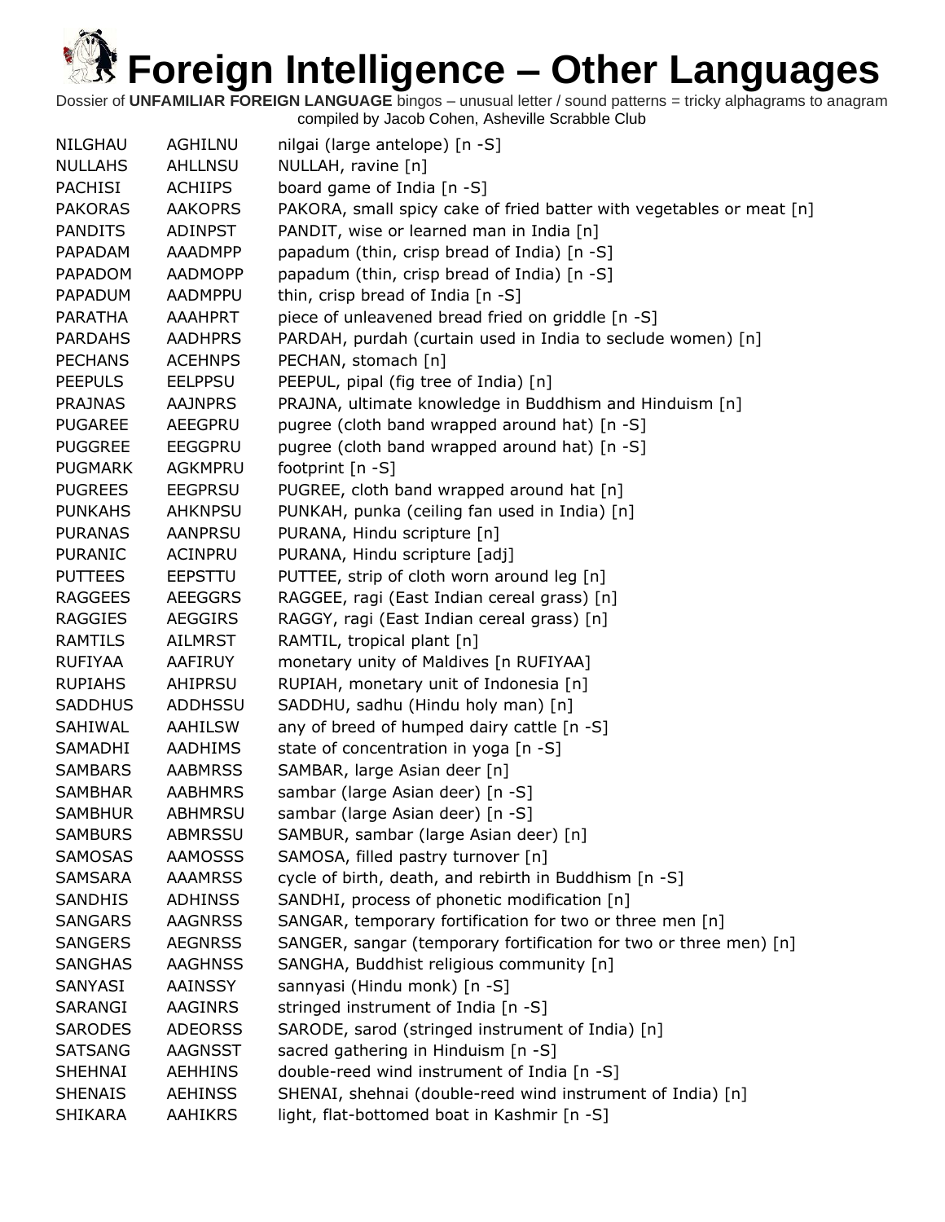# Foreign Intelligence – Other Languages

Dossier of **UNFAMILIAR FOREIGN LANGUAGE** bingos – unusual letter / sound patterns = tricky alphagrams to anagram compiled by Jacob Cohen, Asheville Scrabble Club

| | | |
|---|---|---|
| NILGHAU | AGHILNU | nilgai (large antelope) [n -S] |
| NULLAHS | AHLLNSU | NULLAH, ravine [n] |
| PACHISI | ACHIIPS | board game of India [n -S] |
| PAKORAS | AAKOPRS | PAKORA, small spicy cake of fried batter with vegetables or meat [n] |
| PANDITS | ADINPST | PANDIT, wise or learned man in India [n] |
| PAPADAM | AAADMPP | papadum (thin, crisp bread of India) [n -S] |
| PAPADOM | AADMOPP | papadum (thin, crisp bread of India) [n -S] |
| PAPADUM | AADMPPU | thin, crisp bread of India [n -S] |
| PARATHA | AAAHPRT | piece of unleavened bread fried on griddle [n -S] |
| PARDAHS | AADHPRS | PARDAH, purdah (curtain used in India to seclude women) [n] |
| PECHANS | ACEHNPS | PECHAN, stomach [n] |
| PEEPULS | EELPPSU | PEEPUL, pipal (fig tree of India) [n] |
| PRAJNAS | AAJNPRS | PRAJNA, ultimate knowledge in Buddhism and Hinduism [n] |
| PUGAREE | AEEGPRU | pugree (cloth band wrapped around hat) [n -S] |
| PUGGREE | EEGGPRU | pugree (cloth band wrapped around hat) [n -S] |
| PUGMARK | AGKMPRU | footprint [n -S] |
| PUGREES | EEGPRSU | PUGREE, cloth band wrapped around hat [n] |
| PUNKAHS | AHKNPSU | PUNKAH, punka (ceiling fan used in India) [n] |
| PURANAS | AANPRSU | PURANA, Hindu scripture [n] |
| PURANIC | ACINPRU | PURANA, Hindu scripture [adj] |
| PUTTEES | EEPSTTU | PUTTEE, strip of cloth worn around leg [n] |
| RAGGEES | AEEGGRS | RAGGEE, ragi (East Indian cereal grass) [n] |
| RAGGIES | AEGGIRS | RAGGY, ragi (East Indian cereal grass) [n] |
| RAMTILS | AILMRST | RAMTIL, tropical plant [n] |
| RUFIYAA | AAFIRUY | monetary unity of Maldives [n RUFIYAA] |
| RUPIAHS | AHIPRSU | RUPIAH, monetary unit of Indonesia [n] |
| SADDHUS | ADDHSSU | SADDHU, sadhu (Hindu holy man) [n] |
| SAHIWAL | AAHILSW | any of breed of humped dairy cattle [n -S] |
| SAMADHI | AADHIMS | state of concentration in yoga [n -S] |
| SAMBARS | AABMRSS | SAMBAR, large Asian deer [n] |
| SAMBHAR | AABHMRS | sambar (large Asian deer) [n -S] |
| SAMBHUR | ABHMRSU | sambar (large Asian deer) [n -S] |
| SAMBURS | ABMRSSU | SAMBUR, sambar (large Asian deer) [n] |
| SAMOSAS | AAMOSSS | SAMOSA, filled pastry turnover [n] |
| SAMSARA | AAAMRSS | cycle of birth, death, and rebirth in Buddhism [n -S] |
| SANDHIS | ADHINSS | SANDHI, process of phonetic modification [n] |
| SANGARS | AAGNRSS | SANGAR, temporary fortification for two or three men [n] |
| SANGERS | AEGNRSS | SANGER, sangar (temporary fortification for two or three men) [n] |
| SANGHAS | AAGHNSS | SANGHA, Buddhist religious community [n] |
| SANYASI | AAINSSY | sannyasi (Hindu monk) [n -S] |
| SARANGI | AAGINRS | stringed instrument of India [n -S] |
| SARODES | ADEORSS | SARODE, sarod (stringed instrument of India) [n] |
| SATSANG | AAGNSST | sacred gathering in Hinduism [n -S] |
| SHEHNAI | AEHHINS | double-reed wind instrument of India [n -S] |
| SHENAIS | AEHINSS | SHENAI, shehnai (double-reed wind instrument of India) [n] |
| SHIKARA | AAHIKRS | light, flat-bottomed boat in Kashmir [n -S] |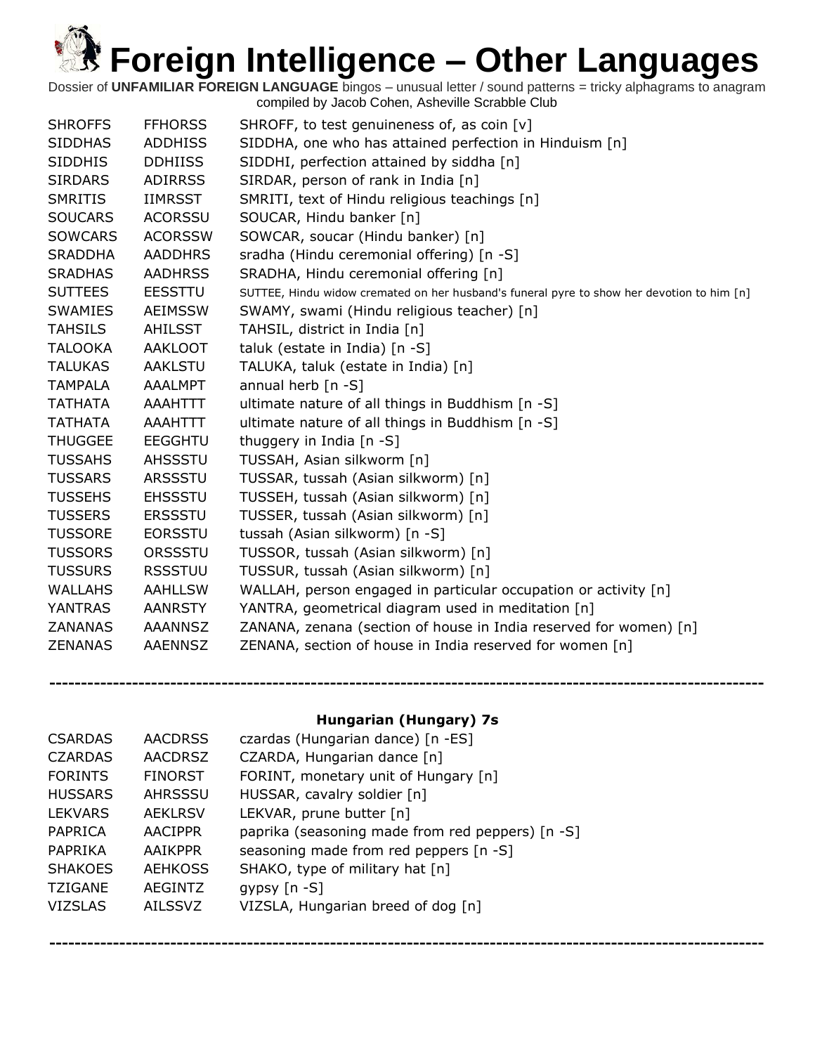# Foreign Intelligence – Other Languages

Dossier of **UNFAMILIAR FOREIGN LANGUAGE** bingos – unusual letter / sound patterns = tricky alphagrams to anagram
compiled by Jacob Cohen, Asheville Scrabble Club

| | | |
|---|---|---|
| SHROFFS | FFHORSS | SHROFF, to test genuineness of, as coin [v] |
| SIDDHAS | ADDHISS | SIDDHA, one who has attained perfection in Hinduism [n] |
| SIDDHIS | DDHIISS | SIDDHI, perfection attained by siddha [n] |
| SIRDARS | ADIRRSS | SIRDAR, person of rank in India [n] |
| SMRITIS | IIMRSST | SMRITI, text of Hindu religious teachings [n] |
| SOUCARS | ACORSSU | SOUCAR, Hindu banker [n] |
| SOWCARS | ACORSSW | SOWCAR, soucar (Hindu banker) [n] |
| SRADDHA | AADDHRS | sradha (Hindu ceremonial offering) [n -S] |
| SRADHAS | AADHRSS | SRADHA, Hindu ceremonial offering [n] |
| SUTTEES | EESSTTU | SUTTEE, Hindu widow cremated on her husband's funeral pyre to show her devotion to him [n] |
| SWAMIES | AEIMSSW | SWAMY, swami (Hindu religious teacher) [n] |
| TAHSILS | AHILSST | TAHSIL, district in India [n] |
| TALOOKA | AAKLOOT | taluk (estate in India) [n -S] |
| TALUKAS | AAKLSTU | TALUKA, taluk (estate in India) [n] |
| TAMPALA | AAALMPT | annual herb [n -S] |
| TATHATA | AAAHTTT | ultimate nature of all things in Buddhism [n -S] |
| TATHATA | AAAHTTT | ultimate nature of all things in Buddhism [n -S] |
| THUGGEE | EEGGHTU | thuggery in India [n -S] |
| TUSSAHS | AHSSSTU | TUSSAH, Asian silkworm [n] |
| TUSSARS | ARSSSTU | TUSSAR, tussah (Asian silkworm) [n] |
| TUSSEHS | EHSSSTU | TUSSEH, tussah (Asian silkworm) [n] |
| TUSSERS | ERSSSTU | TUSSER, tussah (Asian silkworm) [n] |
| TUSSORE | EORSSTU | tussah (Asian silkworm) [n -S] |
| TUSSORS | ORSSSTU | TUSSOR, tussah (Asian silkworm) [n] |
| TUSSURS | RSSSTUU | TUSSUR, tussah (Asian silkworm) [n] |
| WALLAHS | AAHLLSW | WALLAH, person engaged in particular occupation or activity [n] |
| YANTRAS | AANRSTY | YANTRA, geometrical diagram used in meditation [n] |
| ZANANAS | AAANNSZ | ZANANA, zenana (section of house in India reserved for women) [n] |
| ZENANAS | AAENNSZ | ZENANA, section of house in India reserved for women [n] |

---

### Hungarian (Hungary) 7s

| | | |
|---|---|---|
| CSARDAS | AACDRSS | czardas (Hungarian dance) [n -ES] |
| CZARDAS | AACDRSZ | CZARDA, Hungarian dance [n] |
| FORINTS | FINORST | FORINT, monetary unit of Hungary [n] |
| HUSSARS | AHRSSSU | HUSSAR, cavalry soldier [n] |
| LEKVARS | AEKLRSV | LEKVAR, prune butter [n] |
| PAPRICA | AACIPPR | paprika (seasoning made from red peppers) [n -S] |
| PAPRIKA | AAIKPPR | seasoning made from red peppers [n -S] |
| SHAKOES | AEHKOSS | SHAKO, type of military hat [n] |
| TZIGANE | AEGINTZ | gypsy [n -S] |
| VIZSLAS | AILSSVZ | VIZSLA, Hungarian breed of dog [n] |

---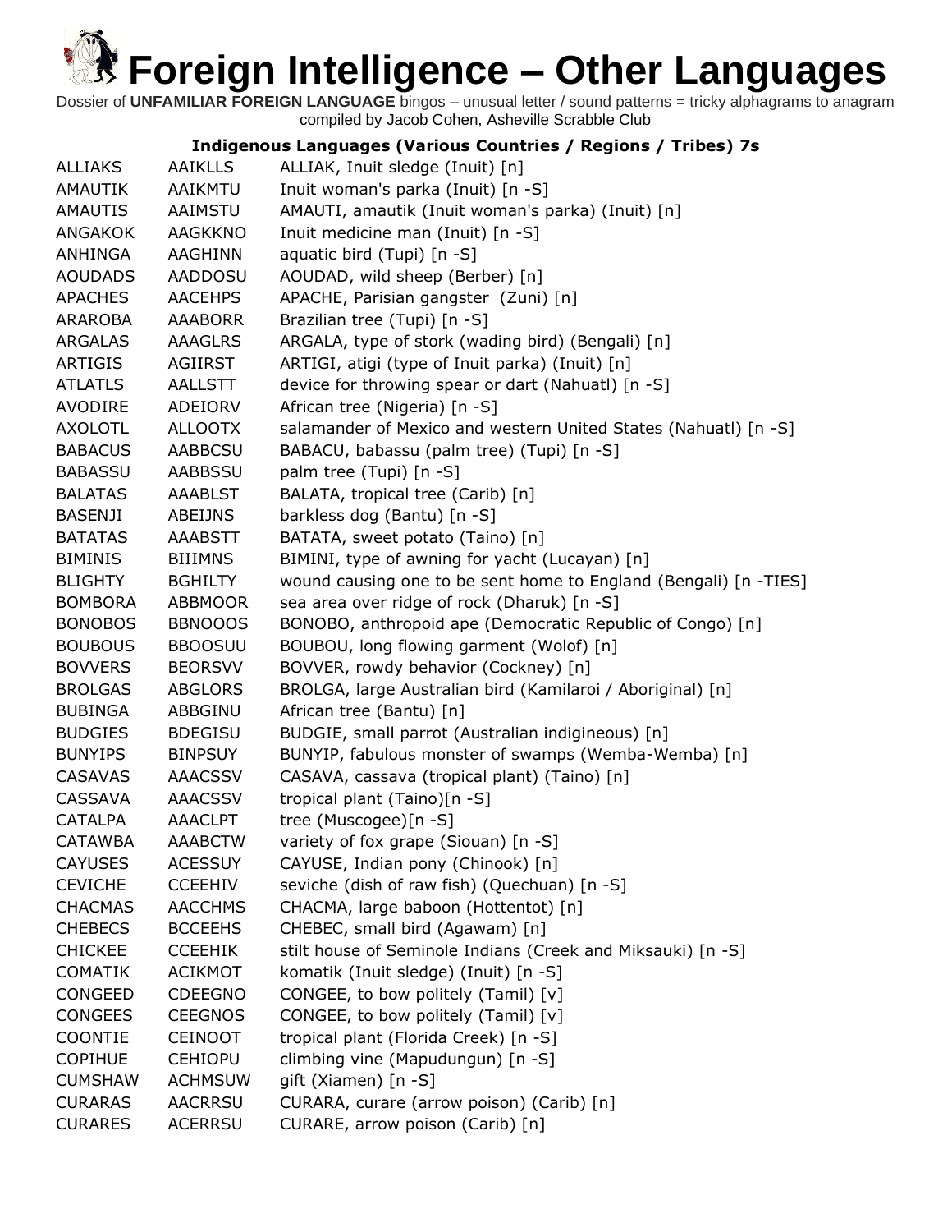# Foreign Intelligence – Other Languages

Dossier of **UNFAMILIAR FOREIGN LANGUAGE** bingos – unusual letter / sound patterns = tricky alphagrams to anagram compiled by Jacob Cohen, Asheville Scrabble Club

### Indigenous Languages (Various Countries / Regions / Tribes) 7s

| | | |
|---|---|---|
| ALLIAKS | AAIKLLS | ALLIAK, Inuit sledge (Inuit) [n] |
| AMAUTIK | AAIKMTU | Inuit woman's parka (Inuit) [n -S] |
| AMAUTIS | AAIMSTU | AMAUTI, amautik (Inuit woman's parka) (Inuit) [n] |
| ANGAKOK | AAGKKNO | Inuit medicine man (Inuit) [n -S] |
| ANHINGA | AAGHINN | aquatic bird (Tupi) [n -S] |
| AOUDADS | AADDOSU | AOUDAD, wild sheep (Berber) [n] |
| APACHES | AACEHPS | APACHE, Parisian gangster (Zuni) [n] |
| ARAROBA | AAABORR | Brazilian tree (Tupi) [n -S] |
| ARGALAS | AAAGLRS | ARGALA, type of stork (wading bird) (Bengali) [n] |
| ARTIGIS | AGIIRST | ARTIGI, atigi (type of Inuit parka) (Inuit) [n] |
| ATLATLS | AALLSTT | device for throwing spear or dart (Nahuatl) [n -S] |
| AVODIRE | ADEIORV | African tree (Nigeria) [n -S] |
| AXOLOTL | ALLOOTX | salamander of Mexico and western United States (Nahuatl) [n -S] |
| BABACUS | AABBCSU | BABACU, babassu (palm tree) (Tupi) [n -S] |
| BABASSU | AABBSSU | palm tree (Tupi) [n -S] |
| BALATAS | AAABLST | BALATA, tropical tree (Carib) [n] |
| BASENJI | ABEIJNS | barkless dog (Bantu) [n -S] |
| BATATAS | AAABSTT | BATATA, sweet potato (Taino) [n] |
| BIMINIS | BIIIMNS | BIMINI, type of awning for yacht (Lucayan) [n] |
| BLIGHTY | BGHILTY | wound causing one to be sent home to England (Bengali) [n -TIES] |
| BOMBORA | ABBMOOR | sea area over ridge of rock (Dharuk) [n -S] |
| BONOBOS | BBNOOOS | BONOBO, anthropoid ape (Democratic Republic of Congo) [n] |
| BOUBOUS | BBOOSUU | BOUBOU, long flowing garment (Wolof) [n] |
| BOVVERS | BEORSVV | BOVVER, rowdy behavior (Cockney) [n] |
| BROLGAS | ABGLORS | BROLGA, large Australian bird (Kamilaroi / Aboriginal) [n] |
| BUBINGA | ABBGINU | African tree (Bantu) [n] |
| BUDGIES | BDEGISU | BUDGIE, small parrot (Australian indigineous) [n] |
| BUNYIPS | BINPSUY | BUNYIP, fabulous monster of swamps (Wemba-Wemba) [n] |
| CASAVAS | AAACSSV | CASAVA, cassava (tropical plant) (Taino) [n] |
| CASSAVA | AAACSSV | tropical plant (Taino)[n -S] |
| CATALPA | AAACLPT | tree (Muscogee)[n -S] |
| CATAWBA | AAABCTW | variety of fox grape (Siouan) [n -S] |
| CAYUSES | ACESSUY | CAYUSE, Indian pony (Chinook) [n] |
| CEVICHE | CCEEHIV | seviche (dish of raw fish) (Quechuan) [n -S] |
| CHACMAS | AACCHMS | CHACMA, large baboon (Hottentot) [n] |
| CHEBECS | BCCEEHS | CHEBEC, small bird (Agawam) [n] |
| CHICKEE | CCEEHIK | stilt house of Seminole Indians (Creek and Miksauki) [n -S] |
| COMATIK | ACIKMOT | komatik (Inuit sledge) (Inuit) [n -S] |
| CONGEED | CDEEGNO | CONGEE, to bow politely (Tamil) [v] |
| CONGEES | CEEGNOS | CONGEE, to bow politely (Tamil) [v] |
| COONTIE | CEINOOT | tropical plant (Florida Creek) [n -S] |
| COPIHUE | CEHIOPU | climbing vine (Mapudungun) [n -S] |
| CUMSHAW | ACHMSUW | gift (Xiamen) [n -S] |
| CURARAS | AACRRSU | CURARA, curare (arrow poison) (Carib) [n] |
| CURARES | ACERRSU | CURARE, arrow poison (Carib) [n] |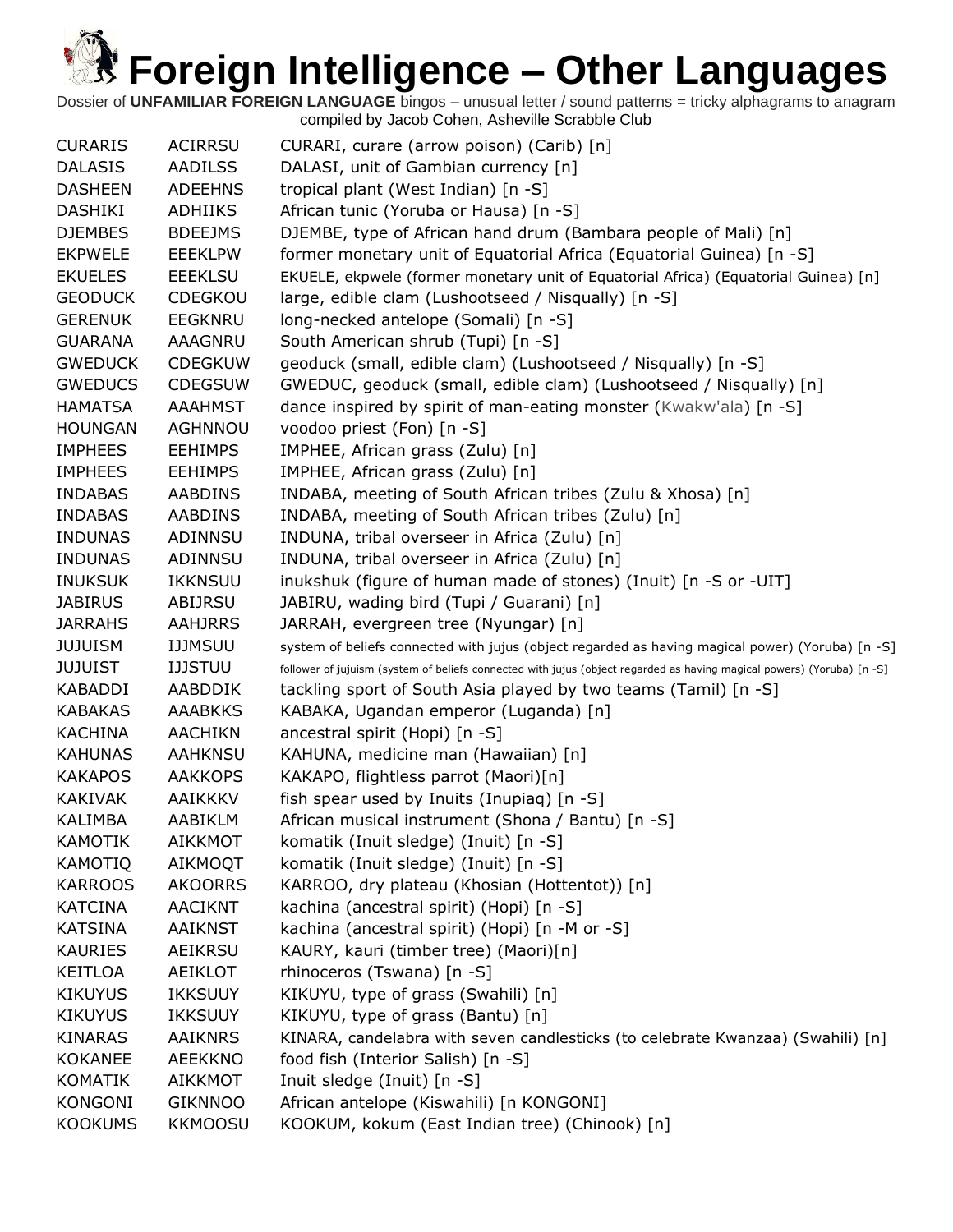# Foreign Intelligence – Other Languages

Dossier of **UNFAMILIAR FOREIGN LANGUAGE** bingos – unusual letter / sound patterns = tricky alphagrams to anagram compiled by Jacob Cohen, Asheville Scrabble Club

| | | |
|---|---|---|
| CURARIS | ACIRRSU | CURARI, curare (arrow poison) (Carib) [n] |
| DALASIS | AADILSS | DALASI, unit of Gambian currency [n] |
| DASHEEN | ADEEHNS | tropical plant (West Indian) [n -S] |
| DASHIKI | ADHIIKS | African tunic (Yoruba or Hausa) [n -S] |
| DJEMBES | BDEEJMS | DJEMBE, type of African hand drum (Bambara people of Mali) [n] |
| EKPWELE | EEEKLPW | former monetary unit of Equatorial Africa (Equatorial Guinea) [n -S] |
| EKUELES | EEEKLSU | EKUELE, ekpwele (former monetary unit of Equatorial Africa) (Equatorial Guinea) [n] |
| GEODUCK | CDEGKOU | large, edible clam (Lushootseed / Nisqually) [n -S] |
| GERENUK | EEGKNRU | long-necked antelope (Somali) [n -S] |
| GUARANA | AAAGNRU | South American shrub (Tupi) [n -S] |
| GWEDUCK | CDEGKUW | geoduck (small, edible clam) (Lushootseed / Nisqually) [n -S] |
| GWEDUCS | CDEGSUW | GWEDUC, geoduck (small, edible clam) (Lushootseed / Nisqually) [n] |
| HAMATSA | AAAHMST | dance inspired by spirit of man-eating monster (Kwakw'ala) [n -S] |
| HOUNGAN | AGHNNOU | voodoo priest (Fon) [n -S] |
| IMPHEES | EEHIMPS | IMPHEE, African grass (Zulu) [n] |
| IMPHEES | EEHIMPS | IMPHEE, African grass (Zulu) [n] |
| INDABAS | AABDINS | INDABA, meeting of South African tribes (Zulu & Xhosa) [n] |
| INDABAS | AABDINS | INDABA, meeting of South African tribes (Zulu) [n] |
| INDUNAS | ADINNSU | INDUNA, tribal overseer in Africa (Zulu) [n] |
| INDUNAS | ADINNSU | INDUNA, tribal overseer in Africa (Zulu) [n] |
| INUKSUK | IKKNSUU | inukshuk (figure of human made of stones) (Inuit) [n -S or -UIT] |
| JABIRUS | ABIJRSU | JABIRU, wading bird (Tupi / Guarani) [n] |
| JARRAHS | AAHJRRS | JARRAH, evergreen tree (Nyungar) [n] |
| JUJUISM | IJJMSUU | system of beliefs connected with jujus (object regarded as having magical power) (Yoruba) [n -S] |
| JUJUIST | IJJSTUU | follower of jujuism (system of beliefs connected with jujus (object regarded as having magical powers) (Yoruba) [n -S] |
| KABADDI | AABDDIK | tackling sport of South Asia played by two teams (Tamil) [n -S] |
| KABAKAS | AAABKKS | KABAKA, Ugandan emperor (Luganda) [n] |
| KACHINA | AACHIKN | ancestral spirit (Hopi) [n -S] |
| KAHUNAS | AAHKNSU | KAHUNA, medicine man (Hawaiian) [n] |
| KAKAPOS | AAKKOPS | KAKAPO, flightless parrot (Maori)[n] |
| KAKIVAK | AAIKKKV | fish spear used by Inuits (Inupiaq) [n -S] |
| KALIMBA | AABIKLM | African musical instrument (Shona / Bantu) [n -S] |
| KAMOTIK | AIKKMOT | komatik (Inuit sledge) (Inuit) [n -S] |
| KAMOTIQ | AIKMOQT | komatik (Inuit sledge) (Inuit) [n -S] |
| KARROOS | AKOORRS | KARROO, dry plateau (Khosian (Hottentot)) [n] |
| KATCINA | AACIKNT | kachina (ancestral spirit) (Hopi) [n -S] |
| KATSINA | AAIKNST | kachina (ancestral spirit) (Hopi) [n -M or -S] |
| KAURIES | AEIKRSU | KAURY, kauri (timber tree) (Maori)[n] |
| KEITLOA | AEIKLOT | rhinoceros (Tswana) [n -S] |
| KIKUYUS | IKKSUUY | KIKUYU, type of grass (Swahili) [n] |
| KIKUYUS | IKKSUUY | KIKUYU, type of grass (Bantu) [n] |
| KINARAS | AAIKNRS | KINARA, candelabra with seven candlesticks (to celebrate Kwanzaa) (Swahili) [n] |
| KOKANEE | AEEKKNO | food fish (Interior Salish) [n -S] |
| KOMATIK | AIKKMOT | Inuit sledge (Inuit) [n -S] |
| KONGONI | GIKNNOO | African antelope (Kiswahili) [n KONGONI] |
| KOOKUMS | KKMOOSU | KOOKUM, kokum (East Indian tree) (Chinook) [n] |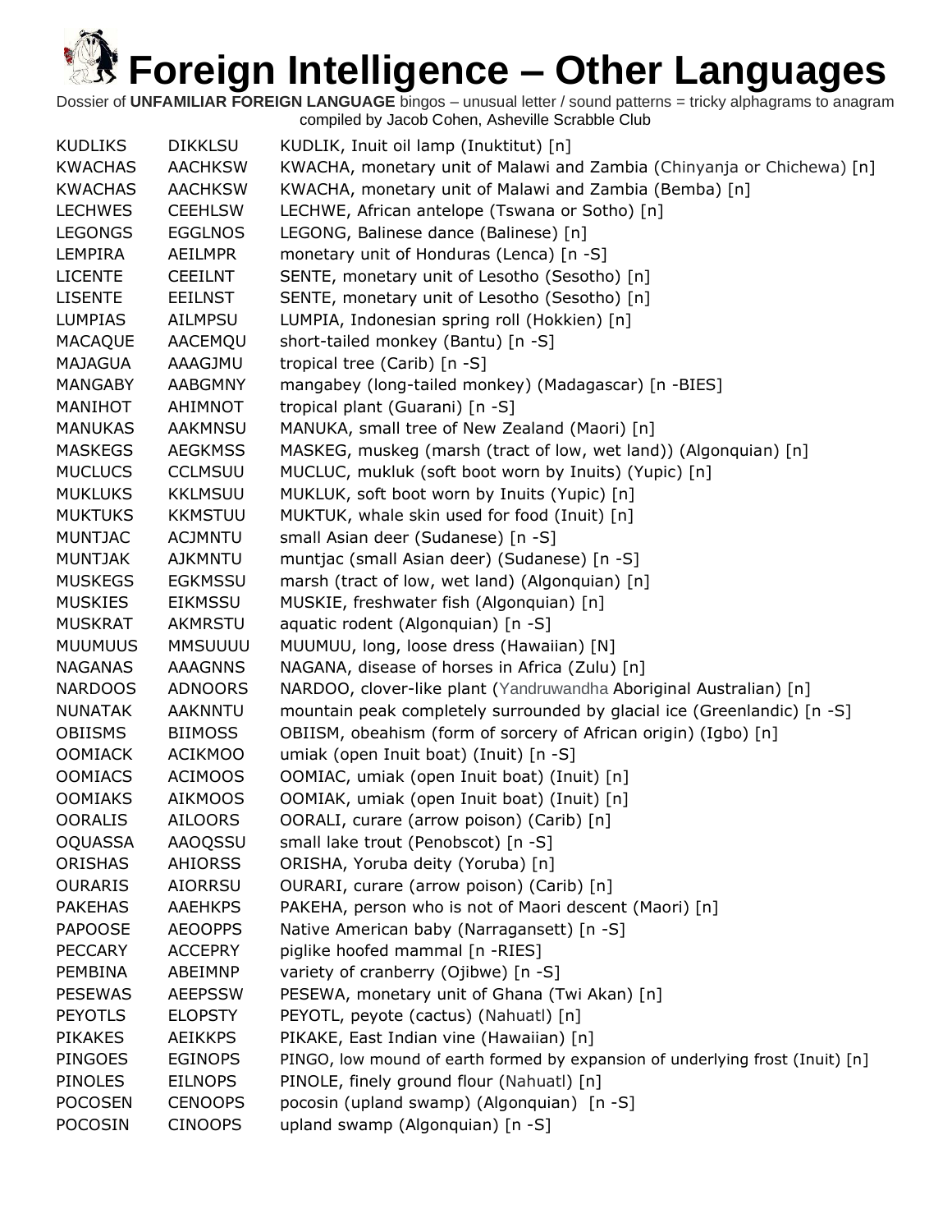# Foreign Intelligence – Other Languages

Dossier of **UNFAMILIAR FOREIGN LANGUAGE** bingos – unusual letter / sound patterns = tricky alphagrams to anagram compiled by Jacob Cohen, Asheville Scrabble Club

| | | |
|---|---|---|
| KUDLIKS | DIKKLSU | KUDLIK, Inuit oil lamp (Inuktitut) [n] |
| KWACHAS | AACHKSW | KWACHA, monetary unit of Malawi and Zambia (Chinyanja or Chichewa) [n] |
| KWACHAS | AACHKSW | KWACHA, monetary unit of Malawi and Zambia (Bemba) [n] |
| LECHWES | CEEHLSW | LECHWE, African antelope (Tswana or Sotho) [n] |
| LEGONGS | EGGLNOS | LEGONG, Balinese dance (Balinese) [n] |
| LEMPIRA | AEILMPR | monetary unit of Honduras (Lenca) [n -S] |
| LICENTE | CEEILNT | SENTE, monetary unit of Lesotho (Sesotho) [n] |
| LISENTE | EEILNST | SENTE, monetary unit of Lesotho (Sesotho) [n] |
| LUMPIAS | AILMPSU | LUMPIA, Indonesian spring roll (Hokkien) [n] |
| MACAQUE | AACEMQU | short-tailed monkey (Bantu) [n -S] |
| MAJAGUA | AAAGJMU | tropical tree (Carib) [n -S] |
| MANGABY | AABGMNY | mangabey (long-tailed monkey) (Madagascar) [n -BIES] |
| MANIHOT | AHIMNOT | tropical plant (Guarani) [n -S] |
| MANUKAS | AAKMNSU | MANUKA, small tree of New Zealand (Maori) [n] |
| MASKEGS | AEGKMSS | MASKEG, muskeg (marsh (tract of low, wet land)) (Algonquian) [n] |
| MUCLUCS | CCLMSUU | MUCLUC, mukluk (soft boot worn by Inuits) (Yupic) [n] |
| MUKLUKS | KKLMSUU | MUKLUK, soft boot worn by Inuits (Yupic) [n] |
| MUKTUKS | KKMSTUU | MUKTUK, whale skin used for food (Inuit) [n] |
| MUNTJAC | ACJMNTU | small Asian deer (Sudanese) [n -S] |
| MUNTJAK | AJKMNTU | muntjac (small Asian deer) (Sudanese) [n -S] |
| MUSKEGS | EGKMSSU | marsh (tract of low, wet land) (Algonquian) [n] |
| MUSKIES | EIKMSSU | MUSKIE, freshwater fish (Algonquian) [n] |
| MUSKRAT | AKMRSTU | aquatic rodent (Algonquian) [n -S] |
| MUUMUUS | MMSUUUU | MUUMUU, long, loose dress (Hawaiian) [N] |
| NAGANAS | AAAGNNS | NAGANA, disease of horses in Africa (Zulu) [n] |
| NARDOOS | ADNOORS | NARDOO, clover-like plant (Yandruwandha Aboriginal Australian) [n] |
| NUNATAK | AAKNNTU | mountain peak completely surrounded by glacial ice (Greenlandic) [n -S] |
| OBIISMS | BIIMOSS | OBIISM, obeahism (form of sorcery of African origin) (Igbo) [n] |
| OOMIACK | ACIKMOO | umiak (open Inuit boat) (Inuit) [n -S] |
| OOMIACS | ACIMOOS | OOMIAC, umiak (open Inuit boat) (Inuit) [n] |
| OOMIAKS | AIKMOOS | OOMIAK, umiak (open Inuit boat) (Inuit) [n] |
| OORALIS | AILOORS | OORALI, curare (arrow poison) (Carib) [n] |
| OQUASSA | AAOQSSU | small lake trout (Penobscot) [n -S] |
| ORISHAS | AHIORSS | ORISHA, Yoruba deity (Yoruba) [n] |
| OURARIS | AIORRSU | OURARI, curare (arrow poison) (Carib) [n] |
| PAKEHAS | AAEHKPS | PAKEHA, person who is not of Maori descent (Maori) [n] |
| PAPOOSE | AEOOPPS | Native American baby (Narragansett) [n -S] |
| PECCARY | ACCEPRY | piglike hoofed mammal [n -RIES] |
| PEMBINA | ABEIMNP | variety of cranberry (Ojibwe) [n -S] |
| PESEWAS | AEEPSSW | PESEWA, monetary unit of Ghana (Twi Akan) [n] |
| PEYOTLS | ELOPSTY | PEYOTL, peyote (cactus) (Nahuatl) [n] |
| PIKAKES | AEIKKPS | PIKAKE, East Indian vine (Hawaiian) [n] |
| PINGOES | EGINOPS | PINGO, low mound of earth formed by expansion of underlying frost (Inuit) [n] |
| PINOLES | EILNOPS | PINOLE, finely ground flour (Nahuatl) [n] |
| POCOSEN | CENOOPS | pocosin (upland swamp) (Algonquian) [n -S] |
| POCOSIN | CINOOPS | upland swamp (Algonquian) [n -S] |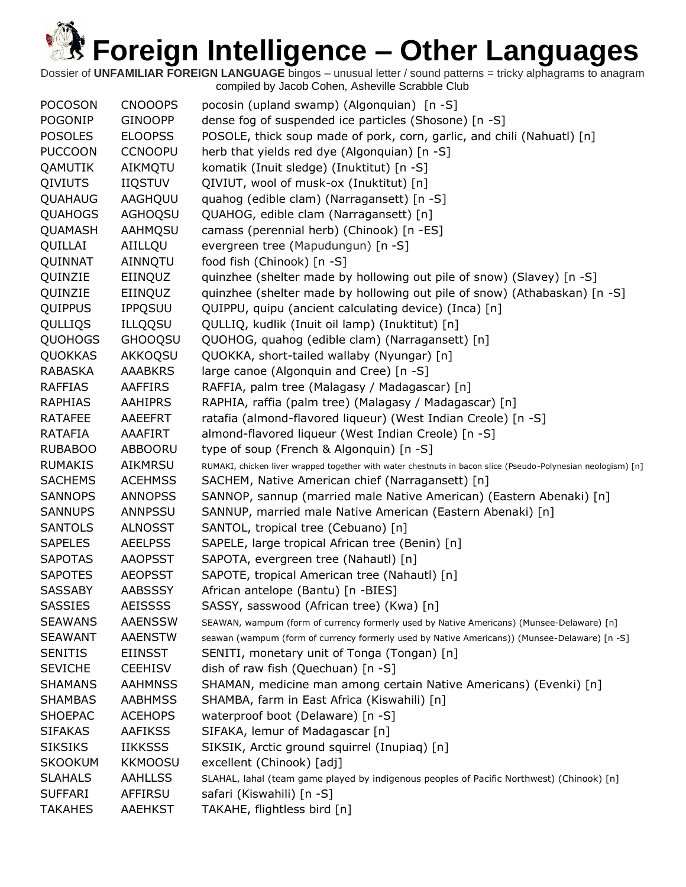# Foreign Intelligence – Other Languages

Dossier of **UNFAMILIAR FOREIGN LANGUAGE** bingos – unusual letter / sound patterns = tricky alphagrams to anagram compiled by Jacob Cohen, Asheville Scrabble Club

| | | |
|---|---|---|
| POCOSON | CNOOOPS | pocosin (upland swamp) (Algonquian) [n -S] |
| POGONIP | GINOOPP | dense fog of suspended ice particles (Shosone) [n -S] |
| POSOLES | ELOOPSS | POSOLE, thick soup made of pork, corn, garlic, and chili (Nahuatl) [n] |
| PUCCOON | CCNOOPU | herb that yields red dye (Algonquian) [n -S] |
| QAMUTIK | AIKMQTU | komatik (Inuit sledge) (Inuktitut) [n -S] |
| QIVIUTS | IIQSTUV | QIVIUT, wool of musk-ox (Inuktitut) [n] |
| QUAHAUG | AAGHQUU | quahog (edible clam) (Narragansett) [n -S] |
| QUAHOGS | AGHOQSU | QUAHOG, edible clam (Narragansett) [n] |
| QUAMASH | AAHMQSU | camass (perennial herb) (Chinook) [n -ES] |
| QUILLAI | AIILLQU | evergreen tree (Mapudungun) [n -S] |
| QUINNAT | AINNQTU | food fish (Chinook) [n -S] |
| QUINZIE | EIINQUZ | quinzhee (shelter made by hollowing out pile of snow) (Slavey) [n -S] |
| QUINZIE | EIINQUZ | quinzhee (shelter made by hollowing out pile of snow) (Athabaskan) [n -S] |
| QUIPPUS | IPPQSUU | QUIPPU, quipu (ancient calculating device) (Inca) [n] |
| QULLIQS | ILLQQSU | QULLIQ, kudlik (Inuit oil lamp) (Inuktitut) [n] |
| QUOHOGS | GHOOQSU | QUOHOG, quahog (edible clam) (Narragansett) [n] |
| QUOKKAS | AKKOQSU | QUOKKA, short-tailed wallaby (Nyungar) [n] |
| RABASKA | AAABKRS | large canoe (Algonquin and Cree) [n -S] |
| RAFFIAS | AAFFIRS | RAFFIA, palm tree (Malagasy / Madagascar) [n] |
| RAPHIAS | AAHIPRS | RAPHIA, raffia (palm tree) (Malagasy / Madagascar) [n] |
| RATAFEE | AAEEFRT | ratafia (almond-flavored liqueur) (West Indian Creole) [n -S] |
| RATAFIA | AAAFIRT | almond-flavored liqueur (West Indian Creole) [n -S] |
| RUBABOO | ABBOORU | type of soup (French & Algonquin) [n -S] |
| RUMAKIS | AIKMRSU | RUMAKI, chicken liver wrapped together with water chestnuts in bacon slice (Pseudo-Polynesian neologism) [n] |
| SACHEMS | ACEHMSS | SACHEM, Native American chief (Narragansett) [n] |
| SANNOPS | ANNOPSS | SANNOP, sannup (married male Native American) (Eastern Abenaki) [n] |
| SANNUPS | ANNPSSU | SANNUP, married male Native American (Eastern Abenaki) [n] |
| SANTOLS | ALNOSST | SANTOL, tropical tree (Cebuano) [n] |
| SAPELES | AEELPSS | SAPELE, large tropical African tree (Benin) [n] |
| SAPOTAS | AAOPSST | SAPOTA, evergreen tree (Nahautl) [n] |
| SAPOTES | AEOPSST | SAPOTE, tropical American tree (Nahautl) [n] |
| SASSABY | AABSSSY | African antelope (Bantu) [n -BIES] |
| SASSIES | AEISSSS | SASSY, sasswood (African tree) (Kwa) [n] |
| SEAWANS | AAENSSW | SEAWAN, wampum (form of currency formerly used by Native Americans) (Munsee-Delaware) [n] |
| SEAWANT | AAENSTW | seawan (wampum (form of currency formerly used by Native Americans)) (Munsee-Delaware) [n -S] |
| SENITIS | EIINSST | SENITI, monetary unit of Tonga (Tongan) [n] |
| SEVICHE | CEEHISV | dish of raw fish (Quechuan) [n -S] |
| SHAMANS | AAHMNSS | SHAMAN, medicine man among certain Native Americans) (Evenki) [n] |
| SHAMBAS | AABHMSS | SHAMBA, farm in East Africa (Kiswahili) [n] |
| SHOEPAC | ACEHOPS | waterproof boot (Delaware) [n -S] |
| SIFAKAS | AAFIKSS | SIFAKA, lemur of Madagascar [n] |
| SIKSIKS | IIKKSSS | SIKSIK, Arctic ground squirrel (Inupiaq) [n] |
| SKOOKUM | KKMOOSU | excellent (Chinook) [adj] |
| SLAHALS | AAHLLSS | SLAHAL, lahal (team game played by indigenous peoples of Pacific Northwest) (Chinook) [n] |
| SUFFARI | AFFIRSU | safari (Kiswahili) [n -S] |
| TAKAHES | AAEHKST | TAKAHE, flightless bird [n] |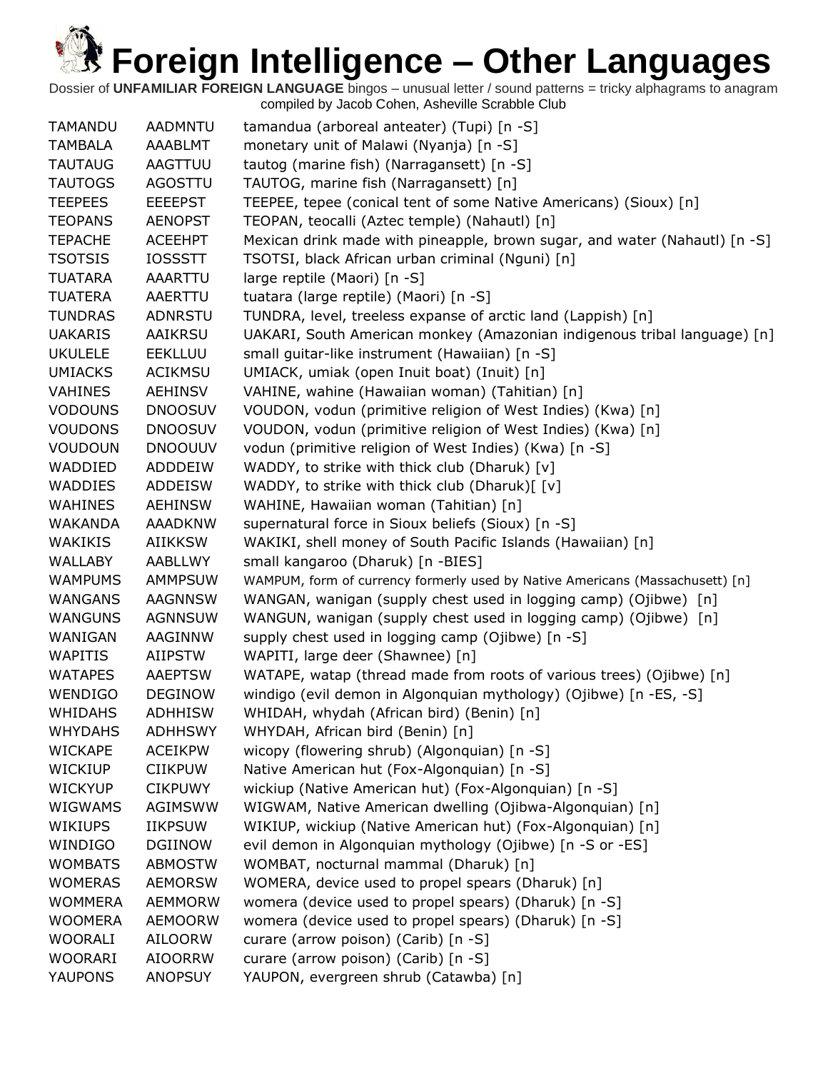# Foreign Intelligence – Other Languages

Dossier of **UNFAMILIAR FOREIGN LANGUAGE** bingos – unusual letter / sound patterns = tricky alphagrams to anagram compiled by Jacob Cohen, Asheville Scrabble Club

| | | |
|---|---|---|
| TAMANDU | AADMNTU | tamandua (arboreal anteater) (Tupi) [n -S] |
| TAMBALA | AAABLMT | monetary unit of Malawi (Nyanja) [n -S] |
| TAUTAUG | AAGTTUU | tautog (marine fish) (Narragansett) [n -S] |
| TAUTOGS | AGOSTTU | TAUTOG, marine fish (Narragansett) [n] |
| TEEPEES | EEEEPST | TEEPEE, tepee (conical tent of some Native Americans) (Sioux) [n] |
| TEOPANS | AENOPST | TEOPAN, teocalli (Aztec temple) (Nahautl) [n] |
| TEPACHE | ACEEHPT | Mexican drink made with pineapple, brown sugar, and water (Nahautl) [n -S] |
| TSOTSIS | IOSSSTT | TSOTSI, black African urban criminal (Nguni) [n] |
| TUATARA | AAARTTU | large reptile (Maori) [n -S] |
| TUATERA | AAERTTU | tuatara (large reptile) (Maori) [n -S] |
| TUNDRAS | ADNRSTU | TUNDRA, level, treeless expanse of arctic land (Lappish) [n] |
| UAKARIS | AAIKRSU | UAKARI, South American monkey (Amazonian indigenous tribal language) [n] |
| UKULELE | EEKLLUU | small guitar-like instrument (Hawaiian) [n -S] |
| UMIACKS | ACIKMSU | UMIACK, umiak (open Inuit boat) (Inuit) [n] |
| VAHINES | AEHINSV | VAHINE, wahine (Hawaiian woman) (Tahitian) [n] |
| VODOUNS | DNOOSUV | VOUDON, vodun (primitive religion of West Indies) (Kwa) [n] |
| VOUDONS | DNOOSUV | VOUDON, vodun (primitive religion of West Indies) (Kwa) [n] |
| VOUDOUN | DNOOUUV | vodun (primitive religion of West Indies) (Kwa) [n -S] |
| WADDIED | ADDDEIW | WADDY, to strike with thick club (Dharuk) [v] |
| WADDIES | ADDEISW | WADDY, to strike with thick club (Dharuk)[ [v] |
| WAHINES | AEHINSW | WAHINE, Hawaiian woman (Tahitian) [n] |
| WAKANDA | AAADKNW | supernatural force in Sioux beliefs (Sioux) [n -S] |
| WAKIKIS | AIIKKSW | WAKIKI, shell money of South Pacific Islands (Hawaiian) [n] |
| WALLABY | AABLLWY | small kangaroo (Dharuk) [n -BIES] |
| WAMPUMS | AMMPSUW | WAMPUM, form of currency formerly used by Native Americans (Massachusett) [n] |
| WANGANS | AAGNNSW | WANGAN, wanigan (supply chest used in logging camp) (Ojibwe) [n] |
| WANGUNS | AGNNSUW | WANGUN, wanigan (supply chest used in logging camp) (Ojibwe) [n] |
| WANIGAN | AAGINNW | supply chest used in logging camp (Ojibwe) [n -S] |
| WAPITIS | AIIPSTW | WAPITI, large deer (Shawnee) [n] |
| WATAPES | AAEPTSW | WATAPE, watap (thread made from roots of various trees) (Ojibwe) [n] |
| WENDIGO | DEGINOW | windigo (evil demon in Algonquian mythology) (Ojibwe) [n -ES, -S] |
| WHIDAHS | ADHHISW | WHIDAH, whydah (African bird) (Benin) [n] |
| WHYDAHS | ADHHSWY | WHYDAH, African bird (Benin) [n] |
| WICKAPE | ACEIKPW | wicopy (flowering shrub) (Algonquian) [n -S] |
| WICKIUP | CIIKPUW | Native American hut (Fox-Algonquian) [n -S] |
| WICKYUP | CIKPUWY | wickiup (Native American hut) (Fox-Algonquian) [n -S] |
| WIGWAMS | AGIMSWW | WIGWAM, Native American dwelling (Ojibwa-Algonquian) [n] |
| WIKIUPS | IIKPSUW | WIKIUP, wickiup (Native American hut) (Fox-Algonquian) [n] |
| WINDIGO | DGIINOW | evil demon in Algonquian mythology (Ojibwe) [n -S or -ES] |
| WOMBATS | ABMOSTW | WOMBAT, nocturnal mammal (Dharuk) [n] |
| WOMERAS | AEMORSW | WOMERA, device used to propel spears (Dharuk) [n] |
| WOMMERA | AEMMORW | womera (device used to propel spears) (Dharuk) [n -S] |
| WOOMERA | AEMOORW | womera (device used to propel spears) (Dharuk) [n -S] |
| WOORALI | AILOORW | curare (arrow poison) (Carib) [n -S] |
| WOORARI | AIOORRW | curare (arrow poison) (Carib) [n -S] |
| YAUPONS | ANOPSUY | YAUPON, evergreen shrub (Catawba) [n] |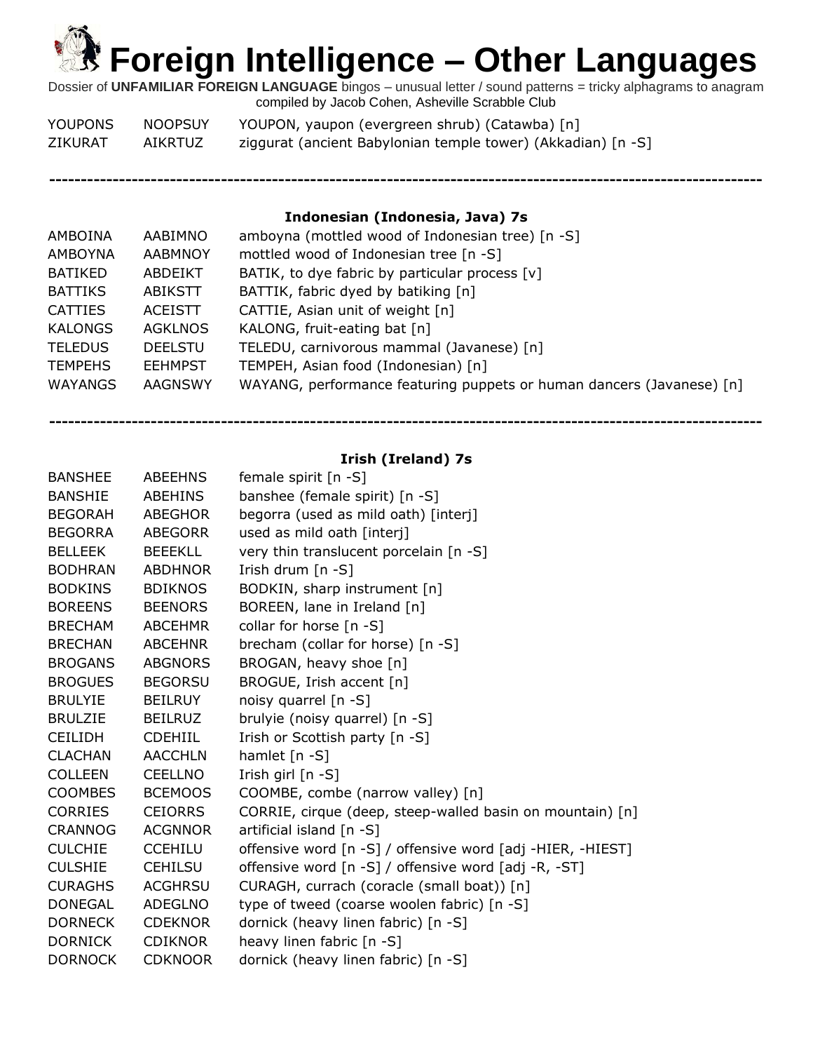# Foreign Intelligence – Other Languages

Dossier of **UNFAMILIAR FOREIGN LANGUAGE** bingos – unusual letter / sound patterns = tricky alphagrams to anagram compiled by Jacob Cohen, Asheville Scrabble Club

| | | |
|---|---|---|
| YOUPONS | NOOPSUY | YOUPON, yaupon (evergreen shrub) (Catawba) [n] |
| ZIKURAT | AIKRTUZ | ziggurat (ancient Babylonian temple tower) (Akkadian) [n -S] |

---

### Indonesian (Indonesia, Java) 7s

| | | |
|---|---|---|
| AMBOINA | AABIMNO | amboyna (mottled wood of Indonesian tree) [n -S] |
| AMBOYNA | AABMNOY | mottled wood of Indonesian tree [n -S] |
| BATIKED | ABDEIKT | BATIK, to dye fabric by particular process [v] |
| BATTIKS | ABIKSTT | BATTIK, fabric dyed by batiking [n] |
| CATTIES | ACEISTT | CATTIE, Asian unit of weight [n] |
| KALONGS | AGKLNOS | KALONG, fruit-eating bat [n] |
| TELEDUS | DEELSTU | TELEDU, carnivorous mammal (Javanese) [n] |
| TEMPEHS | EEHMPST | TEMPEH, Asian food (Indonesian) [n] |
| WAYANGS | AAGNSWY | WAYANG, performance featuring puppets or human dancers (Javanese) [n] |

---

### Irish (Ireland) 7s

| | | |
|---|---|---|
| BANSHEE | ABEEHNS | female spirit [n -S] |
| BANSHIE | ABEHINS | banshee (female spirit) [n -S] |
| BEGORAH | ABEGHOR | begorra (used as mild oath) [interj] |
| BEGORRA | ABEGORR | used as mild oath [interj] |
| BELLEEK | BEEEKLL | very thin translucent porcelain [n -S] |
| BODHRAN | ABDHNOR | Irish drum [n -S] |
| BODKINS | BDIKNOS | BODKIN, sharp instrument [n] |
| BOREENS | BEENORS | BOREEN, lane in Ireland [n] |
| BRECHAM | ABCEHMR | collar for horse [n -S] |
| BRECHAN | ABCEHNR | brecham (collar for horse) [n -S] |
| BROGANS | ABGNORS | BROGAN, heavy shoe [n] |
| BROGUES | BEGORSU | BROGUE, Irish accent [n] |
| BRULYIE | BEILRUY | noisy quarrel [n -S] |
| BRULZIE | BEILRUZ | brulyie (noisy quarrel) [n -S] |
| CEILIDH | CDEHIIL | Irish or Scottish party [n -S] |
| CLACHAN | AACCHLN | hamlet [n -S] |
| COLLEEN | CEELLNO | Irish girl [n -S] |
| COOMBES | BCEMOOS | COOMBE, combe (narrow valley) [n] |
| CORRIES | CEIORRS | CORRIE, cirque (deep, steep-walled basin on mountain) [n] |
| CRANNOG | ACGNNOR | artificial island [n -S] |
| CULCHIE | CCEHILU | offensive word [n -S] / offensive word [adj -HIER, -HIEST] |
| CULSHIE | CEHILSU | offensive word [n -S] / offensive word [adj -R, -ST] |
| CURAGHS | ACGHRSU | CURAGH, currach (coracle (small boat)) [n] |
| DONEGAL | ADEGLNO | type of tweed (coarse woolen fabric) [n -S] |
| DORNECK | CDEKNOR | dornick (heavy linen fabric) [n -S] |
| DORNICK | CDIKNOR | heavy linen fabric [n -S] |
| DORNOCK | CDKNOOR | dornick (heavy linen fabric) [n -S] |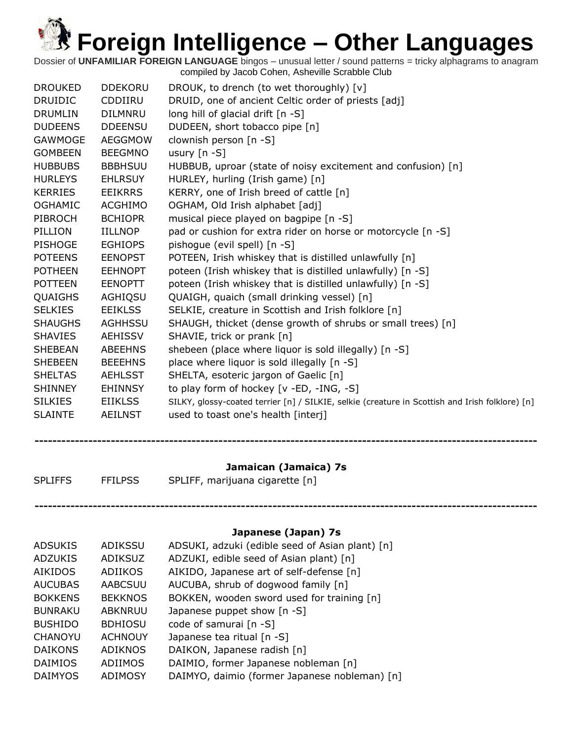# Foreign Intelligence – Other Languages

Dossier of **UNFAMILIAR FOREIGN LANGUAGE** bingos – unusual letter / sound patterns = tricky alphagrams to anagram
compiled by Jacob Cohen, Asheville Scrabble Club

| | | |
|---|---|---|
| DROUKED | DDEKORU | DROUK, to drench (to wet thoroughly) [v] |
| DRUIDIC | CDDIIRU | DRUID, one of ancient Celtic order of priests [adj] |
| DRUMLIN | DILMNRU | long hill of glacial drift [n -S] |
| DUDEENS | DDEENSU | DUDEEN, short tobacco pipe [n] |
| GAWMOGE | AEGGMOW | clownish person [n -S] |
| GOMBEEN | BEEGMNO | usury [n -S] |
| HUBBUBS | BBBHSUU | HUBBUB, uproar (state of noisy excitement and confusion) [n] |
| HURLEYS | EHLRSUY | HURLEY, hurling (Irish game) [n] |
| KERRIES | EEIKRRS | KERRY, one of Irish breed of cattle [n] |
| OGHAMIC | ACGHIMO | OGHAM, Old Irish alphabet [adj] |
| PIBROCH | BCHIOPR | musical piece played on bagpipe [n -S] |
| PILLION | IILLNOP | pad or cushion for extra rider on horse or motorcycle [n -S] |
| PISHOGE | EGHIOPS | pishogue (evil spell) [n -S] |
| POTEENS | EENOPST | POTEEN, Irish whiskey that is distilled unlawfully [n] |
| POTHEEN | EEHNOPT | poteen (Irish whiskey that is distilled unlawfully) [n -S] |
| POTTEEN | EENOPTT | poteen (Irish whiskey that is distilled unlawfully) [n -S] |
| QUAIGHS | AGHIQSU | QUAIGH, quaich (small drinking vessel) [n] |
| SELKIES | EEIKLSS | SELKIE, creature in Scottish and Irish folklore [n] |
| SHAUGHS | AGHHSSU | SHAUGH, thicket (dense growth of shrubs or small trees) [n] |
| SHAVIES | AEHISSV | SHAVIE, trick or prank [n] |
| SHEBEAN | ABEEHNS | shebeen (place where liquor is sold illegally) [n -S] |
| SHEBEEN | BEEEHNS | place where liquor is sold illegally [n -S] |
| SHELTAS | AEHLSST | SHELTA, esoteric jargon of Gaelic [n] |
| SHINNEY | EHINNSY | to play form of hockey [v -ED, -ING, -S] |
| SILKIES | EIIKLSS | SILKY, glossy-coated terrier [n] / SILKIE, selkie (creature in Scottish and Irish folklore) [n] |
| SLAINTE | AEILNST | used to toast one's health [interj] |

---

### Jamaican (Jamaica) 7s

| | | |
|---|---|---|
| SPLIFFS | FFILPSS | SPLIFF, marijuana cigarette [n] |

---

### Japanese (Japan) 7s

| | | |
|---|---|---|
| ADSUKIS | ADIKSSU | ADSUKI, adzuki (edible seed of Asian plant) [n] |
| ADZUKIS | ADIKSUZ | ADZUKI, edible seed of Asian plant) [n] |
| AIKIDOS | ADIIKOS | AIKIDO, Japanese art of self-defense [n] |
| AUCUBAS | AABCSUU | AUCUBA, shrub of dogwood family [n] |
| BOKKENS | BEKKNOS | BOKKEN, wooden sword used for training [n] |
| BUNRAKU | ABKNRUU | Japanese puppet show [n -S] |
| BUSHIDO | BDHIOSU | code of samurai [n -S] |
| CHANOYU | ACHNOUY | Japanese tea ritual [n -S] |
| DAIKONS | ADIKNOS | DAIKON, Japanese radish [n] |
| DAIMIOS | ADIIMOS | DAIMIO, former Japanese nobleman [n] |
| DAIMYOS | ADIMOSY | DAIMYO, daimio (former Japanese nobleman) [n] |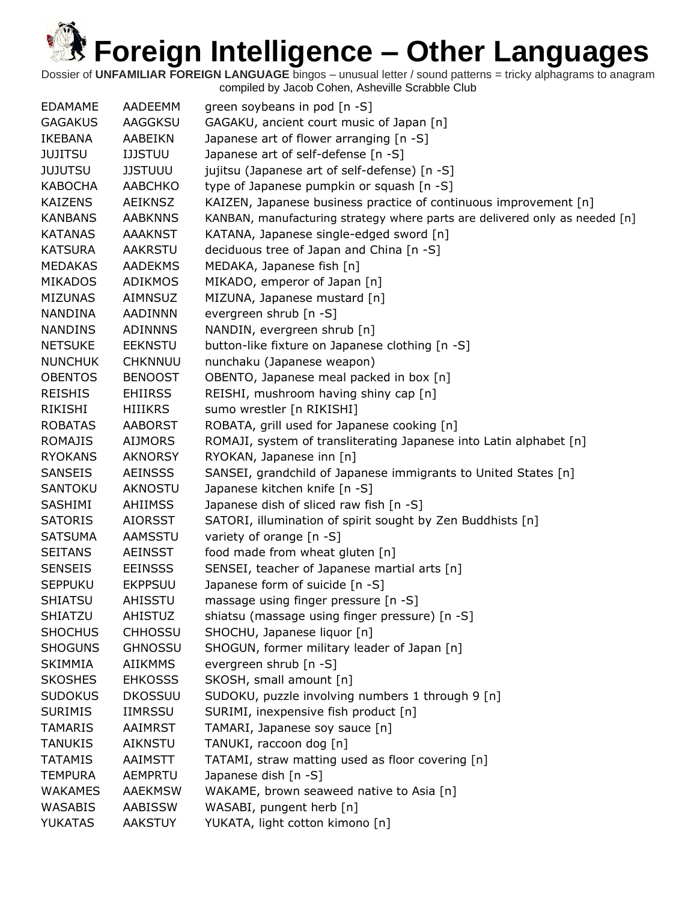# Foreign Intelligence – Other Languages

Dossier of **UNFAMILIAR FOREIGN LANGUAGE** bingos – unusual letter / sound patterns = tricky alphagrams to anagram
compiled by Jacob Cohen, Asheville Scrabble Club

| | | |
|---|---|---|
| EDAMAME | AADEEMM | green soybeans in pod [n -S] |
| GAGAKUS | AAGGKSU | GAGAKU, ancient court music of Japan [n] |
| IKEBANA | AABEIKN | Japanese art of flower arranging [n -S] |
| JUJITSU | IJJSTUU | Japanese art of self-defense [n -S] |
| JUJUTSU | JJSTUUU | jujitsu (Japanese art of self-defense) [n -S] |
| KABOCHA | AABCHKO | type of Japanese pumpkin or squash [n -S] |
| KAIZENS | AEIKNSZ | KAIZEN, Japanese business practice of continuous improvement [n] |
| KANBANS | AABKNNS | KANBAN, manufacturing strategy where parts are delivered only as needed [n] |
| KATANAS | AAAKNST | KATANA, Japanese single-edged sword [n] |
| KATSURA | AAKRSTU | deciduous tree of Japan and China [n -S] |
| MEDAKAS | AADEKMS | MEDAKA, Japanese fish [n] |
| MIKADOS | ADIKMOS | MIKADO, emperor of Japan [n] |
| MIZUNAS | AIMNSUZ | MIZUNA, Japanese mustard [n] |
| NANDINA | AADINNN | evergreen shrub [n -S] |
| NANDINS | ADINNNS | NANDIN, evergreen shrub [n] |
| NETSUKE | EEKNSTU | button-like fixture on Japanese clothing [n -S] |
| NUNCHUK | CHKNNUU | nunchaku (Japanese weapon) |
| OBENTOS | BENOOST | OBENTO, Japanese meal packed in box [n] |
| REISHIS | EHIIRSS | REISHI, mushroom having shiny cap [n] |
| RIKISHI | HIIIKRS | sumo wrestler [n RIKISHI] |
| ROBATAS | AABORST | ROBATA, grill used for Japanese cooking [n] |
| ROMAJIS | AIJMORS | ROMAJI, system of transliterating Japanese into Latin alphabet [n] |
| RYOKANS | AKNORSY | RYOKAN, Japanese inn [n] |
| SANSEIS | AEINSSS | SANSEI, grandchild of Japanese immigrants to United States [n] |
| SANTOKU | AKNOSTU | Japanese kitchen knife [n -S] |
| SASHIMI | AHIIMSS | Japanese dish of sliced raw fish [n -S] |
| SATORIS | AIORSST | SATORI, illumination of spirit sought by Zen Buddhists [n] |
| SATSUMA | AAMSSTU | variety of orange [n -S] |
| SEITANS | AEINSST | food made from wheat gluten [n] |
| SENSEIS | EEINSSS | SENSEI, teacher of Japanese martial arts [n] |
| SEPPUKU | EKPPSUU | Japanese form of suicide [n -S] |
| SHIATSU | AHISSTU | massage using finger pressure [n -S] |
| SHIATZU | AHISTUZ | shiatsu (massage using finger pressure) [n -S] |
| SHOCHUS | CHHOSSU | SHOCHU, Japanese liquor [n] |
| SHOGUNS | GHNOSSU | SHOGUN, former military leader of Japan [n] |
| SKIMMIA | AIIKMMS | evergreen shrub [n -S] |
| SKOSHES | EHKOSSS | SKOSH, small amount [n] |
| SUDOKUS | DKOSSUU | SUDOKU, puzzle involving numbers 1 through 9 [n] |
| SURIMIS | IIMRSSU | SURIMI, inexpensive fish product [n] |
| TAMARIS | AAIMRST | TAMARI, Japanese soy sauce [n] |
| TANUKIS | AIKNSTU | TANUKI, raccoon dog [n] |
| TATAMIS | AAIMSTT | TATAMI, straw matting used as floor covering [n] |
| TEMPURA | AEMPRTU | Japanese dish [n -S] |
| WAKAMES | AAEKMSW | WAKAME, brown seaweed native to Asia [n] |
| WASABIS | AABISSW | WASABI, pungent herb [n] |
| YUKATAS | AAKSTUY | YUKATA, light cotton kimono [n] |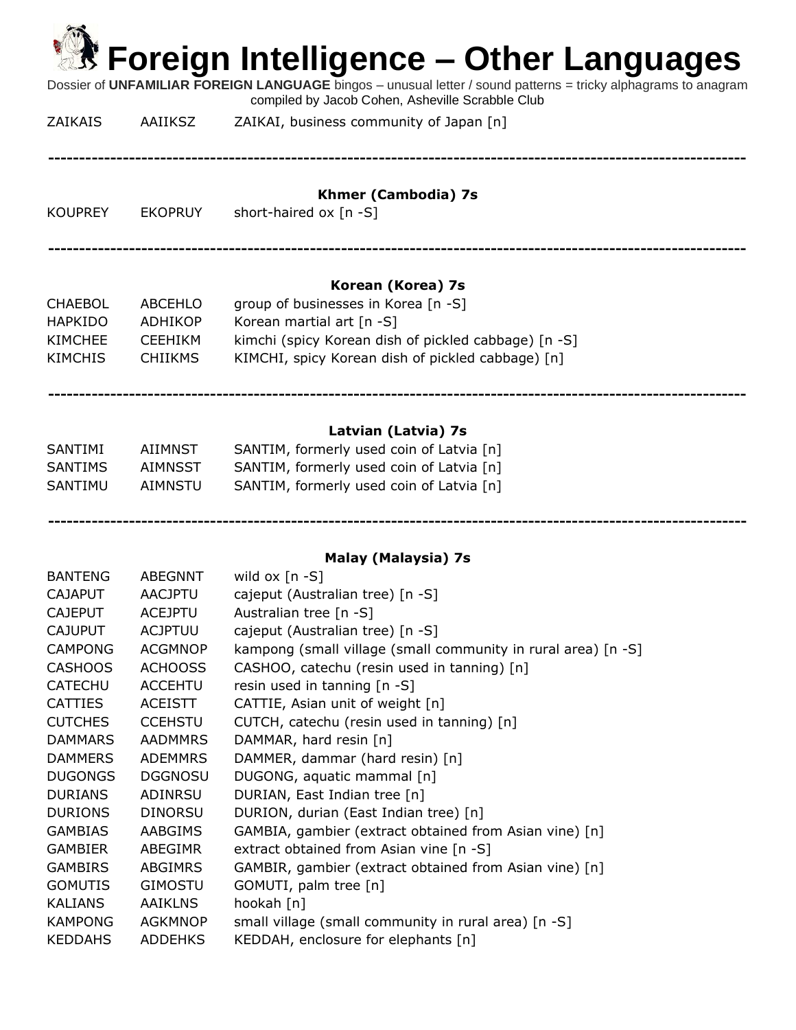# Foreign Intelligence – Other Languages

Dossier of **UNFAMILIAR FOREIGN LANGUAGE** bingos – unusual letter / sound patterns = tricky alphagrams to anagram compiled by Jacob Cohen, Asheville Scrabble Club

| | | |
|---|---|---|
| ZAIKAIS | AAIIKSZ | ZAIKAI, business community of Japan [n] |

---

### Khmer (Cambodia) 7s

| | | |
|---|---|---|
| KOUPREY | EKOPRUY | short-haired ox [n -S] |

---

### Korean (Korea) 7s

| | | |
|---|---|---|
| CHAEBOL | ABCEHLO | group of businesses in Korea [n -S] |
| HAPKIDO | ADHIKOP | Korean martial art [n -S] |
| KIMCHEE | CEEHIKM | kimchi (spicy Korean dish of pickled cabbage) [n -S] |
| KIMCHIS | CHIIKMS | KIMCHI, spicy Korean dish of pickled cabbage) [n] |

---

### Latvian (Latvia) 7s

| | | |
|---|---|---|
| SANTIMI | AIIMNST | SANTIM, formerly used coin of Latvia [n] |
| SANTIMS | AIMNSST | SANTIM, formerly used coin of Latvia [n] |
| SANTIMU | AIMNSTU | SANTIM, formerly used coin of Latvia [n] |

---

### Malay (Malaysia) 7s

| | | |
|---|---|---|
| BANTENG | ABEGNNT | wild ox [n -S] |
| CAJAPUT | AACJPTU | cajeput (Australian tree) [n -S] |
| CAJEPUT | ACEJPTU | Australian tree [n -S] |
| CAJUPUT | ACJPTUU | cajeput (Australian tree) [n -S] |
| CAMPONG | ACGMNOP | kampong (small village (small community in rural area) [n -S] |
| CASHOOS | ACHOOSS | CASHOO, catechu (resin used in tanning) [n] |
| CATECHU | ACCEHTU | resin used in tanning [n -S] |
| CATTIES | ACEISTT | CATTIE, Asian unit of weight [n] |
| CUTCHES | CCEHSTU | CUTCH, catechu (resin used in tanning) [n] |
| DAMMARS | AADMMRS | DAMMAR, hard resin [n] |
| DAMMERS | ADEMMRS | DAMMER, dammar (hard resin) [n] |
| DUGONGS | DGGNOSU | DUGONG, aquatic mammal [n] |
| DURIANS | ADINRSU | DURIAN, East Indian tree [n] |
| DURIONS | DINORSU | DURION, durian (East Indian tree) [n] |
| GAMBIAS | AABGIMS | GAMBIA, gambier (extract obtained from Asian vine) [n] |
| GAMBIER | ABEGIMR | extract obtained from Asian vine [n -S] |
| GAMBIRS | ABGIMRS | GAMBIR, gambier (extract obtained from Asian vine) [n] |
| GOMUTIS | GIMOSTU | GOMUTI, palm tree [n] |
| KALIANS | AAIKLNS | hookah [n] |
| KAMPONG | AGKMNOP | small village (small community in rural area) [n -S] |
| KEDDAHS | ADDEHKS | KEDDAH, enclosure for elephants [n] |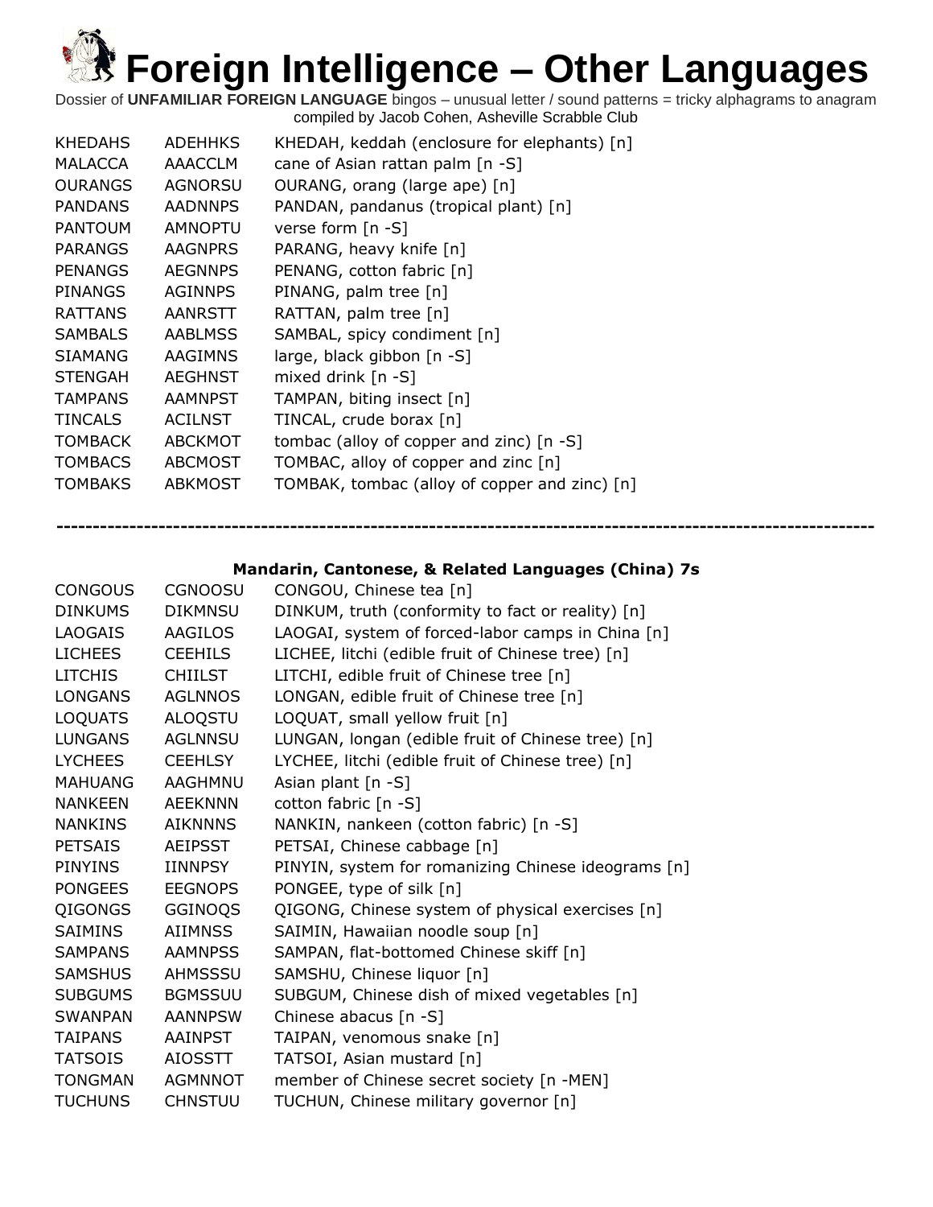# Foreign Intelligence – Other Languages

Dossier of **UNFAMILIAR FOREIGN LANGUAGE** bingos – unusual letter / sound patterns = tricky alphagrams to anagram
compiled by Jacob Cohen, Asheville Scrabble Club

| | | |
|---|---|---|
| KHEDAHS | ADEHHKS | KHEDAH, keddah (enclosure for elephants) [n] |
| MALACCA | AAACCLM | cane of Asian rattan palm [n -S] |
| OURANGS | AGNORSU | OURANG, orang (large ape) [n] |
| PANDANS | AADNNPS | PANDAN, pandanus (tropical plant) [n] |
| PANTOUM | AMNOPTU | verse form [n -S] |
| PARANGS | AAGNPRS | PARANG, heavy knife [n] |
| PENANGS | AEGNNPS | PENANG, cotton fabric [n] |
| PINANGS | AGINNPS | PINANG, palm tree [n] |
| RATTANS | AANRSTT | RATTAN, palm tree [n] |
| SAMBALS | AABLMSS | SAMBAL, spicy condiment [n] |
| SIAMANG | AAGIMNS | large, black gibbon [n -S] |
| STENGAH | AEGHNST | mixed drink [n -S] |
| TAMPANS | AAMNPST | TAMPAN, biting insect [n] |
| TINCALS | ACILNST | TINCAL, crude borax [n] |
| TOMBACK | ABCKMOT | tombac (alloy of copper and zinc) [n -S] |
| TOMBACS | ABCMOST | TOMBAC, alloy of copper and zinc [n] |
| TOMBAKS | ABKMOST | TOMBAK, tombac (alloy of copper and zinc) [n] |

---

### Mandarin, Cantonese, & Related Languages (China) 7s

| | | |
|---|---|---|
| CONGOUS | CGNOOSU | CONGOU, Chinese tea [n] |
| DINKUMS | DIKMNSU | DINKUM, truth (conformity to fact or reality) [n] |
| LAOGAIS | AAGILOS | LAOGAI, system of forced-labor camps in China [n] |
| LICHEES | CEEHILS | LICHEE, litchi (edible fruit of Chinese tree) [n] |
| LITCHIS | CHIILST | LITCHI, edible fruit of Chinese tree [n] |
| LONGANS | AGLNNOS | LONGAN, edible fruit of Chinese tree [n] |
| LOQUATS | ALOQSTU | LOQUAT, small yellow fruit [n] |
| LUNGANS | AGLNNSU | LUNGAN, longan (edible fruit of Chinese tree) [n] |
| LYCHEES | CEEHLSY | LYCHEE, litchi (edible fruit of Chinese tree) [n] |
| MAHUANG | AAGHMNU | Asian plant [n -S] |
| NANKEEN | AEEKNNN | cotton fabric [n -S] |
| NANKINS | AIKNNNS | NANKIN, nankeen (cotton fabric) [n -S] |
| PETSAIS | AEIPSST | PETSAI, Chinese cabbage [n] |
| PINYINS | IINNPSY | PINYIN, system for romanizing Chinese ideograms [n] |
| PONGEES | EEGNOPS | PONGEE, type of silk [n] |
| QIGONGS | GGINOQS | QIGONG, Chinese system of physical exercises [n] |
| SAIMINS | AIIMNSS | SAIMIN, Hawaiian noodle soup [n] |
| SAMPANS | AAMNPSS | SAMPAN, flat-bottomed Chinese skiff [n] |
| SAMSHUS | AHMSSSU | SAMSHU, Chinese liquor [n] |
| SUBGUMS | BGMSSUU | SUBGUM, Chinese dish of mixed vegetables [n] |
| SWANPAN | AANNPSW | Chinese abacus [n -S] |
| TAIPANS | AAINPST | TAIPAN, venomous snake [n] |
| TATSOIS | AIOSSTT | TATSOI, Asian mustard [n] |
| TONGMAN | AGMNNOT | member of Chinese secret society [n -MEN] |
| TUCHUNS | CHNSTUU | TUCHUN, Chinese military governor [n] |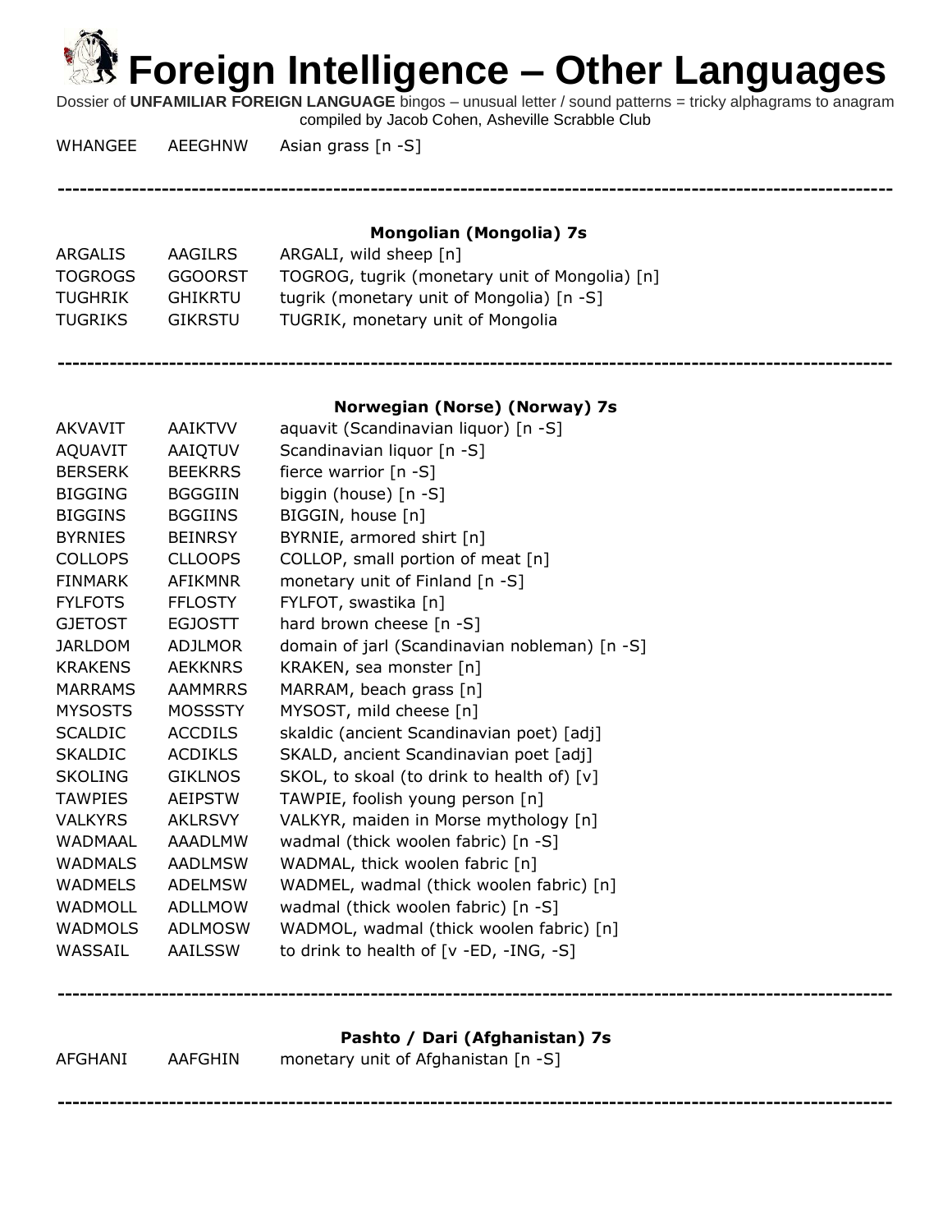# Foreign Intelligence – Other Languages

Dossier of **UNFAMILIAR FOREIGN LANGUAGE** bingos – unusual letter / sound patterns = tricky alphagrams to anagram compiled by Jacob Cohen, Asheville Scrabble Club

| | | |
|---|---|---|
| WHANGEE | AEEGHNW | Asian grass [n -S] |

---

### Mongolian (Mongolia) 7s

| | | |
|---|---|---|
| ARGALIS | AAGILRS | ARGALI, wild sheep [n] |
| TOGROGS | GGOORST | TOGROG, tugrik (monetary unit of Mongolia) [n] |
| TUGHRIK | GHIKRTU | tugrik (monetary unit of Mongolia) [n -S] |
| TUGRIKS | GIKRSTU | TUGRIK, monetary unit of Mongolia |

---

### Norwegian (Norse) (Norway) 7s

| | | |
|---|---|---|
| AKVAVIT | AAIKTVV | aquavit (Scandinavian liquor) [n -S] |
| AQUAVIT | AAIQTUV | Scandinavian liquor [n -S] |
| BERSERK | BEEKRRS | fierce warrior [n -S] |
| BIGGING | BGGGIIN | biggin (house) [n -S] |
| BIGGINS | BGGIINS | BIGGIN, house [n] |
| BYRNIES | BEINRSY | BYRNIE, armored shirt [n] |
| COLLOPS | CLLOOPS | COLLOP, small portion of meat [n] |
| FINMARK | AFIKMNR | monetary unit of Finland [n -S] |
| FYLFOTS | FFLOSTY | FYLFOT, swastika [n] |
| GJETOST | EGJOSTT | hard brown cheese [n -S] |
| JARLDOM | ADJLMOR | domain of jarl (Scandinavian nobleman) [n -S] |
| KRAKENS | AEKKNRS | KRAKEN, sea monster [n] |
| MARRAMS | AAMMRRS | MARRAM, beach grass [n] |
| MYSOSTS | MOSSSTY | MYSOST, mild cheese [n] |
| SCALDIC | ACCDILS | skaldic (ancient Scandinavian poet) [adj] |
| SKALDIC | ACDIKLS | SKALD, ancient Scandinavian poet [adj] |
| SKOLING | GIKLNOS | SKOL, to skoal (to drink to health of) [v] |
| TAWPIES | AEIPSTW | TAWPIE, foolish young person [n] |
| VALKYRS | AKLRSVY | VALKYR, maiden in Morse mythology [n] |
| WADMAAL | AAADLMW | wadmal (thick woolen fabric) [n -S] |
| WADMALS | AADLMSW | WADMAL, thick woolen fabric [n] |
| WADMELS | ADELMSW | WADMEL, wadmal (thick woolen fabric) [n] |
| WADMOLL | ADLLMOW | wadmal (thick woolen fabric) [n -S] |
| WADMOLS | ADLMOSW | WADMOL, wadmal (thick woolen fabric) [n] |
| WASSAIL | AAILSSW | to drink to health of [v -ED, -ING, -S] |

---

### Pashto / Dari (Afghanistan) 7s

| | | |
|---|---|---|
| AFGHANI | AAFGHIN | monetary unit of Afghanistan [n -S] |

---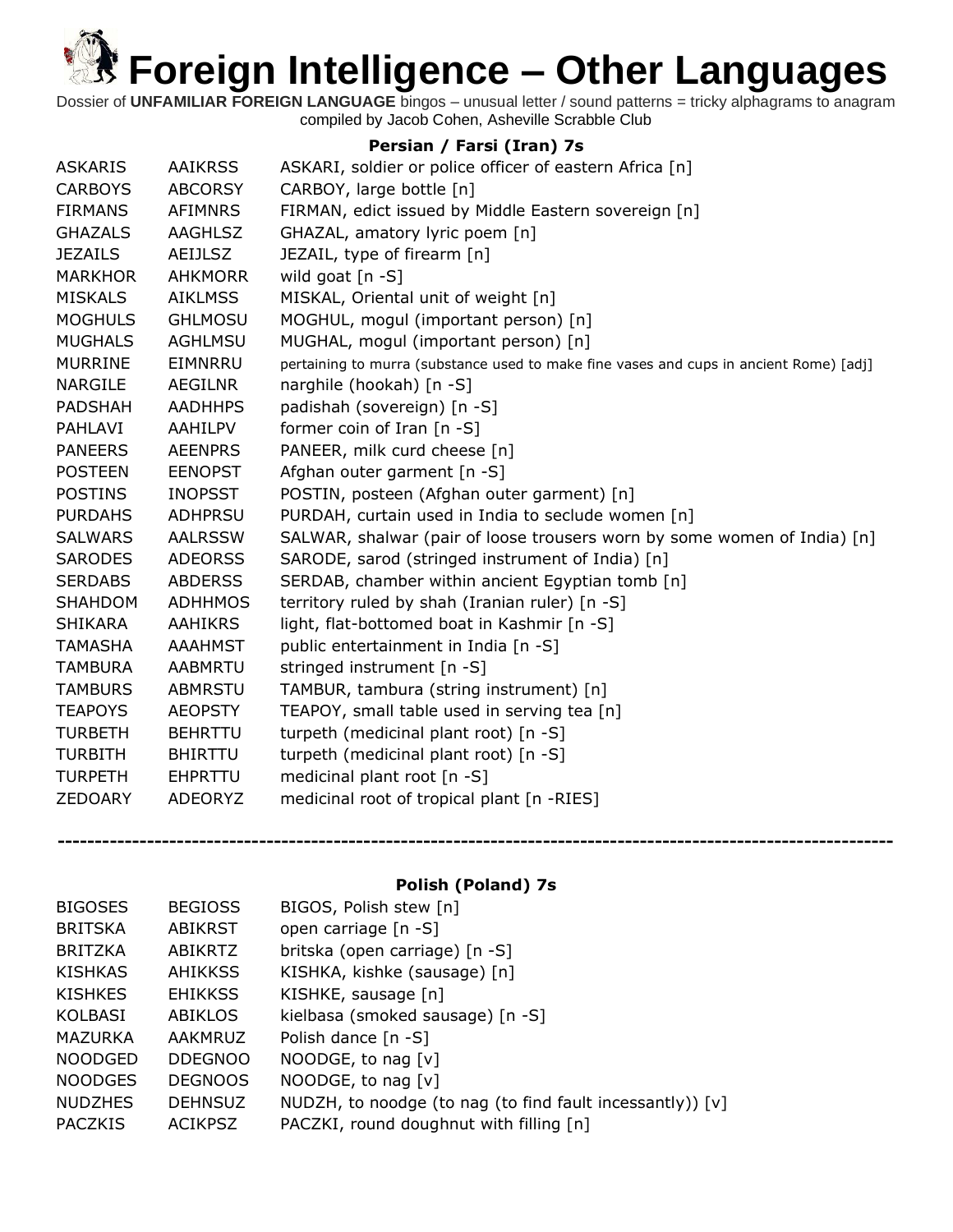# Foreign Intelligence – Other Languages

Dossier of **UNFAMILIAR FOREIGN LANGUAGE** bingos – unusual letter / sound patterns = tricky alphagrams to anagram
compiled by Jacob Cohen, Asheville Scrabble Club

### Persian / Farsi (Iran) 7s

| | | |
|---|---|---|
| ASKARIS | AAIKRSS | ASKARI, soldier or police officer of eastern Africa [n] |
| CARBOYS | ABCORSY | CARBOY, large bottle [n] |
| FIRMANS | AFIMNRS | FIRMAN, edict issued by Middle Eastern sovereign [n] |
| GHAZALS | AAGHLSZ | GHAZAL, amatory lyric poem [n] |
| JEZAILS | AEIJLSZ | JEZAIL, type of firearm [n] |
| MARKHOR | AHKMORR | wild goat [n -S] |
| MISKALS | AIKLMSS | MISKAL, Oriental unit of weight [n] |
| MOGHULS | GHLMOSU | MOGHUL, mogul (important person) [n] |
| MUGHALS | AGHLMSU | MUGHAL, mogul (important person) [n] |
| MURRINE | EIMNRRU | pertaining to murra (substance used to make fine vases and cups in ancient Rome) [adj] |
| NARGILE | AEGILNR | narghile (hookah) [n -S] |
| PADSHAH | AADHHPS | padishah (sovereign) [n -S] |
| PAHLAVI | AAHILPV | former coin of Iran [n -S] |
| PANEERS | AEENPRS | PANEER, milk curd cheese [n] |
| POSTEEN | EENOPST | Afghan outer garment [n -S] |
| POSTINS | INOPSST | POSTIN, posteen (Afghan outer garment) [n] |
| PURDAHS | ADHPRSU | PURDAH, curtain used in India to seclude women [n] |
| SALWARS | AALRSSW | SALWAR, shalwar (pair of loose trousers worn by some women of India) [n] |
| SARODES | ADEORSS | SARODE, sarod (stringed instrument of India) [n] |
| SERDABS | ABDERSS | SERDAB, chamber within ancient Egyptian tomb [n] |
| SHAHDOM | ADHHMOS | territory ruled by shah (Iranian ruler) [n -S] |
| SHIKARA | AAHIKRS | light, flat-bottomed boat in Kashmir [n -S] |
| TAMASHA | AAAHMST | public entertainment in India [n -S] |
| TAMBURA | AABMRTU | stringed instrument [n -S] |
| TAMBURS | ABMRSTU | TAMBUR, tambura (string instrument) [n] |
| TEAPOYS | AEOPSTY | TEAPOY, small table used in serving tea [n] |
| TURBETH | BEHRTTU | turpeth (medicinal plant root) [n -S] |
| TURBITH | BHIRTTU | turpeth (medicinal plant root) [n -S] |
| TURPETH | EHPRTTU | medicinal plant root [n -S] |
| ZEDOARY | ADEORYZ | medicinal root of tropical plant [n -RIES] |

---

### Polish (Poland) 7s

| | | |
|---|---|---|
| BIGOSES | BEGIOSS | BIGOS, Polish stew [n] |
| BRITSKA | ABIKRST | open carriage [n -S] |
| BRITZKA | ABIKRTZ | britska (open carriage) [n -S] |
| KISHKAS | AHIKKSS | KISHKA, kishke (sausage) [n] |
| KISHKES | EHIKKSS | KISHKE, sausage [n] |
| KOLBASI | ABIKLOS | kielbasa (smoked sausage) [n -S] |
| MAZURKA | AAKMRUZ | Polish dance [n -S] |
| NOODGED | DDEGNOO | NOODGE, to nag [v] |
| NOODGES | DEGNOOS | NOODGE, to nag [v] |
| NUDZHES | DEHNSUZ | NUDZH, to noodge (to nag (to find fault incessantly)) [v] |
| PACZKIS | ACIKPSZ | PACZKI, round doughnut with filling [n] |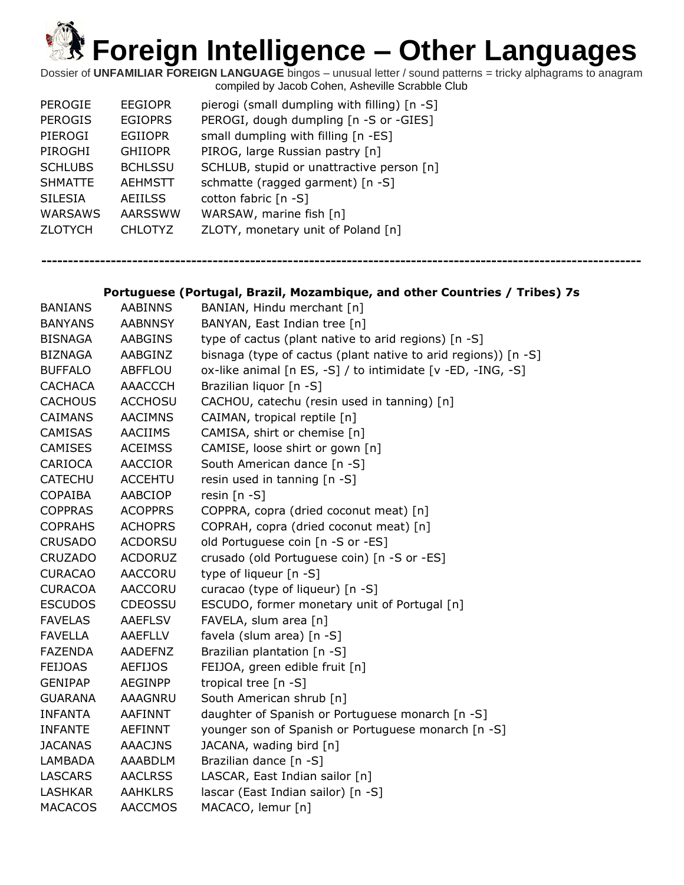# Foreign Intelligence – Other Languages

Dossier of **UNFAMILIAR FOREIGN LANGUAGE** bingos – unusual letter / sound patterns = tricky alphagrams to anagram compiled by Jacob Cohen, Asheville Scrabble Club

| | | |
|---|---|---|
| PEROGIE | EEGIOPR | pierogi (small dumpling with filling) [n -S] |
| PEROGIS | EGIOPRS | PEROGI, dough dumpling [n -S or -GIES] |
| PIEROGI | EGIIOPR | small dumpling with filling [n -ES] |
| PIROGHI | GHIIOPR | PIROG, large Russian pastry [n] |
| SCHLUBS | BCHLSSU | SCHLUB, stupid or unattractive person [n] |
| SHMATTE | AEHMSTT | schmatte (ragged garment) [n -S] |
| SILESIA | AEIILSS | cotton fabric [n -S] |
| WARSAWS | AARSSWW | WARSAW, marine fish [n] |
| ZLOTYCH | CHLOTYZ | ZLOTY, monetary unit of Poland [n] |

---

**Portuguese (Portugal, Brazil, Mozambique, and other Countries / Tribes) 7s**

| | | |
|---|---|---|
| BANIANS | AABINNS | BANIAN, Hindu merchant [n] |
| BANYANS | AABNNSY | BANYAN, East Indian tree [n] |
| BISNAGA | AABGINS | type of cactus (plant native to arid regions) [n -S] |
| BIZNAGA | AABGINZ | bisnaga (type of cactus (plant native to arid regions)) [n -S] |
| BUFFALO | ABFFLOU | ox-like animal [n ES, -S] / to intimidate [v -ED, -ING, -S] |
| CACHACA | AAACCCH | Brazilian liquor [n -S] |
| CACHOUS | ACCHOSU | CACHOU, catechu (resin used in tanning) [n] |
| CAIMANS | AACIMNS | CAIMAN, tropical reptile [n] |
| CAMISAS | AACIIMS | CAMISA, shirt or chemise [n] |
| CAMISES | ACEIMSS | CAMISE, loose shirt or gown [n] |
| CARIOCA | AACCIOR | South American dance [n -S] |
| CATECHU | ACCEHTU | resin used in tanning [n -S] |
| COPAIBA | AABCIOP | resin [n -S] |
| COPPRAS | ACOPPRS | COPPRA, copra (dried coconut meat) [n] |
| COPRAHS | ACHOPRS | COPRAH, copra (dried coconut meat) [n] |
| CRUSADO | ACDORSU | old Portuguese coin [n -S or -ES] |
| CRUZADO | ACDORUZ | crusado (old Portuguese coin) [n -S or -ES] |
| CURACAO | AACCORU | type of liqueur [n -S] |
| CURACOA | AACCORU | curacao (type of liqueur) [n -S] |
| ESCUDOS | CDEOSSU | ESCUDO, former monetary unit of Portugal [n] |
| FAVELAS | AAEFLSV | FAVELA, slum area [n] |
| FAVELLA | AAEFLLV | favela (slum area) [n -S] |
| FAZENDA | AADEFNZ | Brazilian plantation [n -S] |
| FEIJOAS | AEFIJOS | FEIJOA, green edible fruit [n] |
| GENIPAP | AEGINPP | tropical tree [n -S] |
| GUARANA | AAAGNRU | South American shrub [n] |
| INFANTA | AAFINNT | daughter of Spanish or Portuguese monarch [n -S] |
| INFANTE | AEFINNT | younger son of Spanish or Portuguese monarch [n -S] |
| JACANAS | AAACJNS | JACANA, wading bird [n] |
| LAMBADA | AAABDLM | Brazilian dance [n -S] |
| LASCARS | AACLRSS | LASCAR, East Indian sailor [n] |
| LASHKAR | AAHKLRS | lascar (East Indian sailor) [n -S] |
| MACACOS | AACCMOS | MACACO, lemur [n] |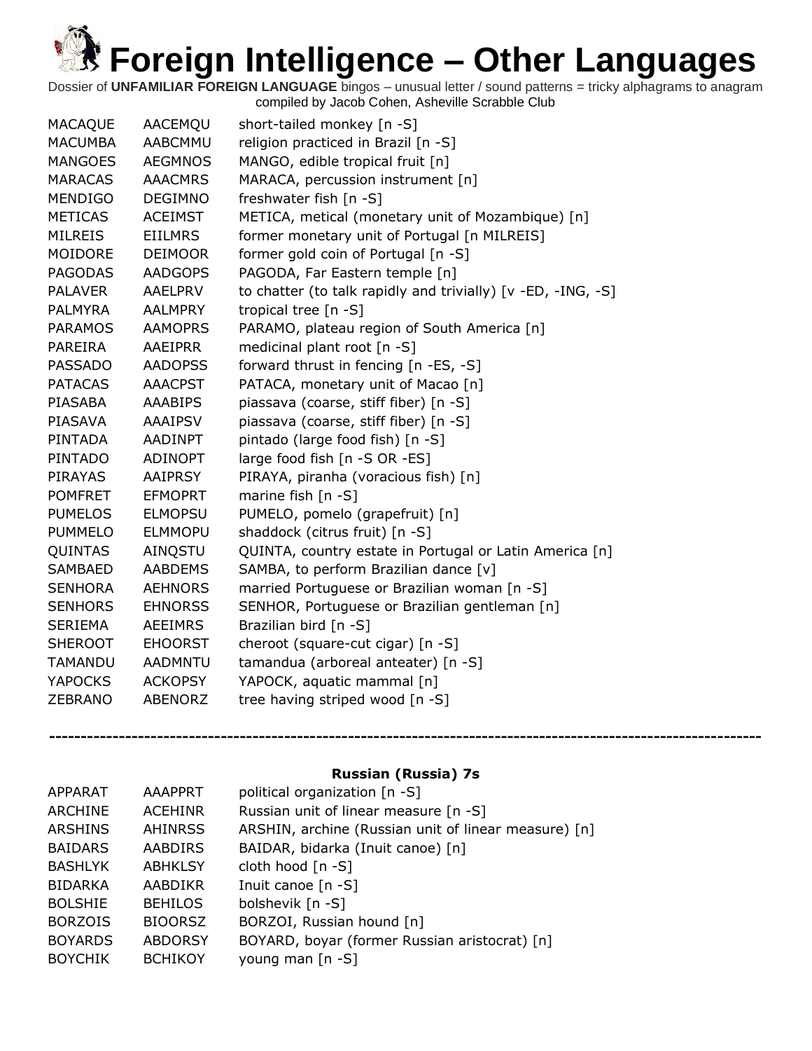# Foreign Intelligence – Other Languages

Dossier of **UNFAMILIAR FOREIGN LANGUAGE** bingos – unusual letter / sound patterns = tricky alphagrams to anagram
compiled by Jacob Cohen, Asheville Scrabble Club

| | | |
|---|---|---|
| MACAQUE | AACEMQU | short-tailed monkey [n -S] |
| MACUMBA | AABCMMU | religion practiced in Brazil [n -S] |
| MANGOES | AEGMNOS | MANGO, edible tropical fruit [n] |
| MARACAS | AAACMRS | MARACA, percussion instrument [n] |
| MENDIGO | DEGIMNO | freshwater fish [n -S] |
| METICAS | ACEIMST | METICA, metical (monetary unit of Mozambique) [n] |
| MILREIS | EIILMRS | former monetary unit of Portugal [n MILREIS] |
| MOIDORE | DEIMOOR | former gold coin of Portugal [n -S] |
| PAGODAS | AADGOPS | PAGODA, Far Eastern temple [n] |
| PALAVER | AAELPRV | to chatter (to talk rapidly and trivially) [v -ED, -ING, -S] |
| PALMYRA | AALMPRY | tropical tree [n -S] |
| PARAMOS | AAMOPRS | PARAMO, plateau region of South America [n] |
| PAREIRA | AAEIPRR | medicinal plant root [n -S] |
| PASSADO | AADOPSS | forward thrust in fencing [n -ES, -S] |
| PATACAS | AAACPST | PATACA, monetary unit of Macao [n] |
| PIASABA | AAABIPS | piassava (coarse, stiff fiber) [n -S] |
| PIASAVA | AAAIPSV | piassava (coarse, stiff fiber) [n -S] |
| PINTADA | AADINPT | pintado (large food fish) [n -S] |
| PINTADO | ADINOPT | large food fish [n -S OR -ES] |
| PIRAYAS | AAIPRSY | PIRAYA, piranha (voracious fish) [n] |
| POMFRET | EFMOPRT | marine fish [n -S] |
| PUMELOS | ELMOPSU | PUMELO, pomelo (grapefruit) [n] |
| PUMMELO | ELMMOPU | shaddock (citrus fruit) [n -S] |
| QUINTAS | AINQSTU | QUINTA, country estate in Portugal or Latin America [n] |
| SAMBAED | AABDEMS | SAMBA, to perform Brazilian dance [v] |
| SENHORA | AEHNORS | married Portuguese or Brazilian woman [n -S] |
| SENHORS | EHNORSS | SENHOR, Portuguese or Brazilian gentleman [n] |
| SERIEMA | AEEIMRS | Brazilian bird [n -S] |
| SHEROOT | EHOORST | cheroot (square-cut cigar) [n -S] |
| TAMANDU | AADMNTU | tamandua (arboreal anteater) [n -S] |
| YAPOCKS | ACKOPSY | YAPOCK, aquatic mammal [n] |
| ZEBRANO | ABENORZ | tree having striped wood [n -S] |

---

**Russian (Russia) 7s**

| | | |
|---|---|---|
| APPARAT | AAAPPRT | political organization [n -S] |
| ARCHINE | ACEHINR | Russian unit of linear measure [n -S] |
| ARSHINS | AHINRSS | ARSHIN, archine (Russian unit of linear measure) [n] |
| BAIDARS | AABDIRS | BAIDAR, bidarka (Inuit canoe) [n] |
| BASHLYK | ABHKLSY | cloth hood [n -S] |
| BIDARKA | AABDIKR | Inuit canoe [n -S] |
| BOLSHIE | BEHILOS | bolshevik [n -S] |
| BORZOIS | BIOORSZ | BORZOI, Russian hound [n] |
| BOYARDS | ABDORSY | BOYARD, boyar (former Russian aristocrat) [n] |
| BOYCHIK | BCHIKOY | young man [n -S] |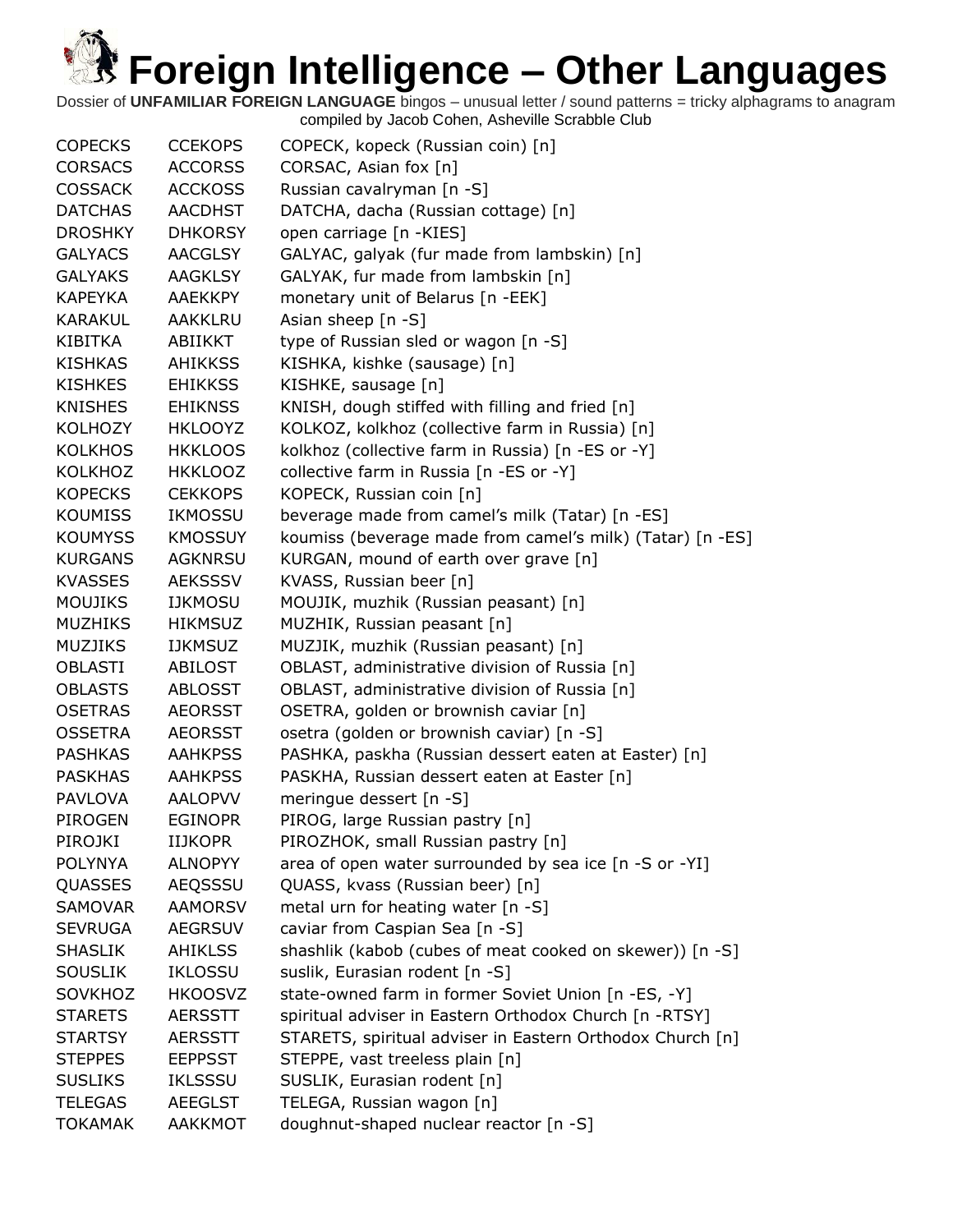# Foreign Intelligence – Other Languages

Dossier of **UNFAMILIAR FOREIGN LANGUAGE** bingos – unusual letter / sound patterns = tricky alphagrams to anagram compiled by Jacob Cohen, Asheville Scrabble Club

| | | |
|---|---|---|
| COPECKS | CCEKOPS | COPECK, kopeck (Russian coin) [n] |
| CORSACS | ACCORSS | CORSAC, Asian fox [n] |
| COSSACK | ACCKOSS | Russian cavalryman [n -S] |
| DATCHAS | AACDHST | DATCHA, dacha (Russian cottage) [n] |
| DROSHKY | DHKORSY | open carriage [n -KIES] |
| GALYACS | AACGLSY | GALYAC, galyak (fur made from lambskin) [n] |
| GALYAKS | AAGKLSY | GALYAK, fur made from lambskin [n] |
| KAPEYKA | AAEKKPY | monetary unit of Belarus [n -EEK] |
| KARAKUL | AAKKLRU | Asian sheep [n -S] |
| KIBITKA | ABIIKKT | type of Russian sled or wagon [n -S] |
| KISHKAS | AHIKKSS | KISHKA, kishke (sausage) [n] |
| KISHKES | EHIKKSS | KISHKE, sausage [n] |
| KNISHES | EHIKNSS | KNISH, dough stiffed with filling and fried [n] |
| KOLHOZY | HKLOOYZ | KOLKOZ, kolkhoz (collective farm in Russia) [n] |
| KOLKHOS | HKKLOOS | kolkhoz (collective farm in Russia) [n -ES or -Y] |
| KOLKHOZ | HKKLOOZ | collective farm in Russia [n -ES or -Y] |
| KOPECKS | CEKKOPS | KOPECK, Russian coin [n] |
| KOUMISS | IKMOSSU | beverage made from camel's milk (Tatar) [n -ES] |
| KOUMYSS | KMOSSUY | koumiss (beverage made from camel's milk) (Tatar) [n -ES] |
| KURGANS | AGKNRSU | KURGAN, mound of earth over grave [n] |
| KVASSES | AEKSSSV | KVASS, Russian beer [n] |
| MOUJIKS | IJKMOSU | MOUJIK, muzhik (Russian peasant) [n] |
| MUZHIKS | HIKMSUZ | MUZHIK, Russian peasant [n] |
| MUZJIKS | IJKMSUZ | MUZJIK, muzhik (Russian peasant) [n] |
| OBLASTI | ABILOST | OBLAST, administrative division of Russia [n] |
| OBLASTS | ABLOSST | OBLAST, administrative division of Russia [n] |
| OSETRAS | AEORSST | OSETRA, golden or brownish caviar [n] |
| OSSETRA | AEORSST | osetra (golden or brownish caviar) [n -S] |
| PASHKAS | AAHKPSS | PASHKA, paskha (Russian dessert eaten at Easter) [n] |
| PASKHAS | AAHKPSS | PASKHA, Russian dessert eaten at Easter [n] |
| PAVLOVA | AALOPVV | meringue dessert [n -S] |
| PIROGEN | EGINOPR | PIROG, large Russian pastry [n] |
| PIROJKI | IIJKOPR | PIROZHOK, small Russian pastry [n] |
| POLYNYA | ALNOPYY | area of open water surrounded by sea ice [n -S or -YI] |
| QUASSES | AEQSSSU | QUASS, kvass (Russian beer) [n] |
| SAMOVAR | AAMORSV | metal urn for heating water [n -S] |
| SEVRUGA | AEGRSUV | caviar from Caspian Sea [n -S] |
| SHASLIK | AHIKLSS | shashlik (kabob (cubes of meat cooked on skewer)) [n -S] |
| SOUSLIK | IKLOSSU | suslik, Eurasian rodent [n -S] |
| SOVKHOZ | HKOOSVZ | state-owned farm in former Soviet Union [n -ES, -Y] |
| STARETS | AERSSTT | spiritual adviser in Eastern Orthodox Church [n -RTSY] |
| STARTSY | AERSSTT | STARETS, spiritual adviser in Eastern Orthodox Church [n] |
| STEPPES | EEPPSST | STEPPE, vast treeless plain [n] |
| SUSLIKS | IKLSSSU | SUSLIK, Eurasian rodent [n] |
| TELEGAS | AEEGLST | TELEGA, Russian wagon [n] |
| TOKAMAK | AAKKMOT | doughnut-shaped nuclear reactor [n -S] |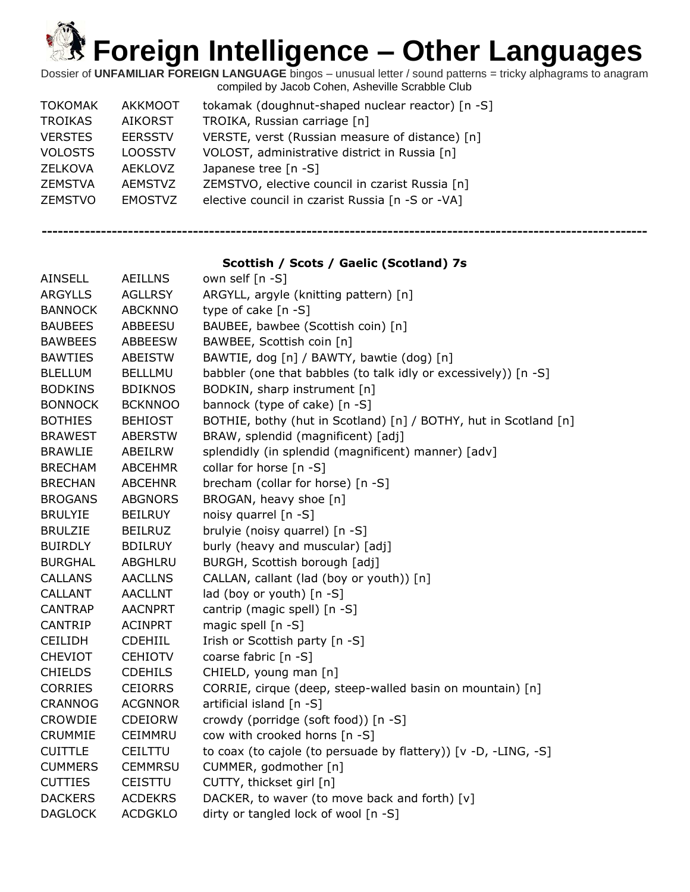# Foreign Intelligence – Other Languages

Dossier of **UNFAMILIAR FOREIGN LANGUAGE** bingos – unusual letter / sound patterns = tricky alphagrams to anagram compiled by Jacob Cohen, Asheville Scrabble Club

| | | |
|---|---|---|
| TOKOMAK | AKKMOOT | tokamak (doughnut-shaped nuclear reactor) [n -S] |
| TROIKAS | AIKORST | TROIKA, Russian carriage [n] |
| VERSTES | EERSSTV | VERSTE, verst (Russian measure of distance) [n] |
| VOLOSTS | LOOSSTV | VOLOST, administrative district in Russia [n] |
| ZELKOVA | AEKLOVZ | Japanese tree [n -S] |
| ZEMSTVA | AEMSTVZ | ZEMSTVO, elective council in czarist Russia [n] |
| ZEMSTVO | EMOSTVZ | elective council in czarist Russia [n -S or -VA] |

---

### Scottish / Scots / Gaelic (Scotland) 7s

| | | |
|---|---|---|
| AINSELL | AEILLNS | own self [n -S] |
| ARGYLLS | AGLLRSY | ARGYLL, argyle (knitting pattern) [n] |
| BANNOCK | ABCKNNO | type of cake [n -S] |
| BAUBEES | ABBEESU | BAUBEE, bawbee (Scottish coin) [n] |
| BAWBEES | ABBEESW | BAWBEE, Scottish coin [n] |
| BAWTIES | ABEISTW | BAWTIE, dog [n] / BAWTY, bawtie (dog) [n] |
| BLELLUM | BELLLMU | babbler (one that babbles (to talk idly or excessively)) [n -S] |
| BODKINS | BDIKNOS | BODKIN, sharp instrument [n] |
| BONNOCK | BCKNNOO | bannock (type of cake) [n -S] |
| BOTHIES | BEHIOST | BOTHIE, bothy (hut in Scotland) [n] / BOTHY, hut in Scotland [n] |
| BRAWEST | ABERSTW | BRAW, splendid (magnificent) [adj] |
| BRAWLIE | ABEILRW | splendidly (in splendid (magnificent) manner) [adv] |
| BRECHAM | ABCEHMR | collar for horse [n -S] |
| BRECHAN | ABCEHNR | brecham (collar for horse) [n -S] |
| BROGANS | ABGNORS | BROGAN, heavy shoe [n] |
| BRULYIE | BEILRUY | noisy quarrel [n -S] |
| BRULZIE | BEILRUZ | brulyie (noisy quarrel) [n -S] |
| BUIRDLY | BDILRUY | burly (heavy and muscular) [adj] |
| BURGHAL | ABGHLRU | BURGH, Scottish borough [adj] |
| CALLANS | AACLLNS | CALLAN, callant (lad (boy or youth)) [n] |
| CALLANT | AACLLNT | lad (boy or youth) [n -S] |
| CANTRAP | AACNPRT | cantrip (magic spell) [n -S] |
| CANTRIP | ACINPRT | magic spell [n -S] |
| CEILIDH | CDEHIIL | Irish or Scottish party [n -S] |
| CHEVIOT | CEHIOTV | coarse fabric [n -S] |
| CHIELDS | CDEHILS | CHIELD, young man [n] |
| CORRIES | CEIORRS | CORRIE, cirque (deep, steep-walled basin on mountain) [n] |
| CRANNOG | ACGNNOR | artificial island [n -S] |
| CROWDIE | CDEIORW | crowdy (porridge (soft food)) [n -S] |
| CRUMMIE | CEIMMRU | cow with crooked horns [n -S] |
| CUITTLE | CEILTTU | to coax (to cajole (to persuade by flattery)) [v -D, -LING, -S] |
| CUMMERS | CEMMRSU | CUMMER, godmother [n] |
| CUTTIES | CEISTTU | CUTTY, thickset girl [n] |
| DACKERS | ACDEKRS | DACKER, to waver (to move back and forth) [v] |
| DAGLOCK | ACDGKLO | dirty or tangled lock of wool [n -S] |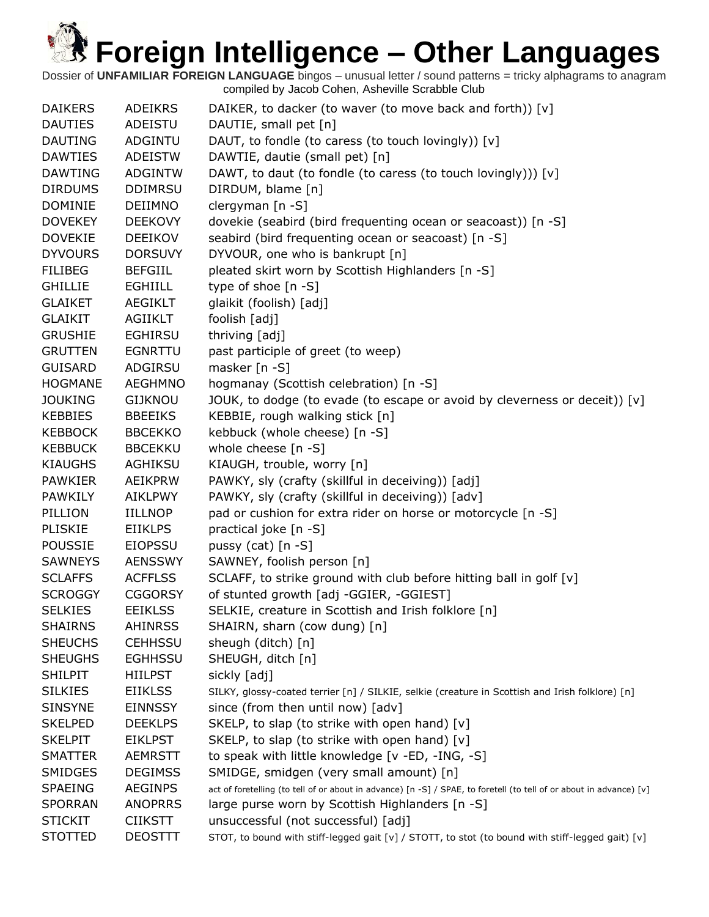# Foreign Intelligence – Other Languages

Dossier of **UNFAMILIAR FOREIGN LANGUAGE** bingos – unusual letter / sound patterns = tricky alphagrams to anagram
compiled by Jacob Cohen, Asheville Scrabble Club

| | | |
|---|---|---|
| DAIKERS | ADEIKRS | DAIKER, to dacker (to waver (to move back and forth)) [v] |
| DAUTIES | ADEISTU | DAUTIE, small pet [n] |
| DAUTING | ADGINTU | DAUT, to fondle (to caress (to touch lovingly)) [v] |
| DAWTIES | ADEISTW | DAWTIE, dautie (small pet) [n] |
| DAWTING | ADGINTW | DAWT, to daut (to fondle (to caress (to touch lovingly))) [v] |
| DIRDUMS | DDIMRSU | DIRDUM, blame [n] |
| DOMINIE | DEIIMNO | clergyman [n -S] |
| DOVEKEY | DEEKOVY | dovekie (seabird (bird frequenting ocean or seacoast)) [n -S] |
| DOVEKIE | DEEIKOV | seabird (bird frequenting ocean or seacoast) [n -S] |
| DYVOURS | DORSUVY | DYVOUR, one who is bankrupt [n] |
| FILIBEG | BEFGIIL | pleated skirt worn by Scottish Highlanders [n -S] |
| GHILLIE | EGHIILL | type of shoe [n -S] |
| GLAIKET | AEGIKLT | glaikit (foolish) [adj] |
| GLAIKIT | AGIIKLT | foolish [adj] |
| GRUSHIE | EGHIRSU | thriving [adj] |
| GRUTTEN | EGNRTTU | past participle of greet (to weep) |
| GUISARD | ADGIRSU | masker [n -S] |
| HOGMANE | AEGHMNO | hogmanay (Scottish celebration) [n -S] |
| JOUKING | GIJKNOU | JOUK, to dodge (to evade (to escape or avoid by cleverness or deceit)) [v] |
| KEBBIES | BBEEIKS | KEBBIE, rough walking stick [n] |
| KEBBOCK | BBCEKKO | kebbuck (whole cheese) [n -S] |
| KEBBUCK | BBCEKKU | whole cheese [n -S] |
| KIAUGHS | AGHIKSU | KIAUGH, trouble, worry [n] |
| PAWKIER | AEIKPRW | PAWKY, sly (crafty (skillful in deceiving)) [adj] |
| PAWKILY | AIKLPWY | PAWKY, sly (crafty (skillful in deceiving)) [adv] |
| PILLION | IILLNOP | pad or cushion for extra rider on horse or motorcycle [n -S] |
| PLISKIE | EIIKLPS | practical joke [n -S] |
| POUSSIE | EIOPSSU | pussy (cat) [n -S] |
| SAWNEYS | AENSSWY | SAWNEY, foolish person [n] |
| SCLAFFS | ACFFLSS | SCLAFF, to strike ground with club before hitting ball in golf [v] |
| SCROGGY | CGGORSY | of stunted growth [adj -GGIER, -GGIEST] |
| SELKIES | EEIKLSS | SELKIE, creature in Scottish and Irish folklore [n] |
| SHAIRNS | AHINRSS | SHAIRN, sharn (cow dung) [n] |
| SHEUCHS | CEHHSSU | sheugh (ditch) [n] |
| SHEUGHS | EGHHSSU | SHEUGH, ditch [n] |
| SHILPIT | HIILPST | sickly [adj] |
| SILKIES | EIIKLSS | SILKY, glossy-coated terrier [n] / SILKIE, selkie (creature in Scottish and Irish folklore) [n] |
| SINSYNE | EINNSSY | since (from then until now) [adv] |
| SKELPED | DEEKLPS | SKELP, to slap (to strike with open hand) [v] |
| SKELPIT | EIKLPST | SKELP, to slap (to strike with open hand) [v] |
| SMATTER | AEMRSTT | to speak with little knowledge [v -ED, -ING, -S] |
| SMIDGES | DEGIMSS | SMIDGE, smidgen (very small amount) [n] |
| SPAEING | AEGINPS | act of foretelling (to tell of or about in advance) [n -S] / SPAE, to foretell (to tell of or about in advance) [v] |
| SPORRAN | ANOPRRS | large purse worn by Scottish Highlanders [n -S] |
| STICKIT | CIIKSTT | unsuccessful (not successful) [adj] |
| STOTTED | DEOSTTT | STOT, to bound with stiff-legged gait [v] / STOTT, to stot (to bound with stiff-legged gait) [v] |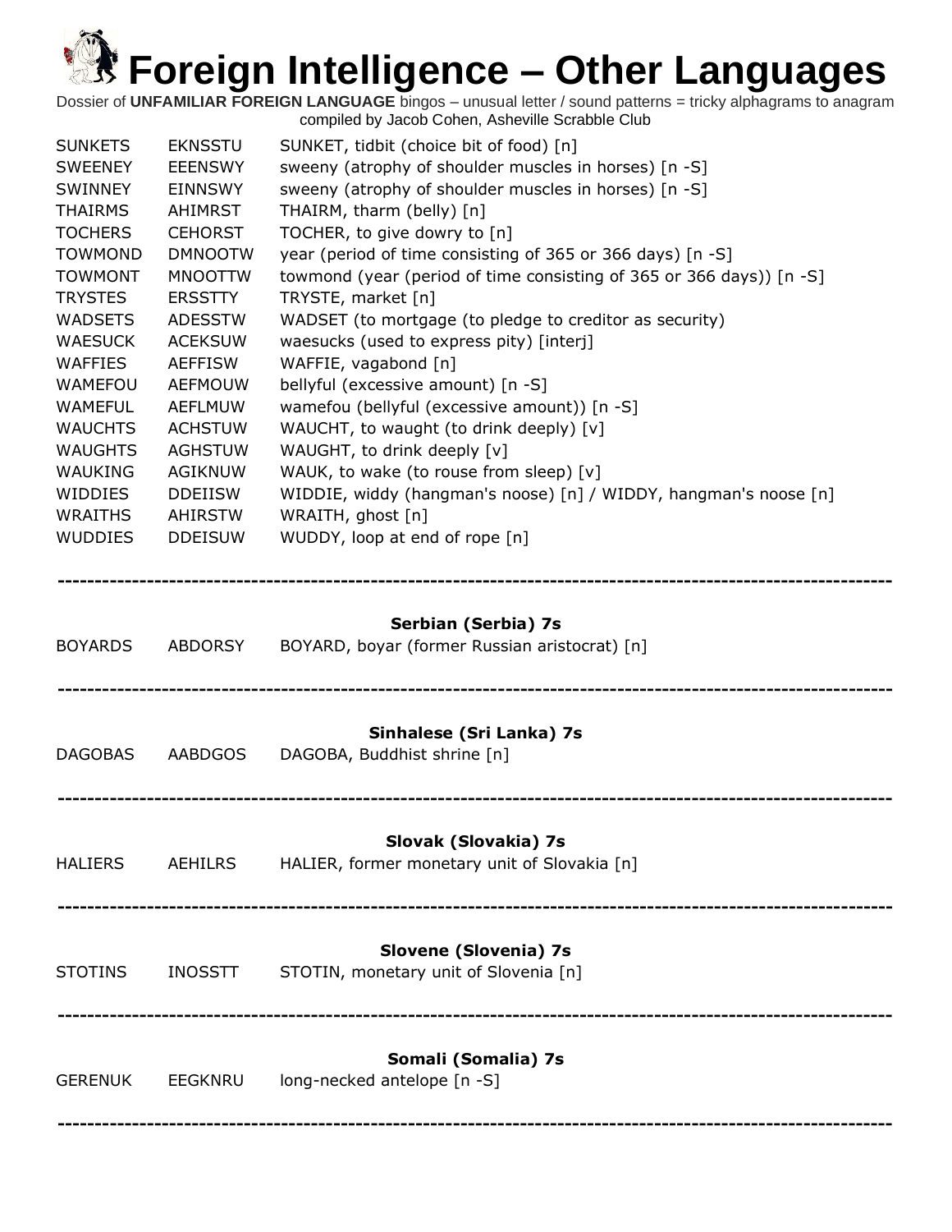# Foreign Intelligence – Other Languages

Dossier of **UNFAMILIAR FOREIGN LANGUAGE** bingos – unusual letter / sound patterns = tricky alphagrams to anagram
compiled by Jacob Cohen, Asheville Scrabble Club

| | | |
|---|---|---|
| SUNKETS | EKNSSTU | SUNKET, tidbit (choice bit of food) [n] |
| SWEENEY | EEENSWY | sweeny (atrophy of shoulder muscles in horses) [n -S] |
| SWINNEY | EINNSWY | sweeny (atrophy of shoulder muscles in horses) [n -S] |
| THAIRMS | AHIMRST | THAIRM, tharm (belly) [n] |
| TOCHERS | CEHORST | TOCHER, to give dowry to [n] |
| TOWMOND | DMNOOTW | year (period of time consisting of 365 or 366 days) [n -S] |
| TOWMONT | MNOOTTW | towmond (year (period of time consisting of 365 or 366 days)) [n -S] |
| TRYSTES | ERSSTTY | TRYSTE, market [n] |
| WADSETS | ADESSTW | WADSET (to mortgage (to pledge to creditor as security) |
| WAESUCK | ACEKSUW | waesucks (used to express pity) [interj] |
| WAFFIES | AEFFISW | WAFFIE, vagabond [n] |
| WAMEFOU | AEFMOUW | bellyful (excessive amount) [n -S] |
| WAMEFUL | AEFLMUW | wamefou (bellyful (excessive amount)) [n -S] |
| WAUCHTS | ACHSTUW | WAUCHT, to waught (to drink deeply) [v] |
| WAUGHTS | AGHSTUW | WAUGHT, to drink deeply [v] |
| WAUKING | AGIKNUW | WAUK, to wake (to rouse from sleep) [v] |
| WIDDIES | DDEIISW | WIDDIE, widdy (hangman's noose) [n] / WIDDY, hangman's noose [n] |
| WRAITHS | AHIRSTW | WRAITH, ghost [n] |
| WUDDIES | DDEISUW | WUDDY, loop at end of rope [n] |

---

**Serbian (Serbia) 7s**

| | | |
|---|---|---|
| BOYARDS | ABDORSY | BOYARD, boyar (former Russian aristocrat) [n] |

---

**Sinhalese (Sri Lanka) 7s**

| | | |
|---|---|---|
| DAGOBAS | AABDGOS | DAGOBA, Buddhist shrine [n] |

---

**Slovak (Slovakia) 7s**

| | | |
|---|---|---|
| HALIERS | AEHILRS | HALIER, former monetary unit of Slovakia [n] |

---

**Slovene (Slovenia) 7s**

| | | |
|---|---|---|
| STOTINS | INOSSTT | STOTIN, monetary unit of Slovenia [n] |

---

**Somali (Somalia) 7s**

| | | |
|---|---|---|
| GERENUK | EEGKNRU | long-necked antelope [n -S] |

---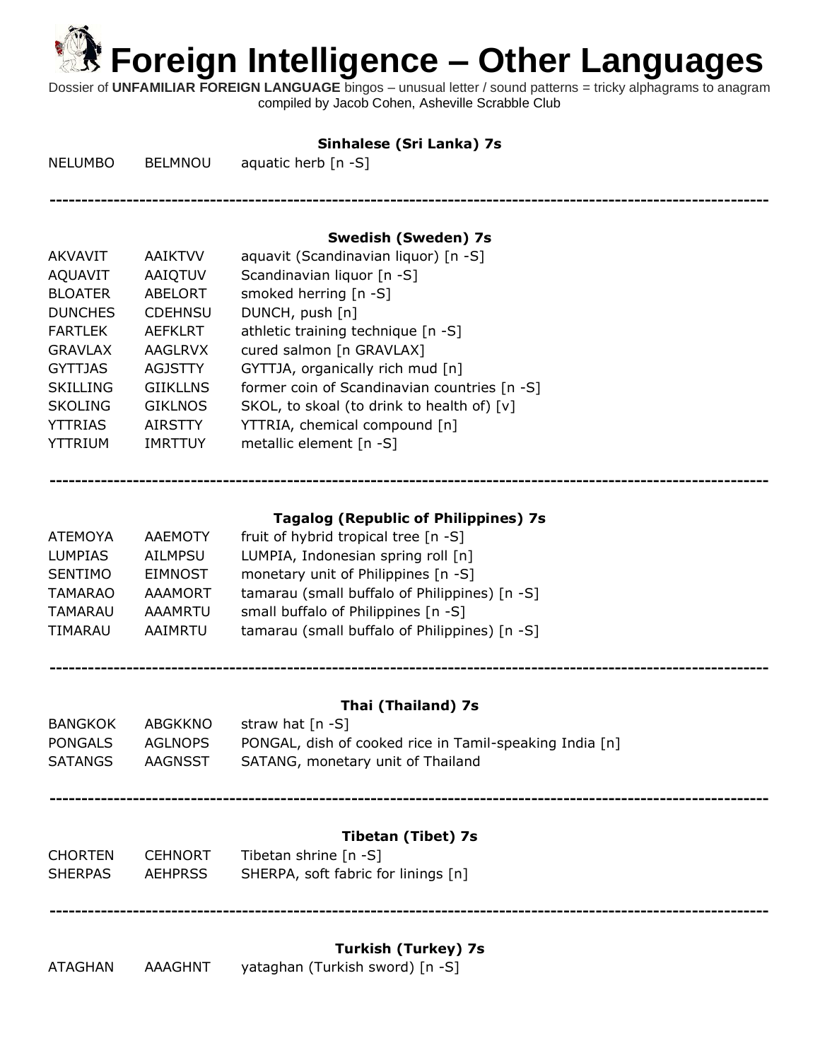# Foreign Intelligence – Other Languages

Dossier of **UNFAMILIAR FOREIGN LANGUAGE** bingos – unusual letter / sound patterns = tricky alphagrams to anagram
compiled by Jacob Cohen, Asheville Scrabble Club

### Sinhalese (Sri Lanka) 7s

| | | |
|---|---|---|
| NELUMBO | BELMNOU | aquatic herb [n -S] |

---

### Swedish (Sweden) 7s

| | | |
|---|---|---|
| AKVAVIT | AAIKTVV | aquavit (Scandinavian liquor) [n -S] |
| AQUAVIT | AAIQTUV | Scandinavian liquor [n -S] |
| BLOATER | ABELORT | smoked herring [n -S] |
| DUNCHES | CDEHNSU | DUNCH, push [n] |
| FARTLEK | AEFKLRT | athletic training technique [n -S] |
| GRAVLAX | AAGLRVX | cured salmon [n GRAVLAX] |
| GYTTJAS | AGJSTTY | GYTTJA, organically rich mud [n] |
| SKILLING | GIIKLLNS | former coin of Scandinavian countries [n -S] |
| SKOLING | GIKLNOS | SKOL, to skoal (to drink to health of) [v] |
| YTTRIAS | AIRSTTY | YTTRIA, chemical compound [n] |
| YTTRIUM | IMRTTUY | metallic element [n -S] |

---

### Tagalog (Republic of Philippines) 7s

| | | |
|---|---|---|
| ATEMOYA | AAEMOTY | fruit of hybrid tropical tree [n -S] |
| LUMPIAS | AILMPSU | LUMPIA, Indonesian spring roll [n] |
| SENTIMO | EIMNOST | monetary unit of Philippines [n -S] |
| TAMARAO | AAAMORT | tamarau (small buffalo of Philippines) [n -S] |
| TAMARAU | AAAMRTU | small buffalo of Philippines [n -S] |
| TIMARAU | AAIMRTU | tamarau (small buffalo of Philippines) [n -S] |

---

### Thai (Thailand) 7s

| | | |
|---|---|---|
| BANGKOK | ABGKKNO | straw hat [n -S] |
| PONGALS | AGLNOPS | PONGAL, dish of cooked rice in Tamil-speaking India [n] |
| SATANGS | AAGNSST | SATANG, monetary unit of Thailand |

---

### Tibetan (Tibet) 7s

| | | |
|---|---|---|
| CHORTEN | CEHNORT | Tibetan shrine [n -S] |
| SHERPAS | AEHPRSS | SHERPA, soft fabric for linings [n] |

---

### Turkish (Turkey) 7s

| | | |
|---|---|---|
| ATAGHAN | AAAGHNT | yataghan (Turkish sword) [n -S] |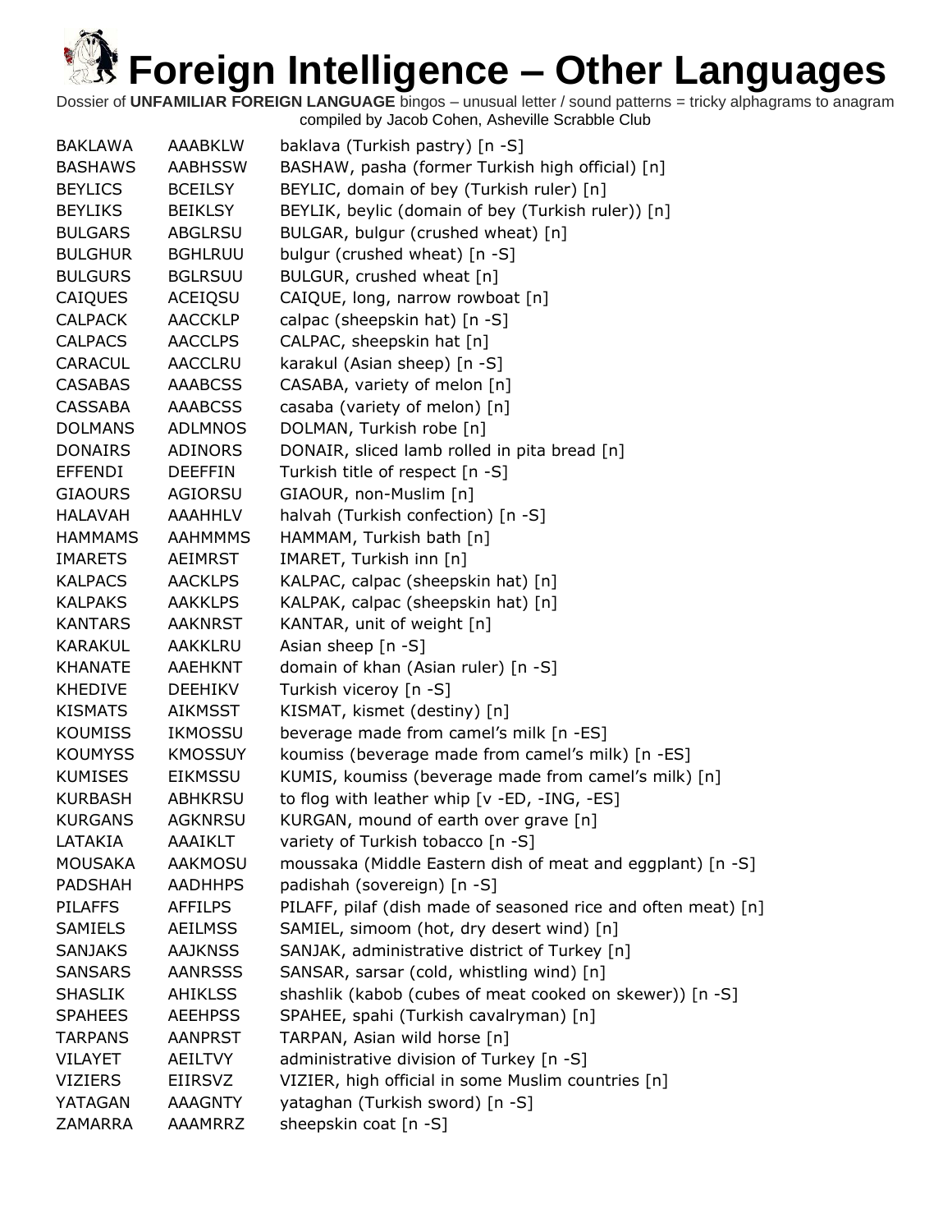# Foreign Intelligence – Other Languages

Dossier of **UNFAMILIAR FOREIGN LANGUAGE** bingos – unusual letter / sound patterns = tricky alphagrams to anagram
compiled by Jacob Cohen, Asheville Scrabble Club

| | | |
|---|---|---|
| BAKLAWA | AAABKLW | baklava (Turkish pastry) [n -S] |
| BASHAWS | AABHSSW | BASHAW, pasha (former Turkish high official) [n] |
| BEYLICS | BCEILSY | BEYLIC, domain of bey (Turkish ruler) [n] |
| BEYLIKS | BEIKLSY | BEYLIK, beylic (domain of bey (Turkish ruler)) [n] |
| BULGARS | ABGLRSU | BULGAR, bulgur (crushed wheat) [n] |
| BULGHUR | BGHLRUU | bulgur (crushed wheat) [n -S] |
| BULGURS | BGLRSUU | BULGUR, crushed wheat [n] |
| CAIQUES | ACEIQSU | CAIQUE, long, narrow rowboat [n] |
| CALPACK | AACCKLP | calpac (sheepskin hat) [n -S] |
| CALPACS | AACCLPS | CALPAC, sheepskin hat [n] |
| CARACUL | AACCLRU | karakul (Asian sheep) [n -S] |
| CASABAS | AAABCSS | CASABA, variety of melon [n] |
| CASSABA | AAABCSS | casaba (variety of melon) [n] |
| DOLMANS | ADLMNOS | DOLMAN, Turkish robe [n] |
| DONAIRS | ADINORS | DONAIR, sliced lamb rolled in pita bread [n] |
| EFFENDI | DEEFFIN | Turkish title of respect [n -S] |
| GIAOURS | AGIORSU | GIAOUR, non-Muslim [n] |
| HALAVAH | AAAHHLV | halvah (Turkish confection) [n -S] |
| HAMMAMS | AAHMMMS | HAMMAM, Turkish bath [n] |
| IMARETS | AEIMRST | IMARET, Turkish inn [n] |
| KALPACS | AACKLPS | KALPAC, calpac (sheepskin hat) [n] |
| KALPAKS | AAKKLPS | KALPAK, calpac (sheepskin hat) [n] |
| KANTARS | AAKNRST | KANTAR, unit of weight [n] |
| KARAKUL | AAKKLRU | Asian sheep [n -S] |
| KHANATE | AAEHKNT | domain of khan (Asian ruler) [n -S] |
| KHEDIVE | DEEHIKV | Turkish viceroy [n -S] |
| KISMATS | AIKMSST | KISMAT, kismet (destiny) [n] |
| KOUMISS | IKMOSSU | beverage made from camel's milk [n -ES] |
| KOUMYSS | KMOSSUY | koumiss (beverage made from camel's milk) [n -ES] |
| KUMISES | EIKMSSU | KUMIS, koumiss (beverage made from camel's milk) [n] |
| KURBASH | ABHKRSU | to flog with leather whip [v -ED, -ING, -ES] |
| KURGANS | AGKNRSU | KURGAN, mound of earth over grave [n] |
| LATAKIA | AAAIKLT | variety of Turkish tobacco [n -S] |
| MOUSAKA | AAKMOSU | moussaka (Middle Eastern dish of meat and eggplant) [n -S] |
| PADSHAH | AADHHPS | padishah (sovereign) [n -S] |
| PILAFFS | AFFILPS | PILAFF, pilaf (dish made of seasoned rice and often meat) [n] |
| SAMIELS | AEILMSS | SAMIEL, simoom (hot, dry desert wind) [n] |
| SANJAKS | AAJKNSS | SANJAK, administrative district of Turkey [n] |
| SANSARS | AANRSSS | SANSAR, sarsar (cold, whistling wind) [n] |
| SHASLIK | AHIKLSS | shashlik (kabob (cubes of meat cooked on skewer)) [n -S] |
| SPAHEES | AEEHPSS | SPAHEE, spahi (Turkish cavalryman) [n] |
| TARPANS | AANPRST | TARPAN, Asian wild horse [n] |
| VILAYET | AEILTVY | administrative division of Turkey [n -S] |
| VIZIERS | EIIRSVZ | VIZIER, high official in some Muslim countries [n] |
| YATAGAN | AAAGNTY | yataghan (Turkish sword) [n -S] |
| ZAMARRA | AAAMRRZ | sheepskin coat [n -S] |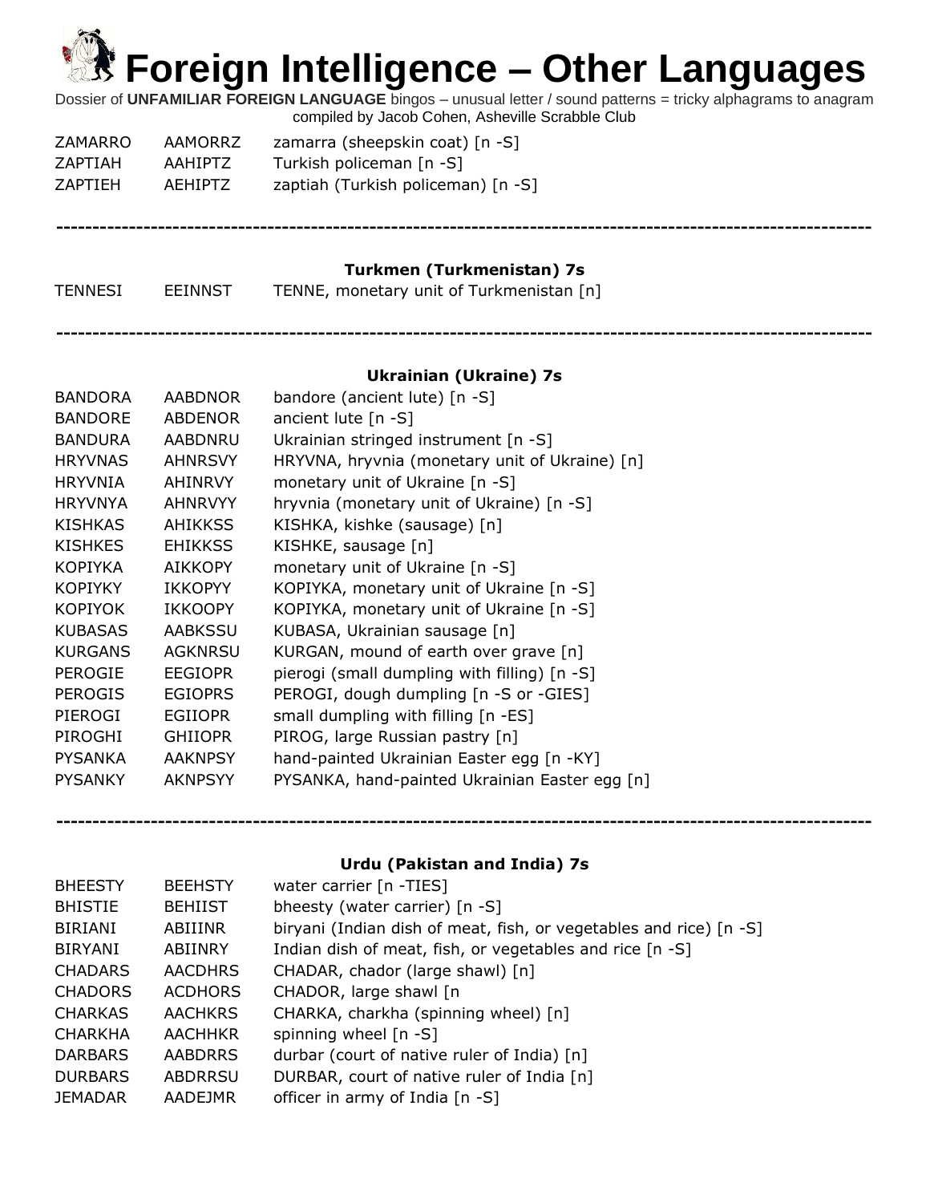# Foreign Intelligence – Other Languages

Dossier of **UNFAMILIAR FOREIGN LANGUAGE** bingos – unusual letter / sound patterns = tricky alphagrams to anagram compiled by Jacob Cohen, Asheville Scrabble Club

| | | |
|---|---|---|
| ZAMARRO | AAMORRZ | zamarra (sheepskin coat) [n -S] |
| ZAPTIAH | AAHIPTZ | Turkish policeman [n -S] |
| ZAPTIEH | AEHIPTZ | zaptiah (Turkish policeman) [n -S] |

---

### Turkmen (Turkmenistan) 7s

| | | |
|---|---|---|
| TENNESI | EEINNST | TENNE, monetary unit of Turkmenistan [n] |

---

### Ukrainian (Ukraine) 7s

| | | |
|---|---|---|
| BANDORA | AABDNOR | bandore (ancient lute) [n -S] |
| BANDORE | ABDENOR | ancient lute [n -S] |
| BANDURA | AABDNRU | Ukrainian stringed instrument [n -S] |
| HRYVNAS | AHNRSVY | HRYVNA, hryvnia (monetary unit of Ukraine) [n] |
| HRYVNIA | AHINRVY | monetary unit of Ukraine [n -S] |
| HRYVNYA | AHNRVYY | hryvnia (monetary unit of Ukraine) [n -S] |
| KISHKAS | AHIKKSS | KISHKA, kishke (sausage) [n] |
| KISHKES | EHIKKSS | KISHKE, sausage [n] |
| KOPIYKA | AIKKOPY | monetary unit of Ukraine [n -S] |
| KOPIYKY | IKKOPYY | KOPIYKA, monetary unit of Ukraine [n -S] |
| KOPIYOK | IKKOOPY | KOPIYKA, monetary unit of Ukraine [n -S] |
| KUBASAS | AABKSSU | KUBASA, Ukrainian sausage [n] |
| KURGANS | AGKNRSU | KURGAN, mound of earth over grave [n] |
| PEROGIE | EEGIOPR | pierogi (small dumpling with filling) [n -S] |
| PEROGIS | EGIOPRS | PEROGI, dough dumpling [n -S or -GIES] |
| PIEROGI | EGIIOPR | small dumpling with filling [n -ES] |
| PIROGHI | GHIIOPR | PIROG, large Russian pastry [n] |
| PYSANKA | AAKNPSY | hand-painted Ukrainian Easter egg [n -KY] |
| PYSANKY | AKNPSYY | PYSANKA, hand-painted Ukrainian Easter egg [n] |

---

### Urdu (Pakistan and India) 7s

| | | |
|---|---|---|
| BHEESTY | BEEHSTY | water carrier [n -TIES] |
| BHISTIE | BEHIIST | bheesty (water carrier) [n -S] |
| BIRIANI | ABIIINR | biryani (Indian dish of meat, fish, or vegetables and rice) [n -S] |
| BIRYANI | ABIINRY | Indian dish of meat, fish, or vegetables and rice [n -S] |
| CHADARS | AACDHRS | CHADAR, chador (large shawl) [n] |
| CHADORS | ACDHORS | CHADOR, large shawl [n |
| CHARKAS | AACHKRS | CHARKA, charkha (spinning wheel) [n] |
| CHARKHA | AACHHKR | spinning wheel [n -S] |
| DARBARS | AABDRRS | durbar (court of native ruler of India) [n] |
| DURBARS | ABDRRSU | DURBAR, court of native ruler of India [n] |
| JEMADAR | AADEJMR | officer in army of India [n -S] |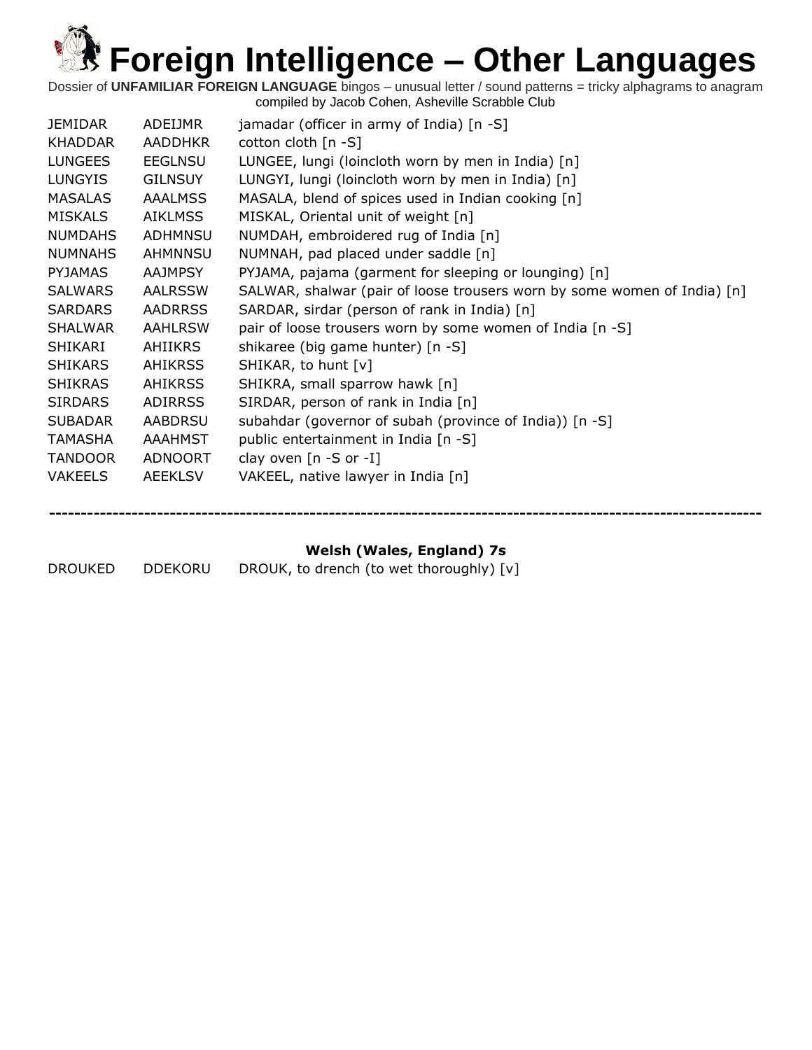# Foreign Intelligence – Other Languages

Dossier of **UNFAMILIAR FOREIGN LANGUAGE** bingos – unusual letter / sound patterns = tricky alphagrams to anagram
compiled by Jacob Cohen, Asheville Scrabble Club

| | | |
|---|---|---|
| JEMIDAR | ADEIJMR | jamadar (officer in army of India) [n -S] |
| KHADDAR | AADDHKR | cotton cloth [n -S] |
| LUNGEES | EEGLNSU | LUNGEE, lungi (loincloth worn by men in India) [n] |
| LUNGYIS | GILNSUY | LUNGYI, lungi (loincloth worn by men in India) [n] |
| MASALAS | AAALMSS | MASALA, blend of spices used in Indian cooking [n] |
| MISKALS | AIKLMSS | MISKAL, Oriental unit of weight [n] |
| NUMDAHS | ADHMNSU | NUMDAH, embroidered rug of India [n] |
| NUMNAHS | AHMNNSU | NUMNAH, pad placed under saddle [n] |
| PYJAMAS | AAJMPSY | PYJAMA, pajama (garment for sleeping or lounging) [n] |
| SALWARS | AALRSSW | SALWAR, shalwar (pair of loose trousers worn by some women of India) [n] |
| SARDARS | AADRRSS | SARDAR, sirdar (person of rank in India) [n] |
| SHALWAR | AAHLRSW | pair of loose trousers worn by some women of India [n -S] |
| SHIKARI | AHIIKRS | shikaree (big game hunter) [n -S] |
| SHIKARS | AHIKRSS | SHIKAR, to hunt [v] |
| SHIKRAS | AHIKRSS | SHIKRA, small sparrow hawk [n] |
| SIRDARS | ADIRRSS | SIRDAR, person of rank in India [n] |
| SUBADAR | AABDRSU | subahdar (governor of subah (province of India)) [n -S] |
| TAMASHA | AAAHMST | public entertainment in India [n -S] |
| TANDOOR | ADNOORT | clay oven [n -S or -I] |
| VAKEELS | AEEKLSV | VAKEEL, native lawyer in India [n] |

---

### Welsh (Wales, England) 7s

| | | |
|---|---|---|
| DROUKED | DDEKORU | DROUK, to drench (to wet thoroughly) [v] |